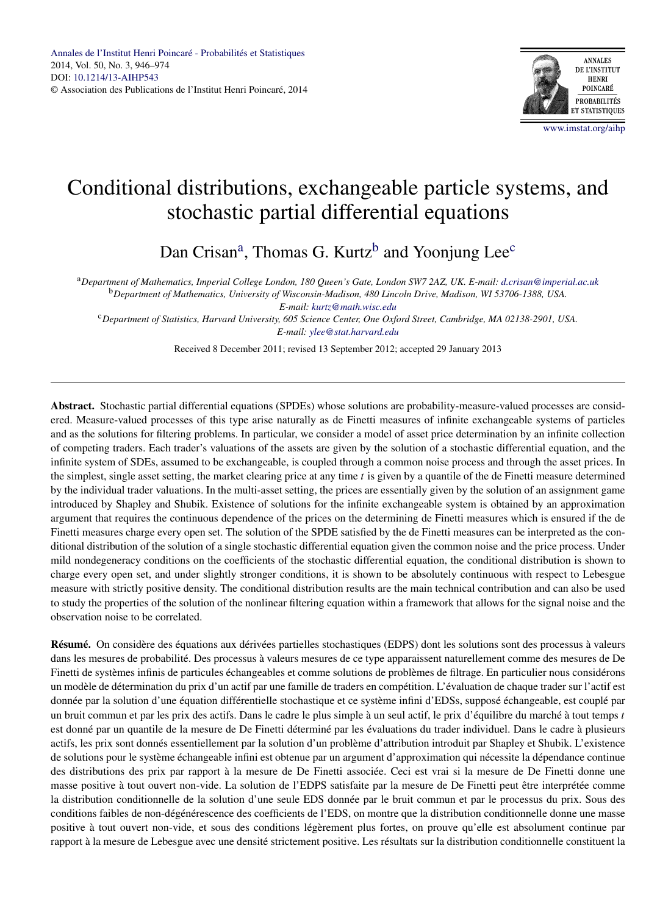# Conditional distributions, exchangeable particle systems, and stochastic partial differential equations

Dan Crisan[a], Thomas G. Kurtz[b] and Yoonjung Lee[c]

[a]*Department of Mathematics, Imperial College London, 180 Queen's Gate, London SW7 2AZ, UK. E-mail: d.crisan@imperial.ac.uk*

[b]*Department of Mathematics, University of Wisconsin-Madison, 480 Lincoln Drive, Madison, WI 53706-1388, USA. E-mail: kurtz@math.wisc.edu*

[c]*Department of Statistics, Harvard University, 605 Science Center, One Oxford Street, Cambridge, MA 02138-2901, USA. E-mail: ylee@stat.harvard.edu*

Received 8 December 2011; revised 13 September 2012; accepted 29 January 2013

**Abstract.** Stochastic partial differential equations (SPDEs) whose solutions are probability-measure-valued processes are considered. Measure-valued processes of this type arise naturally as de Finetti measures of infinite exchangeable systems of particles and as the solutions for filtering problems. In particular, we consider a model of asset price determination by an infinite collection of competing traders. Each trader's valuations of the assets are given by the solution of a stochastic differential equation, and the infinite system of SDEs, assumed to be exchangeable, is coupled through a common noise process and through the asset prices. In the simplest, single asset setting, the market clearing price at any time $t$ is given by a quantile of the de Finetti measure determined by the individual trader valuations. In the multi-asset setting, the prices are essentially given by the solution of an assignment game introduced by Shapley and Shubik. Existence of solutions for the infinite exchangeable system is obtained by an approximation argument that requires the continuous dependence of the prices on the determining de Finetti measures which is ensured if the de Finetti measures charge every open set. The solution of the SPDE satisfied by the de Finetti measures can be interpreted as the conditional distribution of the solution of a single stochastic differential equation given the common noise and the price process. Under mild nondegeneracy conditions on the coefficients of the stochastic differential equation, the conditional distribution is shown to charge every open set, and under slightly stronger conditions, it is shown to be absolutely continuous with respect to Lebesgue measure with strictly positive density. The conditional distribution results are the main technical contribution and can also be used to study the properties of the solution of the nonlinear filtering equation within a framework that allows for the signal noise and the observation noise to be correlated.

**Résumé.** On considère des équations aux dérivées partielles stochastiques (EDPS) dont les solutions sont des processus à valeurs dans les mesures de probabilité. Des processus à valeurs mesures de ce type apparaissent naturellement comme des mesures de De Finetti de systèmes infinis de particules échangeables et comme solutions de problèmes de filtrage. En particulier nous considérons un modèle de détermination du prix d'un actif par une famille de traders en compétition. L'évaluation de chaque trader sur l'actif est donnée par la solution d'une équation différentielle stochastique et ce système infini d'EDSs, supposé échangeable, est couplé par un bruit commun et par les prix des actifs. Dans le cadre le plus simple à un seul actif, le prix d'équilibre du marché à tout temps $t$ est donné par un quantile de la mesure de De Finetti déterminé par les évaluations du trader individuel. Dans le cadre à plusieurs actifs, les prix sont donnés essentiellement par la solution d'un problème d'attribution introduit par Shapley et Shubik. L'existence de solutions pour le système échangeable infini est obtenue par un argument d'approximation qui nécessite la dépendance continue des distributions des prix par rapport à la mesure de De Finetti associée. Ceci est vrai si la mesure de De Finetti donne une masse positive à tout ouvert non-vide. La solution de l'EDPS satisfaite par la mesure de De Finetti peut être interprétée comme la distribution conditionnelle de la solution d'une seule EDS donnée par le bruit commun et par le processus du prix. Sous des conditions faibles de non-dégénérescence des coefficients de l'EDS, on montre que la distribution conditionnelle donne une masse positive à tout ouvert non-vide, et sous des conditions légèrement plus fortes, on prouve qu'elle est absolument continue par rapport à la mesure de Lebesgue avec une densité strictement positive. Les résultats sur la distribution conditionnelle constituent la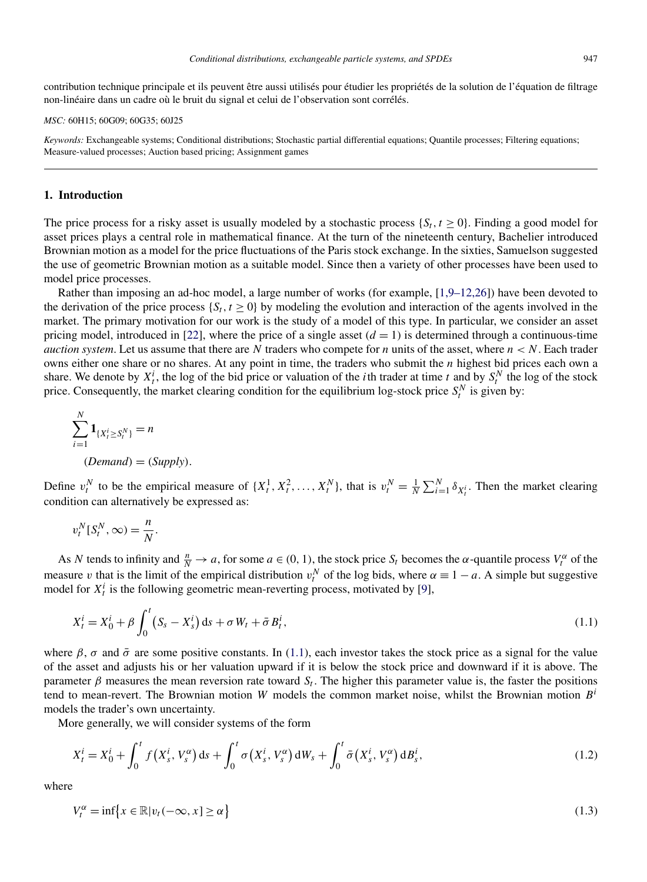contribution technique principale et ils peuvent être aussi utilisés pour étudier les propriétés de la solution de l'équation de filtrage non-linéaire dans un cadre où le bruit du signal et celui de l'observation sont corrélés.

*MSC:* 60H15; 60G09; 60G35; 60J25

*Keywords:* Exchangeable systems; Conditional distributions; Stochastic partial differential equations; Quantile processes; Filtering equations; Measure-valued processes; Auction based pricing; Assignment games

## 1. Introduction

The price process for a risky asset is usually modeled by a stochastic process $\{S_t, t \geq 0\}$. Finding a good model for asset prices plays a central role in mathematical finance. At the turn of the nineteenth century, Bachelier introduced Brownian motion as a model for the price fluctuations of the Paris stock exchange. In the sixties, Samuelson suggested the use of geometric Brownian motion as a suitable model. Since then a variety of other processes have been used to model price processes.

Rather than imposing an ad-hoc model, a large number of works (for example, [1,9–12,26]) have been devoted to the derivation of the price process $\{S_t, t \geq 0\}$ by modeling the evolution and interaction of the agents involved in the market. The primary motivation for our work is the study of a model of this type. In particular, we consider an asset pricing model, introduced in [22], where the price of a single asset ($d = 1$) is determined through a continuous-time *auction system*. Let us assume that there are $N$ traders who compete for $n$ units of the asset, where $n < N$. Each trader owns either one share or no shares. At any point in time, the traders who submit the $n$ highest bid prices each own a share. We denote by $X_t^i$, the log of the bid price or valuation of the $i$th trader at time $t$ and by $S_t^N$ the log of the stock price. Consequently, the market clearing condition for the equilibrium log-stock price $S_t^N$ is given by:

$$\sum_{i=1}^{N} \mathbf{1}_{\{X_t^i \geq S_t^N\}} = n$$

$$(\textit{Demand}) = (\textit{Supply}).$$

Define $v_t^N$ to be the empirical measure of $\{X_t^1, X_t^2, \ldots, X_t^N\}$, that is $v_t^N = \frac{1}{N}\sum_{i=1}^{N} \delta_{X_t^i}$. Then the market clearing condition can alternatively be expressed as:

$$v_t^N[S_t^N, \infty) = \frac{n}{N}.$$

As $N$ tends to infinity and $\frac{n}{N} \to a$, for some $a \in (0, 1)$, the stock price $S_t$ becomes the $\alpha$-quantile process $V_t^\alpha$ of the measure $v$ that is the limit of the empirical distribution $v_t^N$ of the log bids, where $\alpha \equiv 1 - a$. A simple but suggestive model for $X_t^i$ is the following geometric mean-reverting process, motivated by [9],

$$X_t^i = X_0^i + \beta \int_0^t \left(S_s - X_s^i\right) \mathrm{d}s + \sigma W_t + \bar{\sigma} B_t^i, \tag{1.1}$$

where $\beta$, $\sigma$ and $\bar{\sigma}$ are some positive constants. In (1.1), each investor takes the stock price as a signal for the value of the asset and adjusts his or her valuation upward if it is below the stock price and downward if it is above. The parameter $\beta$ measures the mean reversion rate toward $S_t$. The higher this parameter value is, the faster the positions tend to mean-revert. The Brownian motion $W$ models the common market noise, whilst the Brownian motion $B^i$ models the trader's own uncertainty.

More generally, we will consider systems of the form

$$X_t^i = X_0^i + \int_0^t f\left(X_s^i, V_s^\alpha\right) \mathrm{d}s + \int_0^t \sigma\left(X_s^i, V_s^\alpha\right) \mathrm{d}W_s + \int_0^t \bar{\sigma}\left(X_s^i, V_s^\alpha\right) \mathrm{d}B_s^i, \tag{1.2}$$

where

$$V_t^\alpha = \inf\left\{x \in \mathbb{R} \middle| v_t(-\infty, x] \geq \alpha\right\} \tag{1.3}$$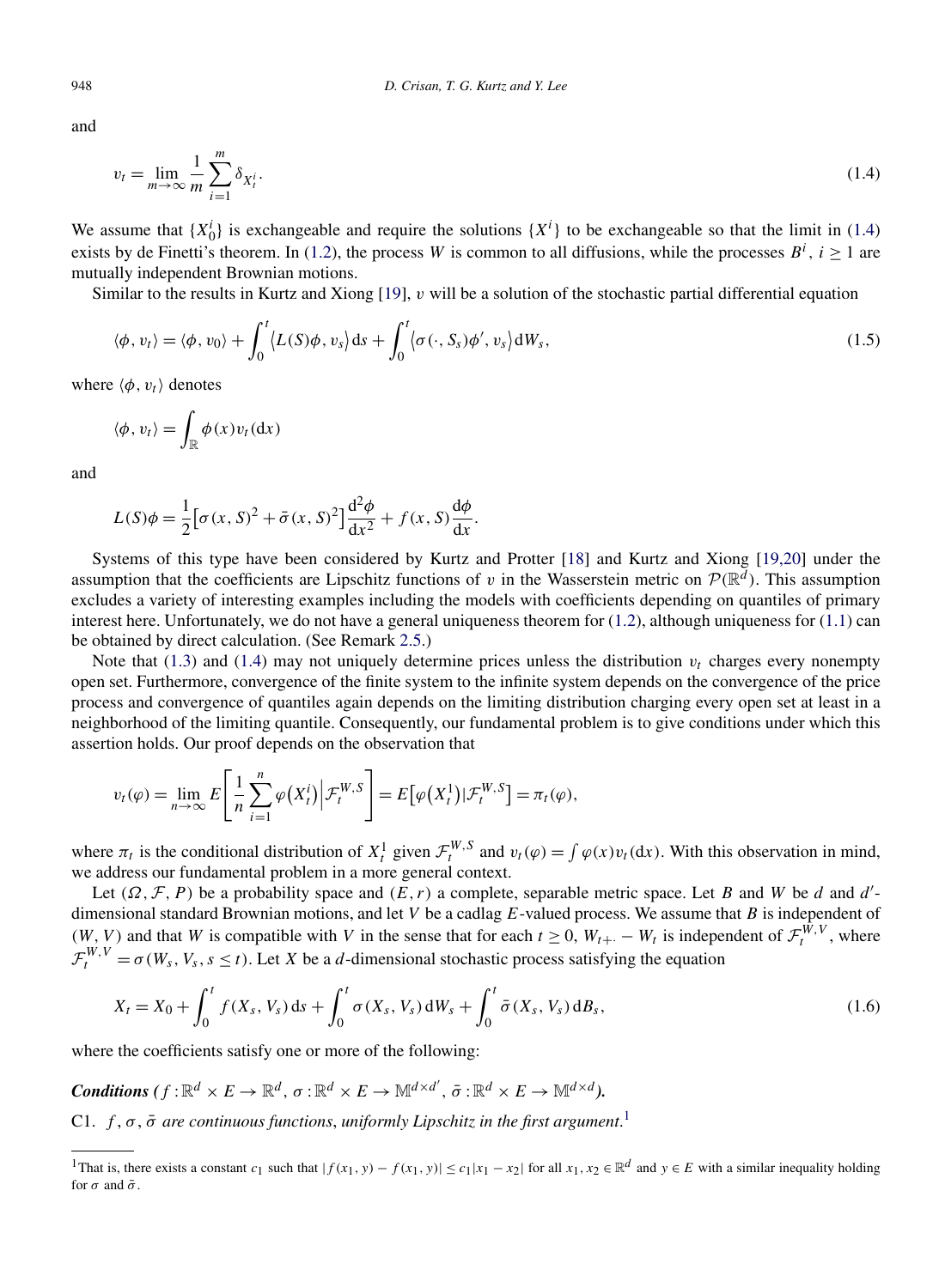and

$$v_t = \lim_{m\to\infty} \frac{1}{m} \sum_{i=1}^{m} \delta_{X_t^i}. \tag{1.4}$$

We assume that $\{X_0^i\}$ is exchangeable and require the solutions $\{X^i\}$ to be exchangeable so that the limit in (1.4) exists by de Finetti's theorem. In (1.2), the process $W$ is common to all diffusions, while the processes $B^i$, $i \geq 1$ are mutually independent Brownian motions.

Similar to the results in Kurtz and Xiong [19], $v$ will be a solution of the stochastic partial differential equation

$$\langle \phi, v_t\rangle = \langle \phi, v_0\rangle + \int_0^t \langle L(S)\phi, v_s\rangle \,\mathrm{d}s + \int_0^t \langle \sigma(\cdot, S_s)\phi', v_s\rangle \,\mathrm{d}W_s, \tag{1.5}$$

where $\langle \phi, v_t\rangle$ denotes

$$\langle \phi, v_t\rangle = \int_{\mathbb{R}} \phi(x) v_t(\mathrm{d}x)$$

and

$$L(S)\phi = \frac{1}{2}\bigl[\sigma(x,S)^2 + \bar{\sigma}(x,S)^2\bigr]\frac{\mathrm{d}^2\phi}{\mathrm{d}x^2} + f(x,S)\frac{\mathrm{d}\phi}{\mathrm{d}x}.$$

Systems of this type have been considered by Kurtz and Protter [18] and Kurtz and Xiong [19,20] under the assumption that the coefficients are Lipschitz functions of $v$ in the Wasserstein metric on $\mathcal{P}(\mathbb{R}^d)$. This assumption excludes a variety of interesting examples including the models with coefficients depending on quantiles of primary interest here. Unfortunately, we do not have a general uniqueness theorem for (1.2), although uniqueness for (1.1) can be obtained by direct calculation. (See Remark 2.5.)

Note that (1.3) and (1.4) may not uniquely determine prices unless the distribution $v_t$ charges every nonempty open set. Furthermore, convergence of the finite system to the infinite system depends on the convergence of the price process and convergence of quantiles again depends on the limiting distribution charging every open set at least in a neighborhood of the limiting quantile. Consequently, our fundamental problem is to give conditions under which this assertion holds. Our proof depends on the observation that

$$v_t(\varphi) = \lim_{n\to\infty} E\left[\frac{1}{n}\sum_{i=1}^{n} \varphi\bigl(X_t^i\bigr)\Big|\mathcal{F}_t^{W,S}\right] = E\bigl[\varphi\bigl(X_t^1\bigr)|\mathcal{F}_t^{W,S}\bigr] = \pi_t(\varphi),$$

where $\pi_t$ is the conditional distribution of $X_t^1$ given $\mathcal{F}_t^{W,S}$ and $v_t(\varphi) = \int \varphi(x) v_t(\mathrm{d}x)$. With this observation in mind, we address our fundamental problem in a more general context.

Let $(\Omega, \mathcal{F}, P)$ be a probability space and $(E, r)$ a complete, separable metric space. Let $B$ and $W$ be $d$ and $d'$-dimensional standard Brownian motions, and let $V$ be a cadlag $E$-valued process. We assume that $B$ is independent of $(W, V)$ and that $W$ is compatible with $V$ in the sense that for each $t \geq 0$, $W_{t+\cdot} - W_t$ is independent of $\mathcal{F}_t^{W,V}$, where $\mathcal{F}_t^{W,V} = \sigma(W_s, V_s, s \leq t)$. Let $X$ be a $d$-dimensional stochastic process satisfying the equation

$$X_t = X_0 + \int_0^t f(X_s, V_s)\,\mathrm{d}s + \int_0^t \sigma(X_s, V_s)\,\mathrm{d}W_s + \int_0^t \bar{\sigma}(X_s, V_s)\,\mathrm{d}B_s, \tag{1.6}$$

where the coefficients satisfy one or more of the following:

***Conditions*** *($f : \mathbb{R}^d \times E \to \mathbb{R}^d$, $\sigma : \mathbb{R}^d \times E \to \mathbb{M}^{d\times d'}$, $\bar{\sigma} : \mathbb{R}^d \times E \to \mathbb{M}^{d\times d}$).*

C1. *$f, \sigma, \bar{\sigma}$ are continuous functions, uniformly Lipschitz in the first argument.*[1]

[1] That is, there exists a constant $c_1$ such that $|f(x_1, y) - f(x_1, y)| \leq c_1|x_1 - x_2|$ for all $x_1, x_2 \in \mathbb{R}^d$ and $y \in E$ with a similar inequality holding for $\sigma$ and $\bar{\sigma}$.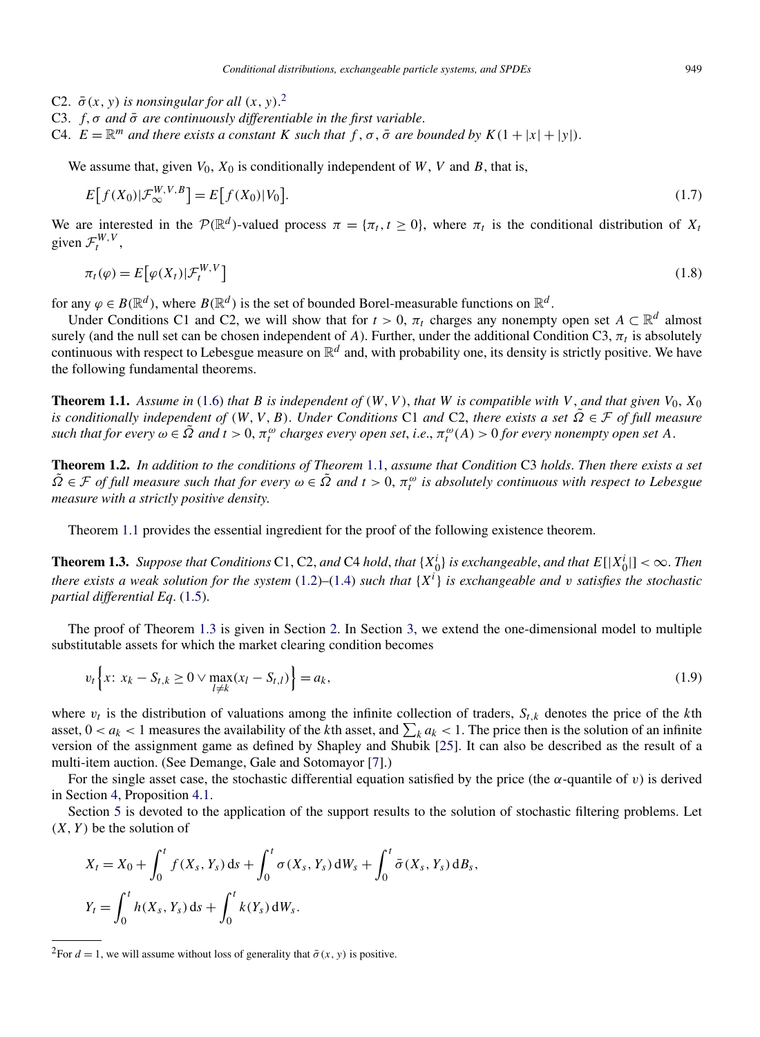C2. $\bar{\sigma}(x, y)$ *is nonsingular for all* $(x, y)$.[2]

C3. $f, \sigma$ *and* $\bar{\sigma}$ *are continuously differentiable in the first variable*.

C4. $E = \mathbb{R}^m$ *and there exists a constant* $K$ *such that* $f, \sigma, \bar{\sigma}$ *are bounded by* $K(1 + |x| + |y|)$.

We assume that, given $V_0$, $X_0$ is conditionally independent of $W$, $V$ and $B$, that is,

$$E\big[f(X_0)|\mathcal{F}_\infty^{W,V,B}\big] = E\big[f(X_0)|V_0\big]. \tag{1.7}$$

We are interested in the $\mathcal{P}(\mathbb{R}^d)$-valued process $\pi = \{\pi_t, t \geq 0\}$, where $\pi_t$ is the conditional distribution of $X_t$ given $\mathcal{F}_t^{W,V}$,

$$\pi_t(\varphi) = E\big[\varphi(X_t)|\mathcal{F}_t^{W,V}\big] \tag{1.8}$$

for any $\varphi \in B(\mathbb{R}^d)$, where $B(\mathbb{R}^d)$ is the set of bounded Borel-measurable functions on $\mathbb{R}^d$.

Under Conditions C1 and C2, we will show that for $t > 0$, $\pi_t$ charges any nonempty open set $A \subset \mathbb{R}^d$ almost surely (and the null set can be chosen independent of $A$). Further, under the additional Condition C3, $\pi_t$ is absolutely continuous with respect to Lebesgue measure on $\mathbb{R}^d$ and, with probability one, its density is strictly positive. We have the following fundamental theorems.

**Theorem 1.1.** *Assume in* (1.6) *that* $B$ *is independent of* $(W, V)$, *that* $W$ *is compatible with* $V$, *and that given* $V_0$, $X_0$ *is conditionally independent of* $(W, V, B)$. *Under Conditions* C1 *and* C2, *there exists a set* $\tilde{\Omega} \in \mathcal{F}$ *of full measure such that for every* $\omega \in \tilde{\Omega}$ *and* $t > 0$, $\pi_t^\omega$ *charges every open set*, *i.e.*, $\pi_t^\omega(A) > 0$ *for every nonempty open set* $A$.

**Theorem 1.2.** *In addition to the conditions of Theorem* 1.1, *assume that Condition* C3 *holds*. *Then there exists a set* $\tilde{\Omega} \in \mathcal{F}$ *of full measure such that for every* $\omega \in \tilde{\Omega}$ *and* $t > 0$, $\pi_t^\omega$ *is absolutely continuous with respect to Lebesgue measure with a strictly positive density.*

Theorem 1.1 provides the essential ingredient for the proof of the following existence theorem.

**Theorem 1.3.** *Suppose that Conditions* C1, C2, *and* C4 *hold*, *that* $\{X_0^i\}$ *is exchangeable*, *and that* $E[|X_0^i|] < \infty$. *Then there exists a weak solution for the system* (1.2)–(1.4) *such that* $\{X^i\}$ *is exchangeable and* $v$ *satisfies the stochastic partial differential Eq*. (1.5).

The proof of Theorem 1.3 is given in Section 2. In Section 3, we extend the one-dimensional model to multiple substitutable assets for which the market clearing condition becomes

$$v_t\Big\{x\colon\ x_k - S_{t,k} \geq 0 \vee \max_{l \neq k}(x_l - S_{t,l})\Big\} = a_k, \tag{1.9}$$

where $v_t$ is the distribution of valuations among the infinite collection of traders, $S_{t,k}$ denotes the price of the $k$th asset, $0 < a_k < 1$ measures the availability of the $k$th asset, and $\sum_k a_k < 1$. The price then is the solution of an infinite version of the assignment game as defined by Shapley and Shubik [25]. It can also be described as the result of a multi-item auction. (See Demange, Gale and Sotomayor [7].)

For the single asset case, the stochastic differential equation satisfied by the price (the $\alpha$-quantile of $v$) is derived in Section 4, Proposition 4.1.

Section 5 is devoted to the application of the support results to the solution of stochastic filtering problems. Let $(X, Y)$ be the solution of

$$X_t = X_0 + \int_0^t f(X_s, Y_s)\,\mathrm{d}s + \int_0^t \sigma(X_s, Y_s)\,\mathrm{d}W_s + \int_0^t \bar{\sigma}(X_s, Y_s)\,\mathrm{d}B_s,$$

$$Y_t = \int_0^t h(X_s, Y_s)\,\mathrm{d}s + \int_0^t k(Y_s)\,\mathrm{d}W_s.$$

[2] For $d = 1$, we will assume without loss of generality that $\bar{\sigma}(x, y)$ is positive.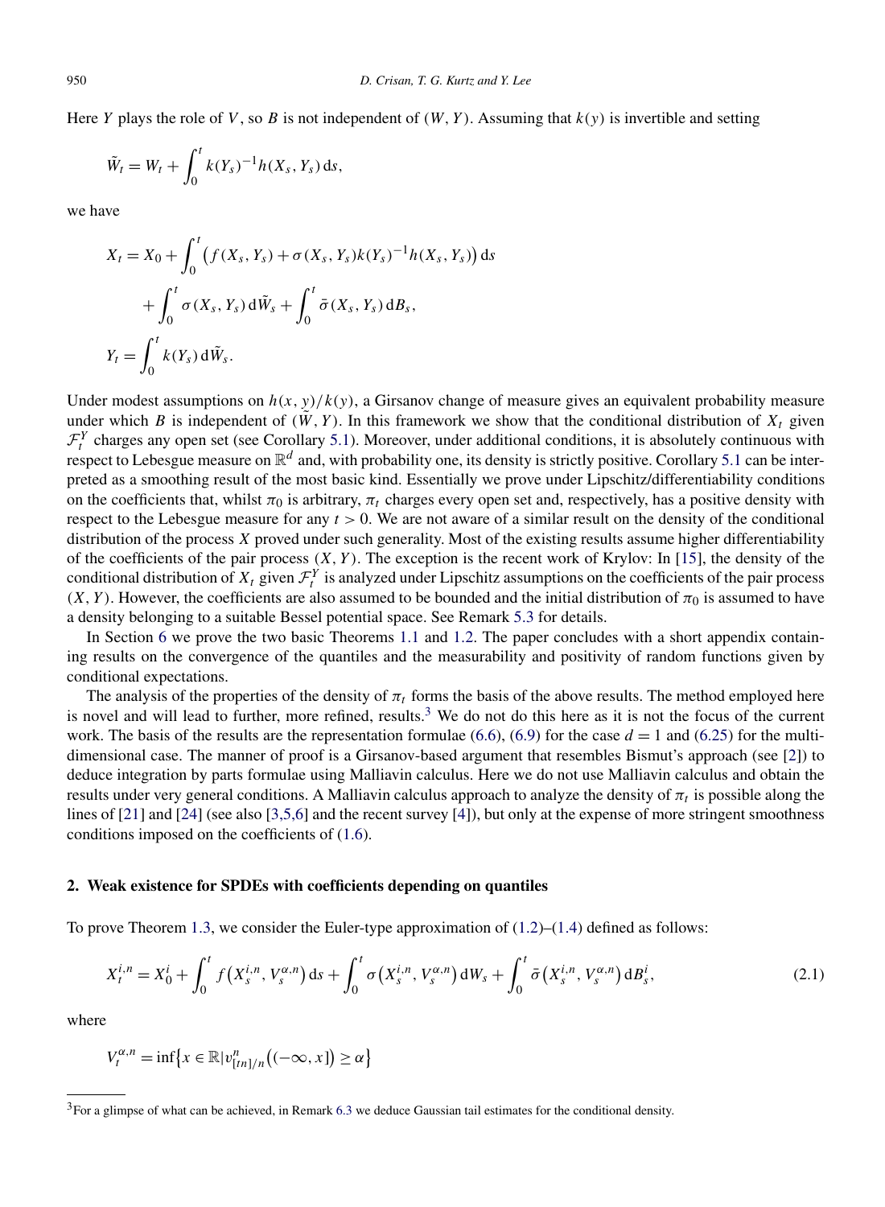Here $Y$ plays the role of $V$, so $B$ is not independent of $(W, Y)$. Assuming that $k(y)$ is invertible and setting

$$\tilde{W}_t = W_t + \int_0^t k(Y_s)^{-1} h(X_s, Y_s)\,\mathrm{d}s,$$

we have

$$
\begin{aligned}
X_t &= X_0 + \int_0^t \bigl(f(X_s, Y_s) + \sigma(X_s, Y_s)k(Y_s)^{-1}h(X_s, Y_s)\bigr)\,\mathrm{d}s \\
&\quad + \int_0^t \sigma(X_s, Y_s)\,\mathrm{d}\tilde{W}_s + \int_0^t \bar{\sigma}(X_s, Y_s)\,\mathrm{d}B_s, \\
Y_t &= \int_0^t k(Y_s)\,\mathrm{d}\tilde{W}_s.
\end{aligned}
$$

Under modest assumptions on $h(x, y)/k(y)$, a Girsanov change of measure gives an equivalent probability measure under which $B$ is independent of $(\tilde{W}, Y)$. In this framework we show that the conditional distribution of $X_t$ given $\mathcal{F}_t^Y$ charges any open set (see Corollary 5.1). Moreover, under additional conditions, it is absolutely continuous with respect to Lebesgue measure on $\mathbb{R}^d$ and, with probability one, its density is strictly positive. Corollary 5.1 can be interpreted as a smoothing result of the most basic kind. Essentially we prove under Lipschitz/differentiability conditions on the coefficients that, whilst $\pi_0$ is arbitrary, $\pi_t$ charges every open set and, respectively, has a positive density with respect to the Lebesgue measure for any $t > 0$. We are not aware of a similar result on the density of the conditional distribution of the process $X$ proved under such generality. Most of the existing results assume higher differentiability of the coefficients of the pair process $(X, Y)$. The exception is the recent work of Krylov: In [15], the density of the conditional distribution of $X_t$ given $\mathcal{F}_t^Y$ is analyzed under Lipschitz assumptions on the coefficients of the pair process $(X, Y)$. However, the coefficients are also assumed to be bounded and the initial distribution of $\pi_0$ is assumed to have a density belonging to a suitable Bessel potential space. See Remark 5.3 for details.

In Section 6 we prove the two basic Theorems 1.1 and 1.2. The paper concludes with a short appendix containing results on the convergence of the quantiles and the measurability and positivity of random functions given by conditional expectations.

The analysis of the properties of the density of $\pi_t$ forms the basis of the above results. The method employed here is novel and will lead to further, more refined, results.[3] We do not do this here as it is not the focus of the current work. The basis of the results are the representation formulae (6.6), (6.9) for the case $d = 1$ and (6.25) for the multi-dimensional case. The manner of proof is a Girsanov-based argument that resembles Bismut's approach (see [2]) to deduce integration by parts formulae using Malliavin calculus. Here we do not use Malliavin calculus and obtain the results under very general conditions. A Malliavin calculus approach to analyze the density of $\pi_t$ is possible along the lines of [21] and [24] (see also [3,5,6] and the recent survey [4]), but only at the expense of more stringent smoothness conditions imposed on the coefficients of (1.6).

## 2. Weak existence for SPDEs with coefficients depending on quantiles

To prove Theorem 1.3, we consider the Euler-type approximation of (1.2)–(1.4) defined as follows:

$$X_t^{i,n} = X_0^i + \int_0^t f\bigl(X_s^{i,n}, V_s^{\alpha,n}\bigr)\,\mathrm{d}s + \int_0^t \sigma\bigl(X_s^{i,n}, V_s^{\alpha,n}\bigr)\,\mathrm{d}W_s + \int_0^t \bar{\sigma}\bigl(X_s^{i,n}, V_s^{\alpha,n}\bigr)\,\mathrm{d}B_s^i, \tag{2.1}$$

where

$$V_t^{\alpha,n} = \inf\bigl\{x \in \mathbb{R} | v_{[tn]/n}^n\bigl((-\infty, x]\bigr) \geq \alpha\bigr\}$$

[3] For a glimpse of what can be achieved, in Remark 6.3 we deduce Gaussian tail estimates for the conditional density.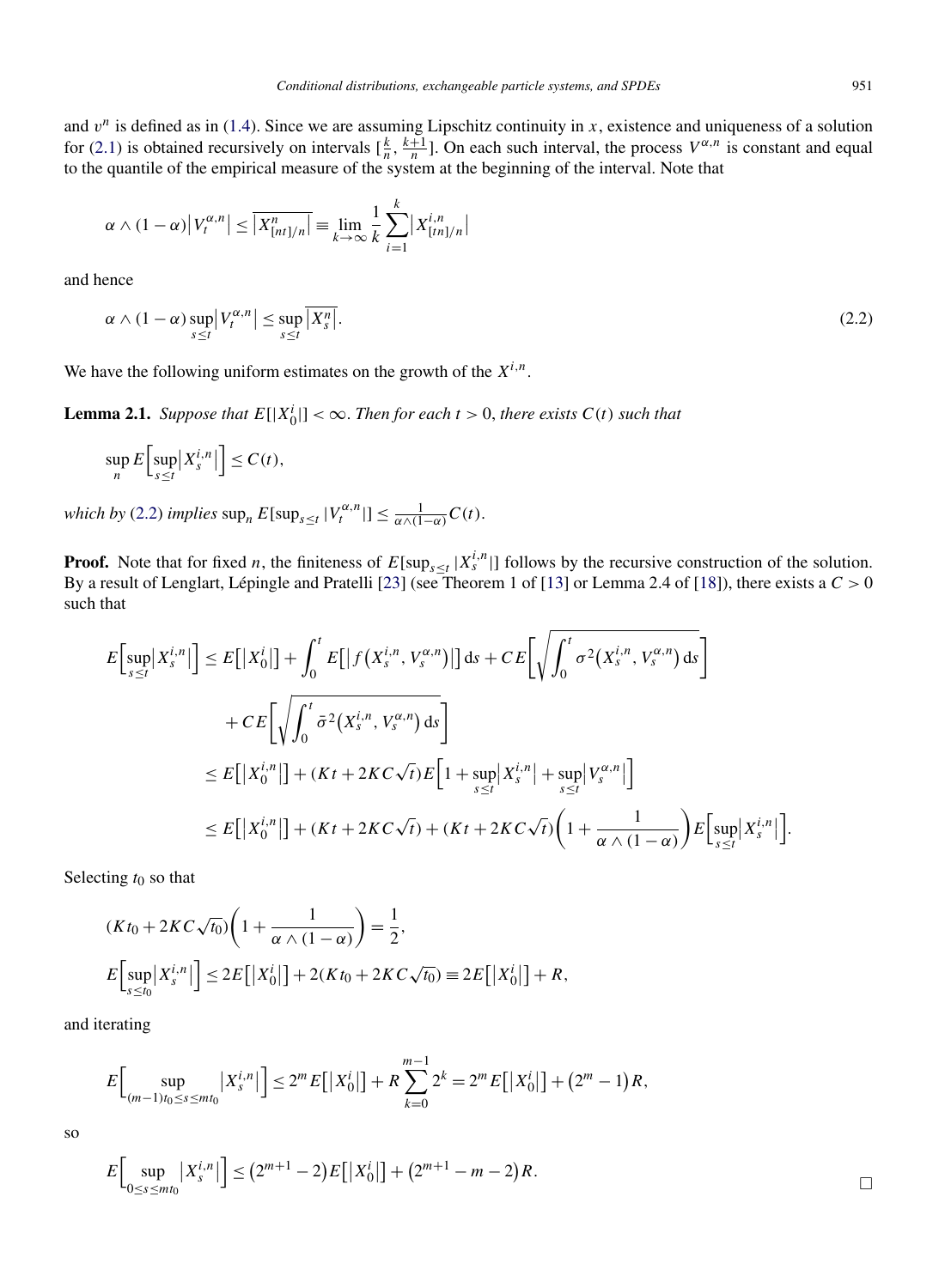and $v^n$ is defined as in (1.4). Since we are assuming Lipschitz continuity in $x$, existence and uniqueness of a solution for (2.1) is obtained recursively on intervals $[\frac{k}{n}, \frac{k+1}{n}]$. On each such interval, the process $V^{\alpha,n}$ is constant and equal to the quantile of the empirical measure of the system at the beginning of the interval. Note that

$$\alpha \wedge (1-\alpha)\left|V_t^{\alpha,n}\right| \le \overline{\left|X^n_{[nt]/n}\right|} \equiv \lim_{k\to\infty} \frac{1}{k}\sum_{i=1}^{k}\left|X^{i,n}_{[tn]/n}\right|$$

and hence

$$\alpha \wedge (1-\alpha)\sup_{s\le t}\left|V_t^{\alpha,n}\right| \le \sup_{s\le t}\overline{\left|X^n_s\right|}. \tag{2.2}$$

We have the following uniform estimates on the growth of the $X^{i,n}$.

**Lemma 2.1.** *Suppose that $E[|X_0^i|] < \infty$. Then for each $t > 0$, there exists $C(t)$ such that*

$$\sup_n E\Big[\sup_{s\le t}\left|X_s^{i,n}\right|\Big] \le C(t),$$

*which by (2.2) implies $\sup_n E[\sup_{s\le t}|V_t^{\alpha,n}|] \le \frac{1}{\alpha\wedge(1-\alpha)}C(t)$.*

**Proof.** Note that for fixed $n$, the finiteness of $E[\sup_{s\le t}|X_s^{i,n}|]$ follows by the recursive construction of the solution. By a result of Lenglart, Lépingle and Pratelli [23] (see Theorem 1 of [13] or Lemma 2.4 of [18]), there exists a $C > 0$ such that

$$\begin{aligned}
E\Big[\sup_{s\le t}\left|X_s^{i,n}\right|\Big] &\le E\big[\left|X_0^i\right|\big] + \int_0^t E\big[\left|f\big(X_s^{i,n}, V_s^{\alpha,n}\big)\right|\big]\,\mathrm{d}s + CE\bigg[\sqrt{\int_0^t \sigma^2\big(X_s^{i,n}, V_s^{\alpha,n}\big)\,\mathrm{d}s}\bigg] \\
&\quad + CE\bigg[\sqrt{\int_0^t \bar{\sigma}^2\big(X_s^{i,n}, V_s^{\alpha,n}\big)\,\mathrm{d}s}\bigg] \\
&\le E\big[\left|X_0^{i,n}\right|\big] + (Kt + 2KC\sqrt{t})E\Big[1 + \sup_{s\le t}\left|X_s^{i,n}\right| + \sup_{s\le t}\left|V_s^{\alpha,n}\right|\Big] \\
&\le E\big[\left|X_0^{i,n}\right|\big] + (Kt + 2KC\sqrt{t}) + (Kt + 2KC\sqrt{t})\bigg(1 + \frac{1}{\alpha\wedge(1-\alpha)}\bigg)E\Big[\sup_{s\le t}\left|X_s^{i,n}\right|\Big].
\end{aligned}$$

Selecting $t_0$ so that

$$\begin{aligned}
&(Kt_0 + 2KC\sqrt{t_0})\bigg(1 + \frac{1}{\alpha\wedge(1-\alpha)}\bigg) = \frac{1}{2}, \\
&E\Big[\sup_{s\le t_0}\left|X_s^{i,n}\right|\Big] \le 2E\big[\left|X_0^i\right|\big] + 2(Kt_0 + 2KC\sqrt{t_0}) \equiv 2E\big[\left|X_0^i\right|\big] + R,
\end{aligned}$$

and iterating

$$E\Big[\sup_{(m-1)t_0\le s\le mt_0}\left|X_s^{i,n}\right|\Big] \le 2^m E\big[\left|X_0^i\right|\big] + R\sum_{k=0}^{m-1}2^k = 2^m E\big[\left|X_0^i\right|\big] + \big(2^m - 1\big)R,$$

so

$$E\Big[\sup_{0\le s\le mt_0}\left|X_s^{i,n}\right|\Big] \le \big(2^{m+1} - 2\big)E\big[\left|X_0^i\right|\big] + \big(2^{m+1} - m - 2\big)R.$$

$\square$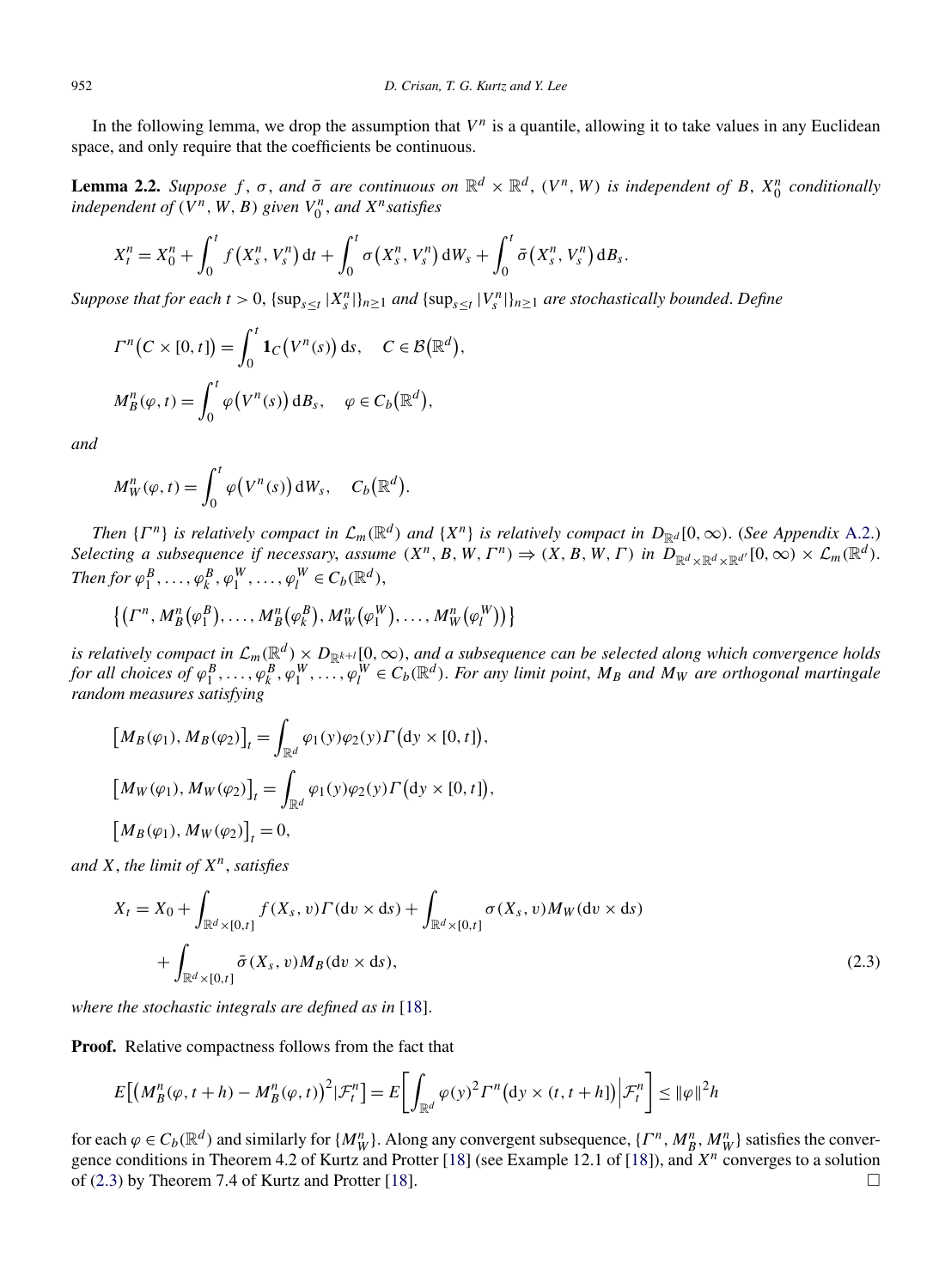In the following lemma, we drop the assumption that $V^n$ is a quantile, allowing it to take values in any Euclidean space, and only require that the coefficients be continuous.

**Lemma 2.2.** *Suppose $f$, $\sigma$, and $\bar{\sigma}$ are continuous on $\mathbb{R}^d \times \mathbb{R}^d$, $(V^n, W)$ is independent of $B$, $X_0^n$ conditionally independent of $(V^n, W, B)$ given $V_0^n$, and $X^n$ satisfies*

$$X_t^n = X_0^n + \int_0^t f(X_s^n, V_s^n)\,\mathrm{d}t + \int_0^t \sigma(X_s^n, V_s^n)\,\mathrm{d}W_s + \int_0^t \bar{\sigma}(X_s^n, V_s^n)\,\mathrm{d}B_s.$$

*Suppose that for each $t > 0$, $\{\sup_{s\le t}|X_s^n|\}_{n\ge 1}$ and $\{\sup_{s\le t}|V_s^n|\}_{n\ge 1}$ are stochastically bounded. Define*

$$\Gamma^n(C \times [0,t]) = \int_0^t \mathbf{1}_C(V^n(s))\,\mathrm{d}s, \quad C \in \mathcal{B}(\mathbb{R}^d),$$

$$M_B^n(\varphi, t) = \int_0^t \varphi(V^n(s))\,\mathrm{d}B_s, \quad \varphi \in C_b(\mathbb{R}^d),$$

*and*

$$M_W^n(\varphi, t) = \int_0^t \varphi(V^n(s))\,\mathrm{d}W_s, \quad C_b(\mathbb{R}^d).$$

*Then $\{\Gamma^n\}$ is relatively compact in $\mathcal{L}_m(\mathbb{R}^d)$ and $\{X^n\}$ is relatively compact in $D_{\mathbb{R}^d}[0,\infty)$. (See Appendix A.2.) Selecting a subsequence if necessary, assume $(X^n, B, W, \Gamma^n) \Rightarrow (X, B, W, \Gamma)$ in $D_{\mathbb{R}^d\times\mathbb{R}^d\times\mathbb{R}^{d'}}[0,\infty) \times \mathcal{L}_m(\mathbb{R}^d)$. Then for $\varphi_1^B, \dots, \varphi_k^B, \varphi_1^W, \dots, \varphi_l^W \in C_b(\mathbb{R}^d)$,*

$$\{(\Gamma^n, M_B^n(\varphi_1^B), \dots, M_B^n(\varphi_k^B), M_W^n(\varphi_1^W), \dots, M_W^n(\varphi_l^W))\}$$

*is relatively compact in $\mathcal{L}_m(\mathbb{R}^d) \times D_{\mathbb{R}^{k+l}}[0,\infty)$, and a subsequence can be selected along which convergence holds for all choices of $\varphi_1^B, \dots, \varphi_k^B, \varphi_1^W, \dots, \varphi_l^W \in C_b(\mathbb{R}^d)$. For any limit point, $M_B$ and $M_W$ are orthogonal martingale random measures satisfying*

$$[M_B(\varphi_1), M_B(\varphi_2)]_t = \int_{\mathbb{R}^d} \varphi_1(y)\varphi_2(y)\Gamma(\mathrm{d}y \times [0,t]),$$

$$[M_W(\varphi_1), M_W(\varphi_2)]_t = \int_{\mathbb{R}^d} \varphi_1(y)\varphi_2(y)\Gamma(\mathrm{d}y \times [0,t]),$$

$$[M_B(\varphi_1), M_W(\varphi_2)]_t = 0,$$

*and $X$, the limit of $X^n$, satisfies*

$$X_t = X_0 + \int_{\mathbb{R}^d\times[0,t]} f(X_s, v)\Gamma(\mathrm{d}v \times \mathrm{d}s) + \int_{\mathbb{R}^d\times[0,t]} \sigma(X_s, v)M_W(\mathrm{d}v \times \mathrm{d}s)$$
$$+ \int_{\mathbb{R}^d\times[0,t]} \bar{\sigma}(X_s, v)M_B(\mathrm{d}v \times \mathrm{d}s), \tag{2.3}$$

*where the stochastic integrals are defined as in [18].*

**Proof.** Relative compactness follows from the fact that

$$E\left[\left(M_B^n(\varphi, t+h) - M_B^n(\varphi, t)\right)^2 \middle| \mathcal{F}_t^n\right] = E\left[\int_{\mathbb{R}^d} \varphi(y)^2 \Gamma^n(\mathrm{d}y \times (t, t+h]) \middle| \mathcal{F}_t^n\right] \le \|\varphi\|^2 h$$

for each $\varphi \in C_b(\mathbb{R}^d)$ and similarly for $\{M_W^n\}$. Along any convergent subsequence, $\{\Gamma^n, M_B^n, M_W^n\}$ satisfies the convergence conditions in Theorem 4.2 of Kurtz and Protter [18] (see Example 12.1 of [18]), and $X^n$ converges to a solution of (2.3) by Theorem 7.4 of Kurtz and Protter [18]. □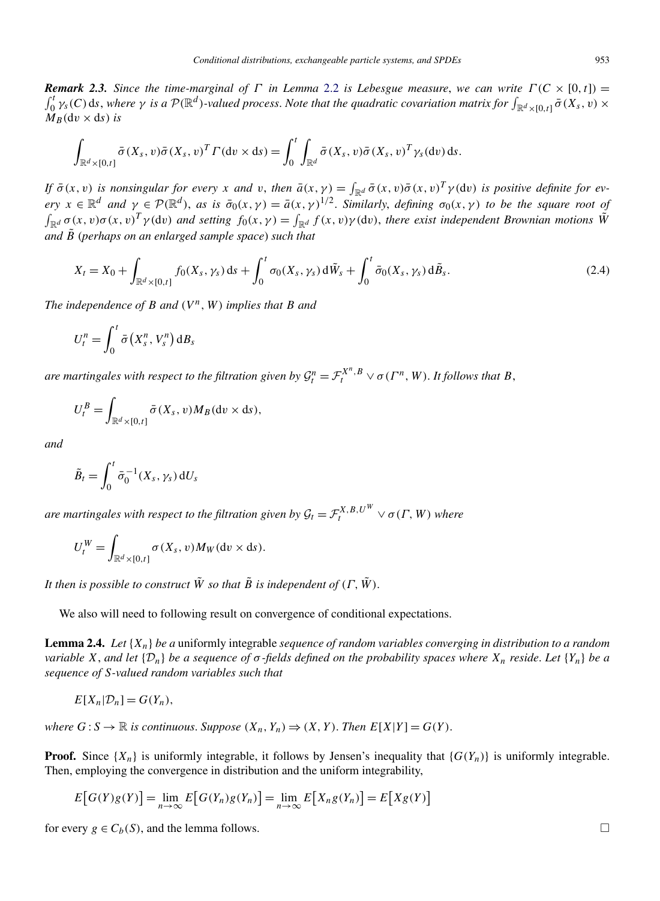***Remark 2.3.*** *Since the time-marginal of $\Gamma$ in Lemma 2.2 is Lebesgue measure, we can write $\Gamma(C \times [0,t]) = \int_0^t \gamma_s(C)\,\mathrm{d}s$, where $\gamma$ is a $\mathcal{P}(\mathbb{R}^d)$-valued process. Note that the quadratic covariation matrix for $\int_{\mathbb{R}^d \times [0,t]} \bar{\sigma}(X_s, v) \times M_B(\mathrm{d}v \times \mathrm{d}s)$ is*

$$\int_{\mathbb{R}^d \times [0,t]} \bar{\sigma}(X_s, v)\bar{\sigma}(X_s, v)^T \Gamma(\mathrm{d}v \times \mathrm{d}s) = \int_0^t \int_{\mathbb{R}^d} \bar{\sigma}(X_s, v)\bar{\sigma}(X_s, v)^T \gamma_s(\mathrm{d}v)\,\mathrm{d}s.$$

*If $\bar{\sigma}(x, v)$ is nonsingular for every $x$ and $v$, then $\bar{a}(x,\gamma) = \int_{\mathbb{R}^d} \bar{\sigma}(x, v)\bar{\sigma}(x, v)^T \gamma(\mathrm{d}v)$ is positive definite for every $x \in \mathbb{R}^d$ and $\gamma \in \mathcal{P}(\mathbb{R}^d)$, as is $\bar{\sigma}_0(x,\gamma) = \bar{a}(x,\gamma)^{1/2}$. Similarly, defining $\sigma_0(x,\gamma)$ to be the square root of $\int_{\mathbb{R}^d} \sigma(x, v)\sigma(x, v)^T \gamma(\mathrm{d}v)$ and setting $f_0(x,\gamma) = \int_{\mathbb{R}^d} f(x, v)\gamma(\mathrm{d}v)$, there exist independent Brownian motions $\tilde{W}$ and $\tilde{B}$ (perhaps on an enlarged sample space) such that*

$$X_t = X_0 + \int_{\mathbb{R}^d \times [0,t]} f_0(X_s, \gamma_s)\,\mathrm{d}s + \int_0^t \sigma_0(X_s, \gamma_s)\,\mathrm{d}\tilde{W}_s + \int_0^t \bar{\sigma}_0(X_s, \gamma_s)\,\mathrm{d}\tilde{B}_s. \tag{2.4}$$

*The independence of $B$ and $(V^n, W)$ implies that $B$ and*

$$U_t^n = \int_0^t \bar{\sigma}\left(X_s^n, V_s^n\right)\mathrm{d}B_s$$

*are martingales with respect to the filtration given by $\mathcal{G}_t^n = \mathcal{F}_t^{X^n, B} \vee \sigma(\Gamma^n, W)$. It follows that $B$,*

$$U_t^B = \int_{\mathbb{R}^d \times [0,t]} \bar{\sigma}(X_s, v) M_B(\mathrm{d}v \times \mathrm{d}s),$$

*and*

$$\tilde{B}_t = \int_0^t \bar{\sigma}_0^{-1}(X_s, \gamma_s)\,\mathrm{d}U_s$$

*are martingales with respect to the filtration given by $\mathcal{G}_t = \mathcal{F}_t^{X, B, U^W} \vee \sigma(\Gamma, W)$ where*

$$U_t^W = \int_{\mathbb{R}^d \times [0,t]} \sigma(X_s, v) M_W(\mathrm{d}v \times \mathrm{d}s).$$

*It then is possible to construct $\tilde{W}$ so that $\tilde{B}$ is independent of $(\Gamma, \tilde{W})$.*

We also will need to following result on convergence of conditional expectations.

**Lemma 2.4.** *Let $\{X_n\}$ be a* uniformly integrable *sequence of random variables converging in distribution to a random variable $X$, and let $\{\mathcal{D}_n\}$ be a sequence of $\sigma$-fields defined on the probability spaces where $X_n$ reside. Let $\{Y_n\}$ be a sequence of $S$-valued random variables such that*

$$E[X_n | \mathcal{D}_n] = G(Y_n),$$

*where $G : S \to \mathbb{R}$ is continuous. Suppose $(X_n, Y_n) \Rightarrow (X, Y)$. Then $E[X|Y] = G(Y)$.*

**Proof.** Since $\{X_n\}$ is uniformly integrable, it follows by Jensen's inequality that $\{G(Y_n)\}$ is uniformly integrable. Then, employing the convergence in distribution and the uniform integrability,

$$E\big[G(Y)g(Y)\big] = \lim_{n\to\infty} E\big[G(Y_n)g(Y_n)\big] = \lim_{n\to\infty} E\big[X_n g(Y_n)\big] = E\big[X g(Y)\big]$$

for every $g \in C_b(S)$, and the lemma follows. $\square$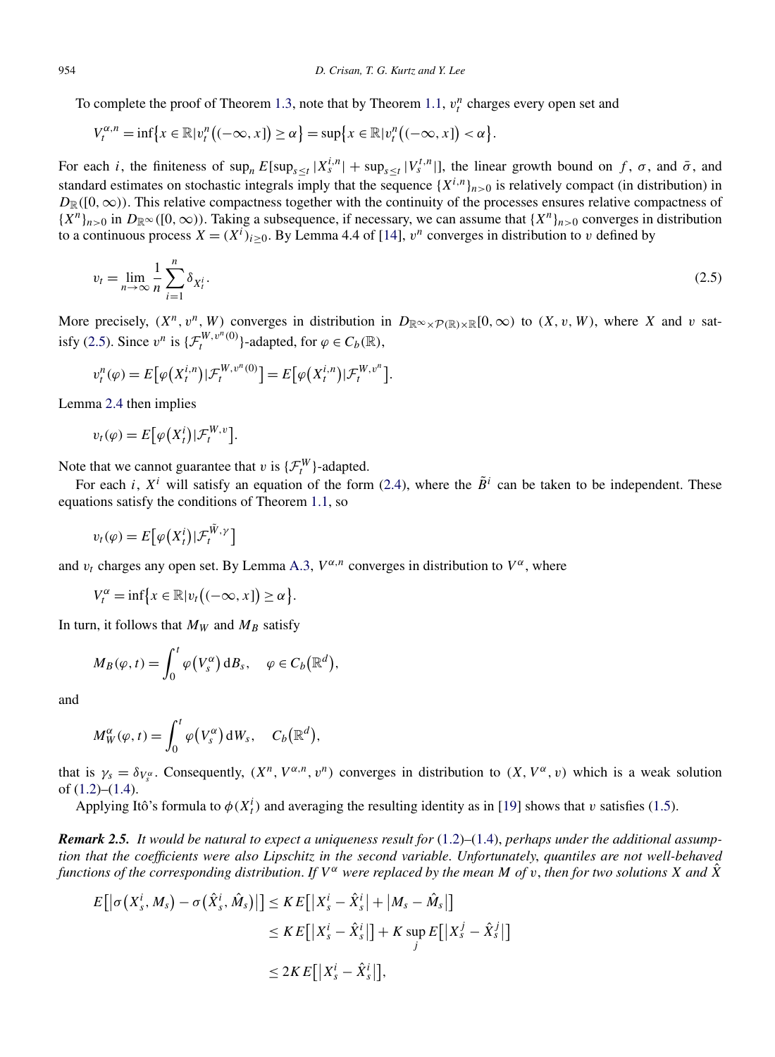To complete the proof of Theorem 1.3, note that by Theorem 1.1, $v_t^n$ charges every open set and

$$V_t^{\alpha,n} = \inf\{x \in \mathbb{R} | v_t^n((-\infty, x]) \geq \alpha\} = \sup\{x \in \mathbb{R} | v_t^n((-\infty, x]) < \alpha\}.$$

For each $i$, the finiteness of $\sup_n E[\sup_{s\leq t} |X_s^{i,n}| + \sup_{s\leq t} |V_s^{t,n}|]$, the linear growth bound on $f$, $\sigma$, and $\bar{\sigma}$, and standard estimates on stochastic integrals imply that the sequence $\{X^{i,n}\}_{n>0}$ is relatively compact (in distribution) in $D_{\mathbb{R}}([0,\infty))$. This relative compactness together with the continuity of the processes ensures relative compactness of $\{X^n\}_{n>0}$ in $D_{\mathbb{R}^\infty}([0,\infty))$. Taking a subsequence, if necessary, we can assume that $\{X^n\}_{n>0}$ converges in distribution to a continuous process $X = (X^i)_{i\geq 0}$. By Lemma 4.4 of [14], $v^n$ converges in distribution to $v$ defined by

$$v_t = \lim_{n\to\infty} \frac{1}{n} \sum_{i=1}^{n} \delta_{X_t^i}. \tag{2.5}$$

More precisely, $(X^n, v^n, W)$ converges in distribution in $D_{\mathbb{R}^\infty\times\mathcal{P}(\mathbb{R})\times\mathbb{R}}[0,\infty)$ to $(X, v, W)$, where $X$ and $v$ satisfy (2.5). Since $v^n$ is $\{\mathcal{F}_t^{W,v^n(0)}\}$-adapted, for $\varphi \in C_b(\mathbb{R})$,

$$v_t^n(\varphi) = E[\varphi(X_t^{i,n}) | \mathcal{F}_t^{W,v^n(0)}] = E[\varphi(X_t^{i,n}) | \mathcal{F}_t^{W,v^n}].$$

Lemma 2.4 then implies

$$v_t(\varphi) = E[\varphi(X_t^i) | \mathcal{F}_t^{W,v}].$$

Note that we cannot guarantee that $v$ is $\{\mathcal{F}_t^W\}$-adapted.

For each $i$, $X^i$ will satisfy an equation of the form (2.4), where the $\tilde{B}^i$ can be taken to be independent. These equations satisfy the conditions of Theorem 1.1, so

$$v_t(\varphi) = E[\varphi(X_t^i) | \mathcal{F}_t^{\tilde{W},\gamma}]$$

and $v_t$ charges any open set. By Lemma A.3, $V^{\alpha,n}$ converges in distribution to $V^\alpha$, where

$$V_t^\alpha = \inf\{x \in \mathbb{R} | v_t((-\infty, x]) \geq \alpha\}.$$

In turn, it follows that $M_W$ and $M_B$ satisfy

$$M_B(\varphi, t) = \int_0^t \varphi(V_s^\alpha)\, \mathrm{d}B_s, \quad \varphi \in C_b(\mathbb{R}^d),$$

and

$$M_W^\alpha(\varphi, t) = \int_0^t \varphi(V_s^\alpha)\, \mathrm{d}W_s, \quad C_b(\mathbb{R}^d),$$

that is $\gamma_s = \delta_{V_s^\alpha}$. Consequently, $(X^n, V^{\alpha,n}, v^n)$ converges in distribution to $(X, V^\alpha, v)$ which is a weak solution of (1.2)–(1.4).

Applying Itô's formula to $\phi(X_t^i)$ and averaging the resulting identity as in [19] shows that $v$ satisfies (1.5).

***Remark 2.5.*** *It would be natural to expect a uniqueness result for* (1.2)–(1.4), *perhaps under the additional assumption that the coefficients were also Lipschitz in the second variable. Unfortunately, quantiles are not well-behaved functions of the corresponding distribution. If $V^\alpha$ were replaced by the mean $M$ of $v$, then for two solutions $X$ and $\hat{X}$*

$$\begin{aligned}
E[|\sigma(X_s^i, M_s) - \sigma(\hat{X}_s^i, \hat{M}_s)|] &\leq K E[|X_s^i - \hat{X}_s^i| + |M_s - \hat{M}_s|] \\
&\leq K E[|X_s^i - \hat{X}_s^i|] + K \sup_j E[|X_s^j - \hat{X}_s^j|] \\
&\leq 2K E[|X_s^i - \hat{X}_s^i|],
\end{aligned}$$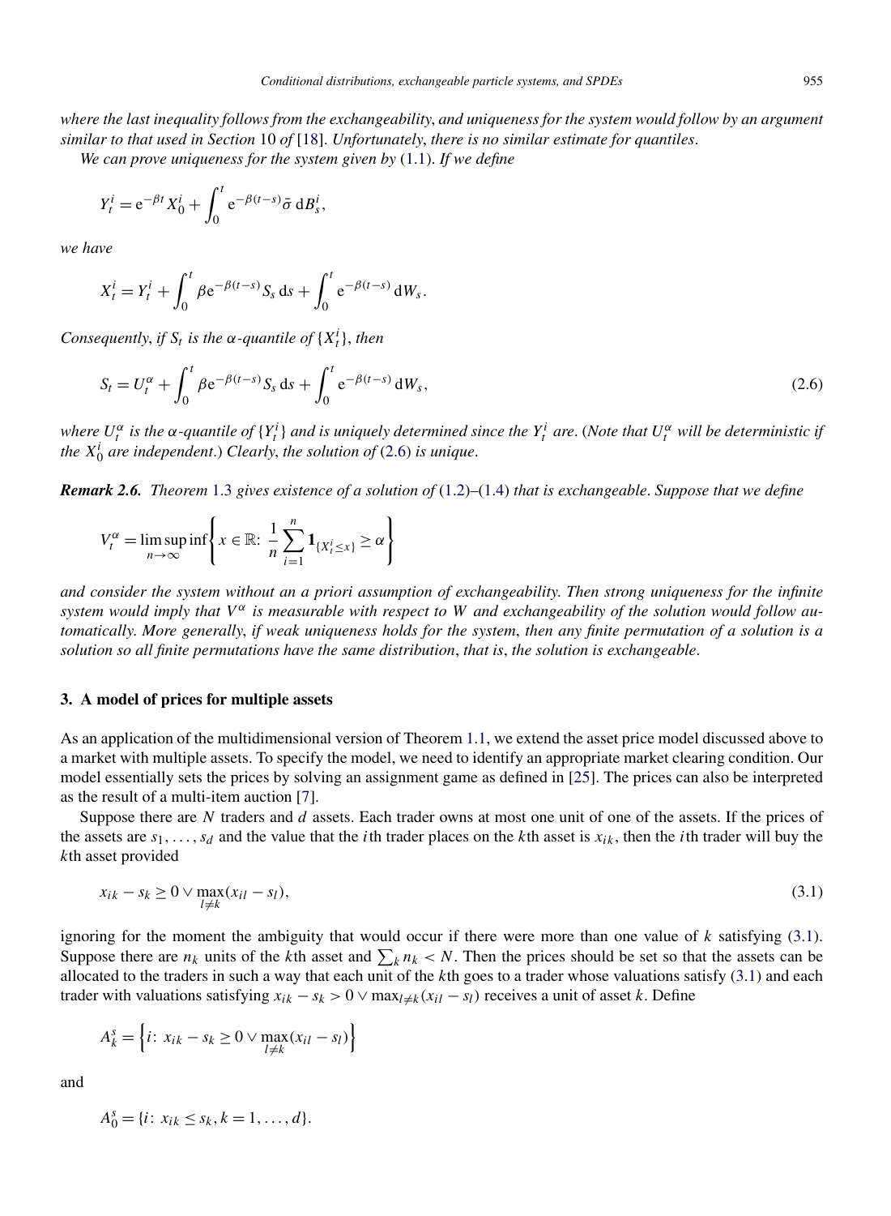*where the last inequality follows from the exchangeability, and uniqueness for the system would follow by an argument similar to that used in Section* 10 *of* [18]. *Unfortunately, there is no similar estimate for quantiles.*

*We can prove uniqueness for the system given by* (1.1). *If we define*

$$Y_t^i = \mathrm{e}^{-\beta t} X_0^i + \int_0^t \mathrm{e}^{-\beta(t-s)} \bar{\sigma}\, \mathrm{d}B_s^i,$$

*we have*

$$X_t^i = Y_t^i + \int_0^t \beta \mathrm{e}^{-\beta(t-s)} S_s\, \mathrm{d}s + \int_0^t \mathrm{e}^{-\beta(t-s)}\, \mathrm{d}W_s.$$

*Consequently, if $S_t$ is the $\alpha$-quantile of $\{X_t^i\}$, then*

$$S_t = U_t^\alpha + \int_0^t \beta \mathrm{e}^{-\beta(t-s)} S_s\, \mathrm{d}s + \int_0^t \mathrm{e}^{-\beta(t-s)}\, \mathrm{d}W_s, \tag{2.6}$$

*where $U_t^\alpha$ is the $\alpha$-quantile of $\{Y_t^i\}$ and is uniquely determined since the $Y_t^i$ are.* (*Note that $U_t^\alpha$ will be deterministic if the $X_0^i$ are independent.*) *Clearly, the solution of* (2.6) *is unique.*

***Remark 2.6.*** *Theorem* 1.3 *gives existence of a solution of* (1.2)–(1.4) *that is exchangeable. Suppose that we define*

$$V_t^\alpha = \limsup_{n\to\infty} \inf\left\{ x \in \mathbb{R}\colon\ \frac{1}{n}\sum_{i=1}^n \mathbf{1}_{\{X_t^i \le x\}} \ge \alpha \right\}$$

*and consider the system without an a priori assumption of exchangeability. Then strong uniqueness for the infinite system would imply that $V^\alpha$ is measurable with respect to $W$ and exchangeability of the solution would follow automatically. More generally, if weak uniqueness holds for the system, then any finite permutation of a solution is a solution so all finite permutations have the same distribution, that is, the solution is exchangeable.*

## 3. A model of prices for multiple assets

As an application of the multidimensional version of Theorem 1.1, we extend the asset price model discussed above to a market with multiple assets. To specify the model, we need to identify an appropriate market clearing condition. Our model essentially sets the prices by solving an assignment game as defined in [25]. The prices can also be interpreted as the result of a multi-item auction [7].

Suppose there are $N$ traders and $d$ assets. Each trader owns at most one unit of one of the assets. If the prices of the assets are $s_1, \ldots, s_d$ and the value that the $i$th trader places on the $k$th asset is $x_{ik}$, then the $i$th trader will buy the $k$th asset provided

$$x_{ik} - s_k \ge 0 \vee \max_{l\neq k}(x_{il} - s_l), \tag{3.1}$$

ignoring for the moment the ambiguity that would occur if there were more than one value of $k$ satisfying (3.1). Suppose there are $n_k$ units of the $k$th asset and $\sum_k n_k < N$. Then the prices should be set so that the assets can be allocated to the traders in such a way that each unit of the $k$th goes to a trader whose valuations satisfy (3.1) and each trader with valuations satisfying $x_{ik} - s_k > 0 \vee \max_{l\neq k}(x_{il} - s_l)$ receives a unit of asset $k$. Define

$$A_k^s = \left\{ i\colon\ x_{ik} - s_k \ge 0 \vee \max_{l\neq k}(x_{il} - s_l) \right\}$$

and

$$A_0^s = \{i\colon\ x_{ik} \le s_k, k = 1, \ldots, d\}.$$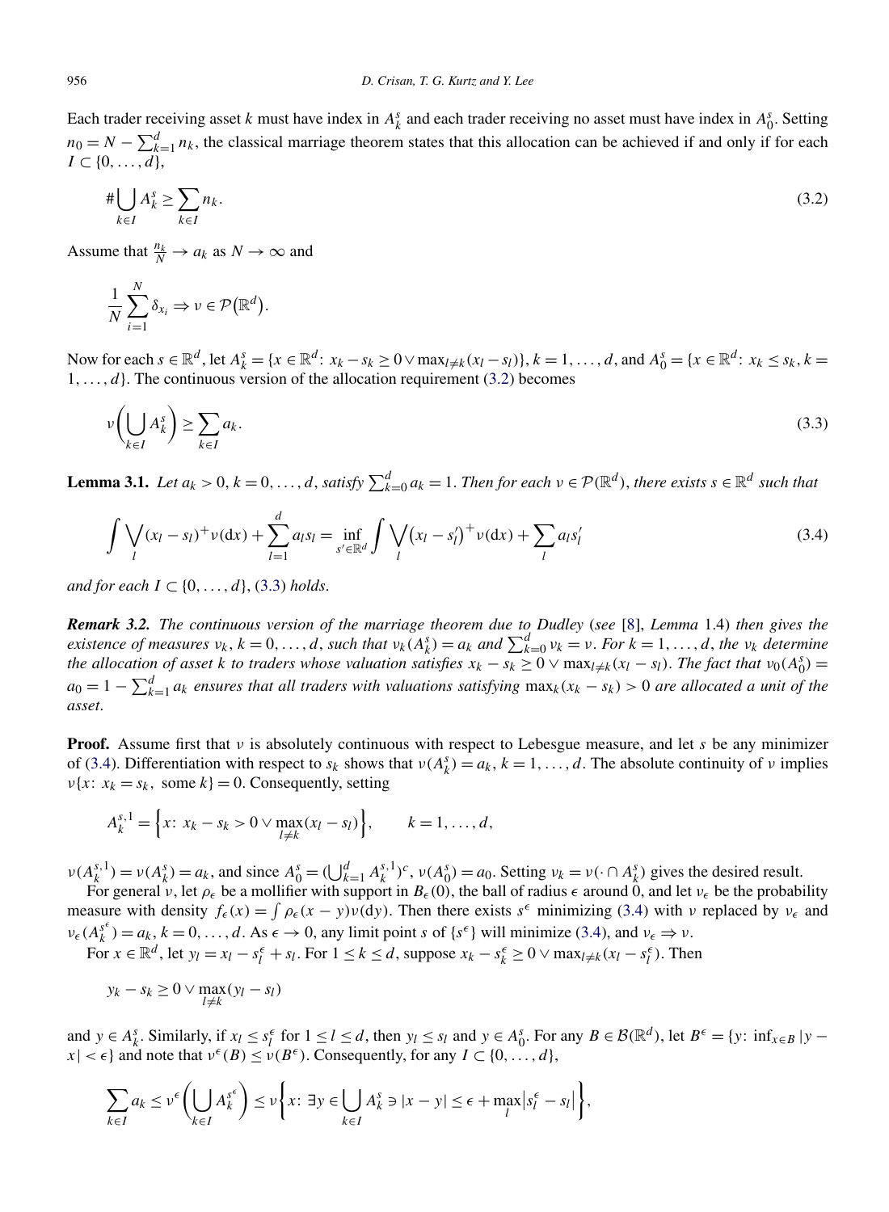Each trader receiving asset $k$ must have index in $A_k^s$ and each trader receiving no asset must have index in $A_0^s$. Setting $n_0 = N - \sum_{k=1}^d n_k$, the classical marriage theorem states that this allocation can be achieved if and only if for each $I \subset \{0, \dots, d\}$,

$$\#\bigcup_{k\in I} A_k^s \geq \sum_{k\in I} n_k. \tag{3.2}$$

Assume that $\frac{n_k}{N} \to a_k$ as $N \to \infty$ and

$$\frac{1}{N}\sum_{i=1}^N \delta_{x_i} \Rightarrow \nu \in \mathcal{P}(\mathbb{R}^d).$$

Now for each $s \in \mathbb{R}^d$, let $A_k^s = \{x \in \mathbb{R}^d\colon x_k - s_k \geq 0 \vee \max_{l\neq k}(x_l - s_l)\}$, $k = 1, \dots, d$, and $A_0^s = \{x \in \mathbb{R}^d\colon x_k \leq s_k, k = 1, \dots, d\}$. The continuous version of the allocation requirement (3.2) becomes

$$\nu\left(\bigcup_{k\in I} A_k^s\right) \geq \sum_{k\in I} a_k. \tag{3.3}$$

**Lemma 3.1.** *Let $a_k > 0$, $k = 0, \dots, d$, satisfy $\sum_{k=0}^d a_k = 1$. Then for each $\nu \in \mathcal{P}(\mathbb{R}^d)$, there exists $s \in \mathbb{R}^d$ such that*

$$\int \bigvee_l (x_l - s_l)^+ \nu(\mathrm{d}x) + \sum_{l=1}^d a_l s_l = \inf_{s'\in\mathbb{R}^d} \int \bigvee_l \left(x_l - s_l'\right)^+ \nu(\mathrm{d}x) + \sum_l a_l s_l' \tag{3.4}$$

*and for each $I \subset \{0, \dots, d\}$, (3.3) holds.*

***Remark 3.2.*** *The continuous version of the marriage theorem due to Dudley (see [8], Lemma 1.4) then gives the existence of measures $\nu_k$, $k = 0, \dots, d$, such that $\nu_k(A_k^s) = a_k$ and $\sum_{k=0}^d \nu_k = \nu$. For $k = 1, \dots, d$, the $\nu_k$ determine the allocation of asset $k$ to traders whose valuation satisfies $x_k - s_k \geq 0 \vee \max_{l\neq k}(x_l - s_l)$. The fact that $\nu_0(A_0^s) = a_0 = 1 - \sum_{k=1}^d a_k$ ensures that all traders with valuations satisfying $\max_k(x_k - s_k) > 0$ are allocated a unit of the asset.*

**Proof.** Assume first that $\nu$ is absolutely continuous with respect to Lebesgue measure, and let $s$ be any minimizer of (3.4). Differentiation with respect to $s_k$ shows that $\nu(A_k^s) = a_k$, $k = 1, \dots, d$. The absolute continuity of $\nu$ implies $\nu\{x\colon x_k = s_k, \text{ some } k\} = 0$. Consequently, setting

$$A_k^{s,1} = \left\{x\colon x_k - s_k > 0 \vee \max_{l\neq k}(x_l - s_l)\right\}, \qquad k = 1, \dots, d,$$

$\nu(A_k^{s,1}) = \nu(A_k^s) = a_k$, and since $A_0^s = (\bigcup_{k=1}^d A_k^{s,1})^c$, $\nu(A_0^s) = a_0$. Setting $\nu_k = \nu(\cdot \cap A_k^s)$ gives the desired result.

For general $\nu$, let $\rho_\epsilon$ be a mollifier with support in $B_\epsilon(0)$, the ball of radius $\epsilon$ around 0, and let $\nu_\epsilon$ be the probability measure with density $f_\epsilon(x) = \int \rho_\epsilon(x - y)\nu(\mathrm{d}y)$. Then there exists $s^\epsilon$ minimizing (3.4) with $\nu$ replaced by $\nu_\epsilon$ and $\nu_\epsilon(A_k^{s^\epsilon}) = a_k$, $k = 0, \dots, d$. As $\epsilon \to 0$, any limit point $s$ of $\{s^\epsilon\}$ will minimize (3.4), and $\nu_\epsilon \Rightarrow \nu$.

For $x \in \mathbb{R}^d$, let $y_l = x_l - s_l^\epsilon + s_l$. For $1 \leq k \leq d$, suppose $x_k - s_k^\epsilon \geq 0 \vee \max_{l\neq k}(x_l - s_l^\epsilon)$. Then

$$y_k - s_k \geq 0 \vee \max_{l\neq k}(y_l - s_l)$$

and $y \in A_k^s$. Similarly, if $x_l \leq s_l^\epsilon$ for $1 \leq l \leq d$, then $y_l \leq s_l$ and $y \in A_0^s$. For any $B \in \mathcal{B}(\mathbb{R}^d)$, let $B^\epsilon = \{y\colon \inf_{x\in B} |y - x| < \epsilon\}$ and note that $\nu^\epsilon(B) \leq \nu(B^\epsilon)$. Consequently, for any $I \subset \{0, \dots, d\}$,

$$\sum_{k\in I} a_k \leq \nu^\epsilon\left(\bigcup_{k\in I} A_k^{s^\epsilon}\right) \leq \nu\left\{x\colon \exists y \in \bigcup_{k\in I} A_k^s \ni |x - y| \leq \epsilon + \max_l \left|s_l^\epsilon - s_l\right|\right\},$$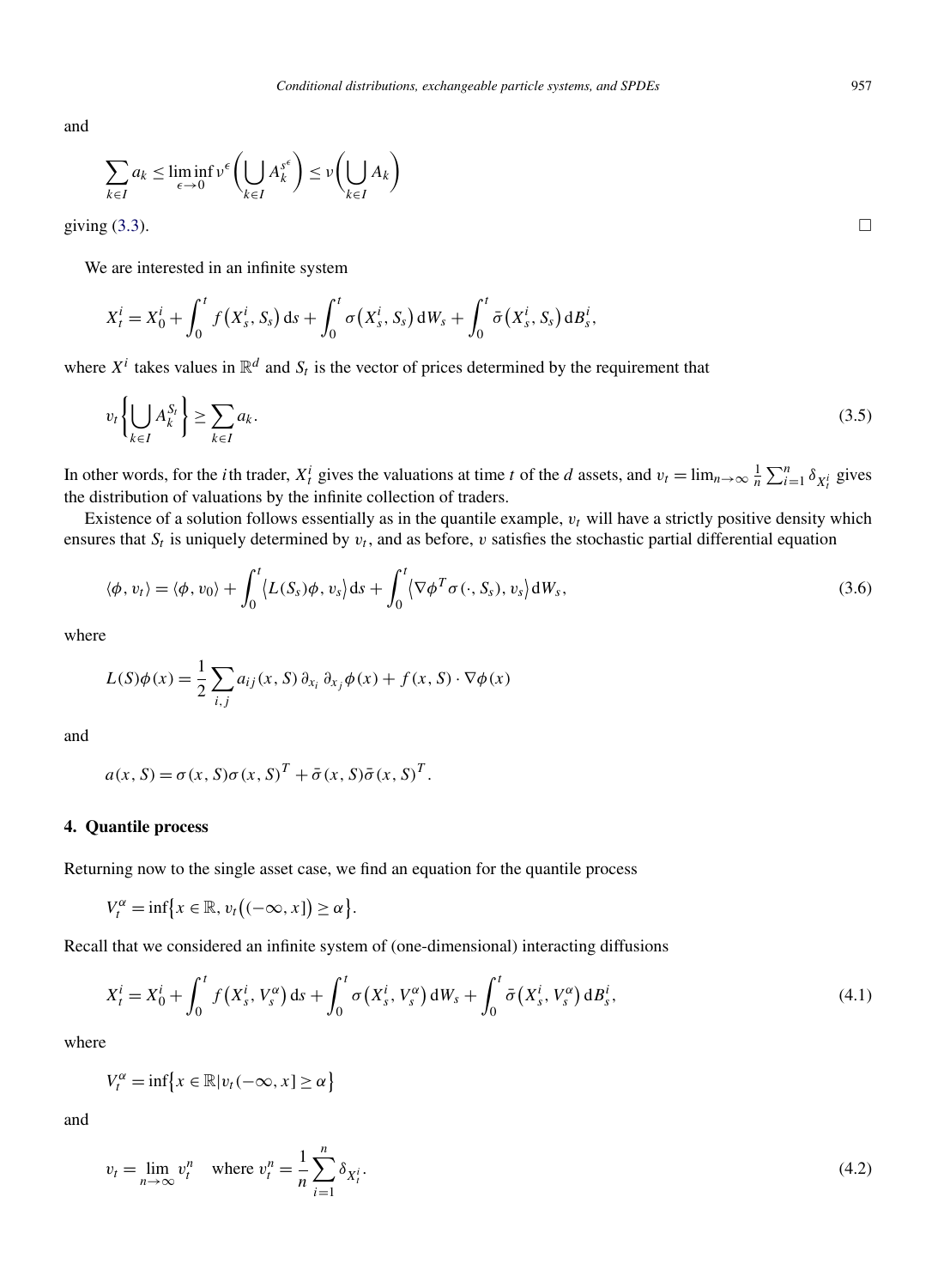and

$$\sum_{k\in I} a_k \le \liminf_{\epsilon\to 0} \nu^\epsilon\left(\bigcup_{k\in I} A_k^{s^\epsilon}\right) \le \nu\left(\bigcup_{k\in I} A_k\right)$$

giving (3.3). □

We are interested in an infinite system

$$X_t^i = X_0^i + \int_0^t f\left(X_s^i, S_s\right) \mathrm{d}s + \int_0^t \sigma\left(X_s^i, S_s\right) \mathrm{d}W_s + \int_0^t \bar{\sigma}\left(X_s^i, S_s\right) \mathrm{d}B_s^i,$$

where $X^i$ takes values in $\mathbb{R}^d$ and $S_t$ is the vector of prices determined by the requirement that

$$v_t\left\{\bigcup_{k\in I} A_k^{S_t}\right\} \ge \sum_{k\in I} a_k. \tag{3.5}$$

In other words, for the $i$th trader, $X_t^i$ gives the valuations at time $t$ of the $d$ assets, and $v_t = \lim_{n\to\infty} \frac{1}{n}\sum_{i=1}^n \delta_{X_t^i}$ gives the distribution of valuations by the infinite collection of traders.

Existence of a solution follows essentially as in the quantile example, $v_t$ will have a strictly positive density which ensures that $S_t$ is uniquely determined by $v_t$, and as before, $v$ satisfies the stochastic partial differential equation

$$\langle \phi, v_t\rangle = \langle \phi, v_0\rangle + \int_0^t \left\langle L(S_s)\phi, v_s\right\rangle \mathrm{d}s + \int_0^t \left\langle \nabla\phi^T \sigma(\cdot, S_s), v_s\right\rangle \mathrm{d}W_s, \tag{3.6}$$

where

$$L(S)\phi(x) = \frac{1}{2}\sum_{i,j} a_{ij}(x, S)\,\partial_{x_i}\,\partial_{x_j}\phi(x) + f(x, S)\cdot\nabla\phi(x)$$

and

$$a(x, S) = \sigma(x, S)\sigma(x, S)^T + \bar{\sigma}(x, S)\bar{\sigma}(x, S)^T.$$

## 4. Quantile process

Returning now to the single asset case, we find an equation for the quantile process

$$V_t^\alpha = \inf\left\{x\in\mathbb{R}, v_t\left((-\infty, x]\right) \ge \alpha\right\}.$$

Recall that we considered an infinite system of (one-dimensional) interacting diffusions

$$X_t^i = X_0^i + \int_0^t f\left(X_s^i, V_s^\alpha\right) \mathrm{d}s + \int_0^t \sigma\left(X_s^i, V_s^\alpha\right) \mathrm{d}W_s + \int_0^t \bar{\sigma}\left(X_s^i, V_s^\alpha\right) \mathrm{d}B_s^i, \tag{4.1}$$

where

$$V_t^\alpha = \inf\left\{x\in\mathbb{R} | v_t(-\infty, x] \ge \alpha\right\}$$

and

$$v_t = \lim_{n\to\infty} v_t^n \quad \text{where } v_t^n = \frac{1}{n}\sum_{i=1}^n \delta_{X_t^i}. \tag{4.2}$$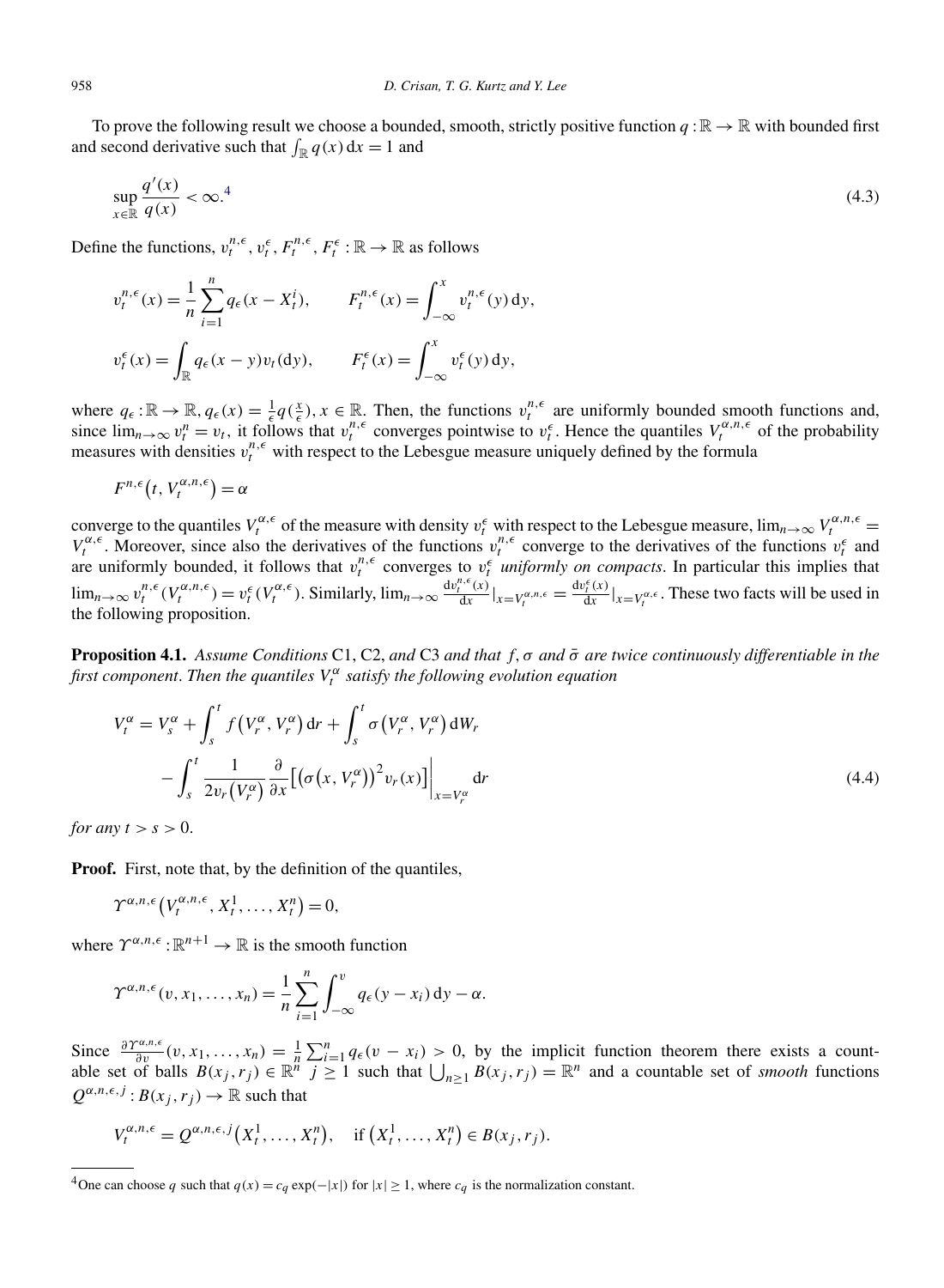To prove the following result we choose a bounded, smooth, strictly positive function $q:\mathbb{R}\to\mathbb{R}$ with bounded first and second derivative such that $\int_{\mathbb{R}} q(x)\,\mathrm{d}x = 1$ and

$$\sup_{x\in\mathbb{R}} \frac{q'(x)}{q(x)} < \infty.[4] \tag{4.3}$$

Define the functions, $v_t^{n,\epsilon}, v_t^{\epsilon}, F_t^{n,\epsilon}, F_t^{\epsilon}:\mathbb{R}\to\mathbb{R}$ as follows

$$v_t^{n,\epsilon}(x) = \frac{1}{n}\sum_{i=1}^{n} q_\epsilon\big(x - X_t^i\big), \qquad F_t^{n,\epsilon}(x) = \int_{-\infty}^{x} v_t^{n,\epsilon}(y)\,\mathrm{d}y,$$

$$v_t^{\epsilon}(x) = \int_{\mathbb{R}} q_\epsilon(x-y)v_t(\mathrm{d}y), \qquad F_t^{\epsilon}(x) = \int_{-\infty}^{x} v_t^{\epsilon}(y)\,\mathrm{d}y,$$

where $q_\epsilon:\mathbb{R}\to\mathbb{R}$, $q_\epsilon(x) = \frac{1}{\epsilon}q(\frac{x}{\epsilon})$, $x\in\mathbb{R}$. Then, the functions $v_t^{n,\epsilon}$ are uniformly bounded smooth functions and, since $\lim_{n\to\infty} v_t^n = v_t$, it follows that $v_t^{n,\epsilon}$ converges pointwise to $v_t^{\epsilon}$. Hence the quantiles $V_t^{\alpha,n,\epsilon}$ of the probability measures with densities $v_t^{n,\epsilon}$ with respect to the Lebesgue measure uniquely defined by the formula

$$F^{n,\epsilon}\big(t, V_t^{\alpha,n,\epsilon}\big) = \alpha$$

converge to the quantiles $V_t^{\alpha,\epsilon}$ of the measure with density $v_t^{\epsilon}$ with respect to the Lebesgue measure, $\lim_{n\to\infty} V_t^{\alpha,n,\epsilon} = V_t^{\alpha,\epsilon}$. Moreover, since also the derivatives of the functions $v_t^{n,\epsilon}$ converge to the derivatives of the functions $v_t^{\epsilon}$ and are uniformly bounded, it follows that $v_t^{n,\epsilon}$ converges to $v_t^{\epsilon}$ *uniformly on compacts*. In particular this implies that $\lim_{n\to\infty} v_t^{n,\epsilon}(V_t^{\alpha,n,\epsilon}) = v_t^{\epsilon}(V_t^{\alpha,\epsilon})$. Similarly, $\lim_{n\to\infty} \frac{\mathrm{d}v_t^{n,\epsilon}(x)}{\mathrm{d}x}\big|_{x=V_t^{\alpha,n,\epsilon}} = \frac{\mathrm{d}v_t^{\epsilon}(x)}{\mathrm{d}x}\big|_{x=V_t^{\alpha,\epsilon}}$. These two facts will be used in the following proposition.

**Proposition 4.1.** *Assume Conditions* C1, C2, *and* C3 *and that* $f,\sigma$ *and* $\bar{\sigma}$ *are twice continuously differentiable in the first component. Then the quantiles* $V_t^{\alpha}$ *satisfy the following evolution equation*

$$\begin{aligned} V_t^{\alpha} &= V_s^{\alpha} + \int_s^t f\big(V_r^{\alpha}, V_r^{\alpha}\big)\,\mathrm{d}r + \int_s^t \sigma\big(V_r^{\alpha}, V_r^{\alpha}\big)\,\mathrm{d}W_r \\ &\quad - \int_s^t \frac{1}{2v_r(V_r^{\alpha})}\frac{\partial}{\partial x}\big[\big(\sigma\big(x, V_r^{\alpha}\big)\big)^2 v_r(x)\big]\bigg|_{x=V_r^{\alpha}}\,\mathrm{d}r \end{aligned} \tag{4.4}$$

*for any* $t > s > 0$.

**Proof.** First, note that, by the definition of the quantiles,

$$\Upsilon^{\alpha,n,\epsilon}\big(V_t^{\alpha,n,\epsilon}, X_t^1, \ldots, X_t^n\big) = 0,$$

where $\Upsilon^{\alpha,n,\epsilon}:\mathbb{R}^{n+1}\to\mathbb{R}$ is the smooth function

$$\Upsilon^{\alpha,n,\epsilon}(v, x_1, \ldots, x_n) = \frac{1}{n}\sum_{i=1}^{n}\int_{-\infty}^{v} q_\epsilon(y - x_i)\,\mathrm{d}y - \alpha.$$

Since $\frac{\partial\Upsilon^{\alpha,n,\epsilon}}{\partial v}(v, x_1, \ldots, x_n) = \frac{1}{n}\sum_{i=1}^{n} q_\epsilon(v - x_i) > 0$, by the implicit function theorem there exists a countable set of balls $B(x_j, r_j)\in\mathbb{R}^n$ $j\geq 1$ such that $\bigcup_{n\geq 1} B(x_j, r_j) = \mathbb{R}^n$ and a countable set of *smooth* functions $Q^{\alpha,n,\epsilon,j}:B(x_j, r_j)\to\mathbb{R}$ such that

$$V_t^{\alpha,n,\epsilon} = Q^{\alpha,n,\epsilon,j}\big(X_t^1, \ldots, X_t^n\big), \quad \text{if } \big(X_t^1, \ldots, X_t^n\big)\in B(x_j, r_j).$$

[4] One can choose $q$ such that $q(x) = c_q\exp(-|x|)$ for $|x|\geq 1$, where $c_q$ is the normalization constant.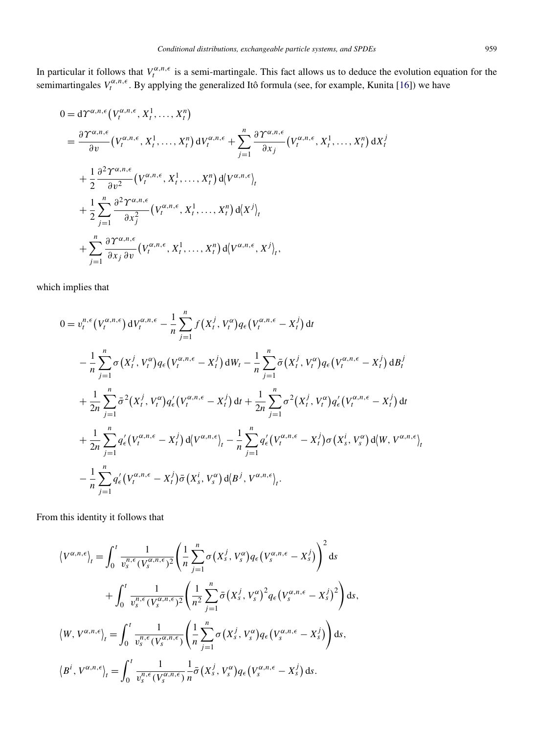In particular it follows that $V_t^{\alpha,n,\epsilon}$ is a semi-martingale. This fact allows us to deduce the evolution equation for the semimartingales $V_t^{\alpha,n,\epsilon}$. By applying the generalized Itô formula (see, for example, Kunita [16]) we have

$$
\begin{aligned}
0 &= \mathrm{d}\Upsilon^{\alpha,n,\epsilon}\big(V_t^{\alpha,n,\epsilon}, X_t^1, \ldots, X_t^n\big) \\
&= \frac{\partial \Upsilon^{\alpha,n,\epsilon}}{\partial v}\big(V_t^{\alpha,n,\epsilon}, X_t^1, \ldots, X_t^n\big)\,\mathrm{d}V_t^{\alpha,n,\epsilon} + \sum_{j=1}^{n} \frac{\partial \Upsilon^{\alpha,n,\epsilon}}{\partial x_j}\big(V_t^{\alpha,n,\epsilon}, X_t^1, \ldots, X_t^n\big)\,\mathrm{d}X_t^j \\
&\quad + \frac{1}{2}\frac{\partial^2 \Upsilon^{\alpha,n,\epsilon}}{\partial v^2}\big(V_t^{\alpha,n,\epsilon}, X_t^1, \ldots, X_t^n\big)\,\mathrm{d}\big\langle V^{\alpha,n,\epsilon}\big\rangle_t \\
&\quad + \frac{1}{2}\sum_{j=1}^{n} \frac{\partial^2 \Upsilon^{\alpha,n,\epsilon}}{\partial x_j^2}\big(V_t^{\alpha,n,\epsilon}, X_t^1, \ldots, X_t^n\big)\,\mathrm{d}\big\langle X^j\big\rangle_t \\
&\quad + \sum_{j=1}^{n} \frac{\partial \Upsilon^{\alpha,n,\epsilon}}{\partial x_j\,\partial v}\big(V_t^{\alpha,n,\epsilon}, X_t^1, \ldots, X_t^n\big)\,\mathrm{d}\big\langle V^{\alpha,n,\epsilon}, X^j\big\rangle_t,
\end{aligned}
$$

which implies that

$$
\begin{aligned}
0 &= v_t^{n,\epsilon}\big(V_t^{\alpha,n,\epsilon}\big)\,\mathrm{d}V_t^{\alpha,n,\epsilon} - \frac{1}{n}\sum_{j=1}^{n} f\big(X_t^j, V_t^{\alpha}\big) q_\epsilon\big(V_t^{\alpha,n,\epsilon} - X_t^j\big)\,\mathrm{d}t \\
&\quad - \frac{1}{n}\sum_{j=1}^{n} \sigma\big(X_t^j, V_t^{\alpha}\big) q_\epsilon\big(V_t^{\alpha,n,\epsilon} - X_t^j\big)\,\mathrm{d}W_t - \frac{1}{n}\sum_{j=1}^{n} \bar{\sigma}\big(X_t^j, V_t^{\alpha}\big) q_\epsilon\big(V_t^{\alpha,n,\epsilon} - X_t^j\big)\,\mathrm{d}B_t^j \\
&\quad + \frac{1}{2n}\sum_{j=1}^{n} \bar{\sigma}^2\big(X_t^j, V_t^{\alpha}\big) q_\epsilon'\big(V_t^{\alpha,n,\epsilon} - X_t^j\big)\,\mathrm{d}t + \frac{1}{2n}\sum_{j=1}^{n} \sigma^2\big(X_t^j, V_t^{\alpha}\big) q_\epsilon'\big(V_t^{\alpha,n,\epsilon} - X_t^j\big)\,\mathrm{d}t \\
&\quad + \frac{1}{2n}\sum_{j=1}^{n} q_\epsilon'\big(V_t^{\alpha,n,\epsilon} - X_t^j\big)\,\mathrm{d}\big\langle V^{\alpha,n,\epsilon}\big\rangle_t - \frac{1}{n}\sum_{j=1}^{n} q_\epsilon'\big(V_t^{\alpha,n,\epsilon} - X_t^j\big)\sigma\big(X_s^i, V_s^{\alpha}\big)\,\mathrm{d}\big\langle W, V^{\alpha,n,\epsilon}\big\rangle_t \\
&\quad - \frac{1}{n}\sum_{j=1}^{n} q_\epsilon'\big(V_t^{\alpha,n,\epsilon} - X_t^j\big)\bar{\sigma}\big(X_s^i, V_s^{\alpha}\big)\,\mathrm{d}\big\langle B^j, V^{\alpha,n,\epsilon}\big\rangle_t.
\end{aligned}
$$

From this identity it follows that

$$
\begin{aligned}
\big\langle V^{\alpha,n,\epsilon}\big\rangle_t &= \int_0^t \frac{1}{v_s^{n,\epsilon}(V_s^{\alpha,n,\epsilon})^2}\left(\frac{1}{n}\sum_{j=1}^{n} \sigma\big(X_s^j, V_s^{\alpha}\big) q_\epsilon\big(V_s^{\alpha,n,\epsilon} - X_s^j\big)\right)^2 \mathrm{d}s \\
&\quad + \int_0^t \frac{1}{v_s^{n,\epsilon}(V_s^{\alpha,n,\epsilon})^2}\left(\frac{1}{n^2}\sum_{j=1}^{n} \bar{\sigma}\big(X_s^j, V_s^{\alpha}\big)^2 q_\epsilon\big(V_s^{\alpha,n,\epsilon} - X_s^j\big)^2\right) \mathrm{d}s, \\
\big\langle W, V^{\alpha,n,\epsilon}\big\rangle_t &= \int_0^t \frac{1}{v_s^{n,\epsilon}(V_s^{\alpha,n,\epsilon})}\left(\frac{1}{n}\sum_{j=1}^{n} \sigma\big(X_s^j, V_s^{\alpha}\big) q_\epsilon\big(V_s^{\alpha,n,\epsilon} - X_s^j\big)\right) \mathrm{d}s, \\
\big\langle B^i, V^{\alpha,n,\epsilon}\big\rangle_t &= \int_0^t \frac{1}{v_s^{n,\epsilon}(V_s^{\alpha,n,\epsilon})}\frac{1}{n}\bar{\sigma}\big(X_s^j, V_s^{\alpha}\big) q_\epsilon\big(V_s^{\alpha,n,\epsilon} - X_s^j\big)\,\mathrm{d}s.
\end{aligned}
$$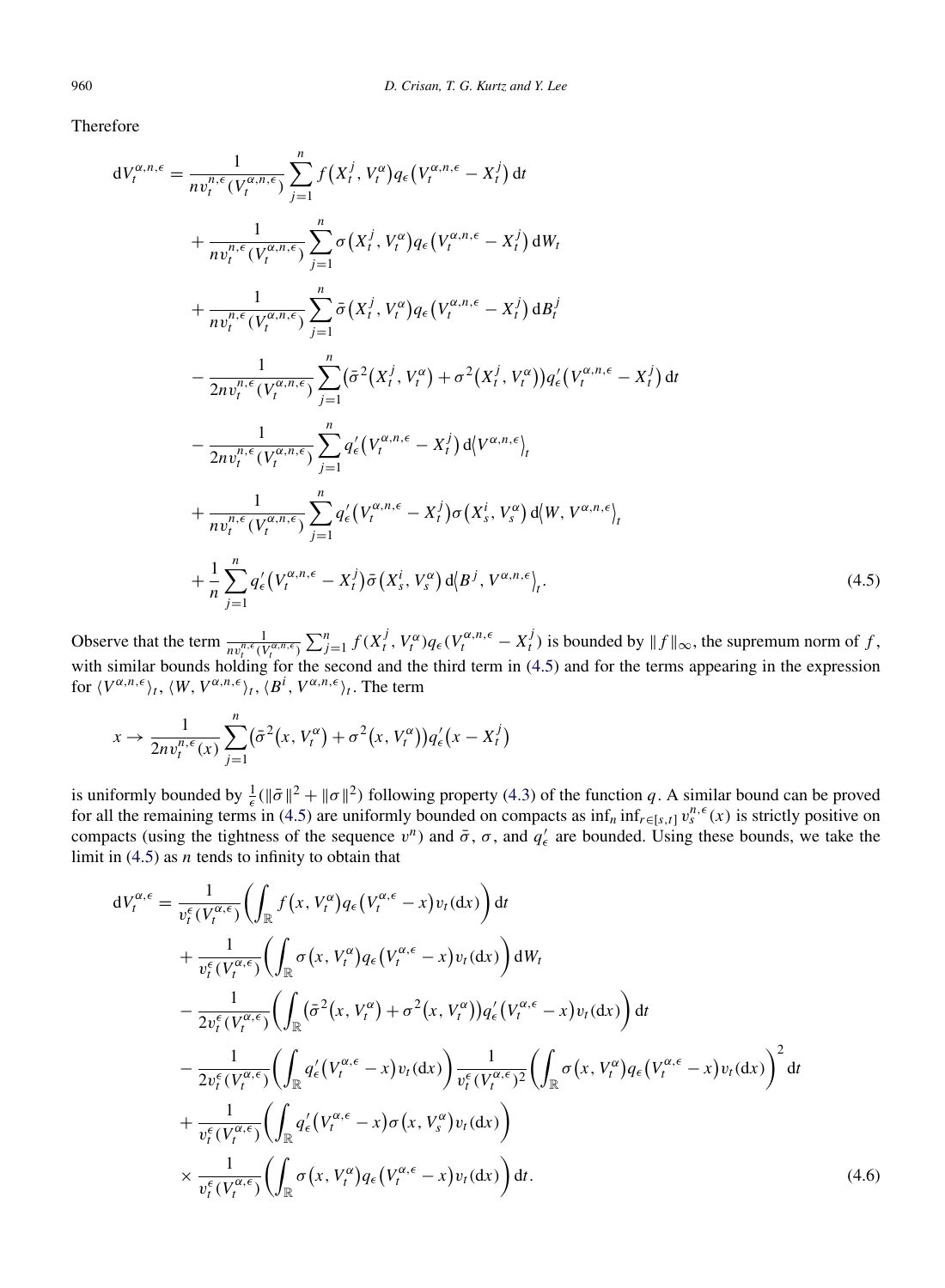Therefore

$$
\begin{aligned}
\mathrm{d}V_t^{\alpha,n,\epsilon} &= \frac{1}{nv_t^{n,\epsilon}(V_t^{\alpha,n,\epsilon})}\sum_{j=1}^n f\big(X_t^j, V_t^\alpha\big)q_\epsilon\big(V_t^{\alpha,n,\epsilon}-X_t^j\big)\,\mathrm{d}t \\
&\quad + \frac{1}{nv_t^{n,\epsilon}(V_t^{\alpha,n,\epsilon})}\sum_{j=1}^n \sigma\big(X_t^j, V_t^\alpha\big)q_\epsilon\big(V_t^{\alpha,n,\epsilon}-X_t^j\big)\,\mathrm{d}W_t \\
&\quad + \frac{1}{nv_t^{n,\epsilon}(V_t^{\alpha,n,\epsilon})}\sum_{j=1}^n \bar\sigma\big(X_t^j, V_t^\alpha\big)q_\epsilon\big(V_t^{\alpha,n,\epsilon}-X_t^j\big)\,\mathrm{d}B_t^j \\
&\quad - \frac{1}{2nv_t^{n,\epsilon}(V_t^{\alpha,n,\epsilon})}\sum_{j=1}^n \big(\bar\sigma^2\big(X_t^j, V_t^\alpha\big)+\sigma^2\big(X_t^j, V_t^\alpha\big)\big)q'_\epsilon\big(V_t^{\alpha,n,\epsilon}-X_t^j\big)\,\mathrm{d}t \\
&\quad - \frac{1}{2nv_t^{n,\epsilon}(V_t^{\alpha,n,\epsilon})}\sum_{j=1}^n q'_\epsilon\big(V_t^{\alpha,n,\epsilon}-X_t^j\big)\,\mathrm{d}\big\langle V^{\alpha,n,\epsilon}\big\rangle_t \\
&\quad + \frac{1}{nv_t^{n,\epsilon}(V_t^{\alpha,n,\epsilon})}\sum_{j=1}^n q'_\epsilon\big(V_t^{\alpha,n,\epsilon}-X_t^j\big)\sigma\big(X_s^i, V_s^\alpha\big)\,\mathrm{d}\big\langle W, V^{\alpha,n,\epsilon}\big\rangle_t \\
&\quad + \frac{1}{n}\sum_{j=1}^n q'_\epsilon\big(V_t^{\alpha,n,\epsilon}-X_t^j\big)\bar\sigma\big(X_s^i, V_s^\alpha\big)\,\mathrm{d}\big\langle B^j, V^{\alpha,n,\epsilon}\big\rangle_t.
\end{aligned}
\tag{4.5}
$$

Observe that the term $\frac{1}{nv_t^{n,\epsilon}(V_t^{\alpha,n,\epsilon})}\sum_{j=1}^n f(X_t^j, V_t^\alpha)q_\epsilon(V_t^{\alpha,n,\epsilon}-X_t^j)$ is bounded by $\|f\|_\infty$, the supremum norm of $f$, with similar bounds holding for the second and the third term in (4.5) and for the terms appearing in the expression for $\langle V^{\alpha,n,\epsilon}\rangle_t$, $\langle W, V^{\alpha,n,\epsilon}\rangle_t$, $\langle B^i, V^{\alpha,n,\epsilon}\rangle_t$. The term

$$
x \to \frac{1}{2nv_t^{n,\epsilon}(x)}\sum_{j=1}^n \big(\bar\sigma^2\big(x, V_t^\alpha\big)+\sigma^2\big(x, V_t^\alpha\big)\big)q'_\epsilon\big(x-X_t^j\big)
$$

is uniformly bounded by $\frac{1}{\epsilon}(\|\bar\sigma\|^2+\|\sigma\|^2)$ following property (4.3) of the function $q$. A similar bound can be proved for all the remaining terms in (4.5) are uniformly bounded on compacts as $\inf_n \inf_{r\in[s,t]} v_s^{n,\epsilon}(x)$ is strictly positive on compacts (using the tightness of the sequence $v^n$) and $\bar\sigma$, $\sigma$, and $q'_\epsilon$ are bounded. Using these bounds, we take the limit in (4.5) as $n$ tends to infinity to obtain that

$$
\begin{aligned}
\mathrm{d}V_t^{\alpha,\epsilon} &= \frac{1}{v_t^\epsilon(V_t^{\alpha,\epsilon})}\bigg(\int_{\mathbb{R}} f\big(x, V_t^\alpha\big)q_\epsilon\big(V_t^{\alpha,\epsilon}-x\big)v_t(\mathrm{d}x)\bigg)\,\mathrm{d}t \\
&\quad + \frac{1}{v_t^\epsilon(V_t^{\alpha,\epsilon})}\bigg(\int_{\mathbb{R}} \sigma\big(x, V_t^\alpha\big)q_\epsilon\big(V_t^{\alpha,\epsilon}-x\big)v_t(\mathrm{d}x)\bigg)\,\mathrm{d}W_t \\
&\quad - \frac{1}{2v_t^\epsilon(V_t^{\alpha,\epsilon})}\bigg(\int_{\mathbb{R}} \big(\bar\sigma^2\big(x, V_t^\alpha\big)+\sigma^2\big(x, V_t^\alpha\big)\big)q'_\epsilon\big(V_t^{\alpha,\epsilon}-x\big)v_t(\mathrm{d}x)\bigg)\,\mathrm{d}t \\
&\quad - \frac{1}{2v_t^\epsilon(V_t^{\alpha,\epsilon})}\bigg(\int_{\mathbb{R}} q'_\epsilon\big(V_t^{\alpha,\epsilon}-x\big)v_t(\mathrm{d}x)\bigg)\frac{1}{v_t^\epsilon(V_t^{\alpha,\epsilon})^2}\bigg(\int_{\mathbb{R}} \sigma\big(x, V_t^\alpha\big)q_\epsilon\big(V_t^{\alpha,\epsilon}-x\big)v_t(\mathrm{d}x)\bigg)^2\,\mathrm{d}t \\
&\quad + \frac{1}{v_t^\epsilon(V_t^{\alpha,\epsilon})}\bigg(\int_{\mathbb{R}} q'_\epsilon\big(V_t^{\alpha,\epsilon}-x\big)\sigma\big(x, V_s^\alpha\big)v_t(\mathrm{d}x)\bigg) \\
&\quad \times \frac{1}{v_t^\epsilon(V_t^{\alpha,\epsilon})}\bigg(\int_{\mathbb{R}} \sigma\big(x, V_t^\alpha\big)q_\epsilon\big(V_t^{\alpha,\epsilon}-x\big)v_t(\mathrm{d}x)\bigg)\,\mathrm{d}t.
\end{aligned}
\tag{4.6}
$$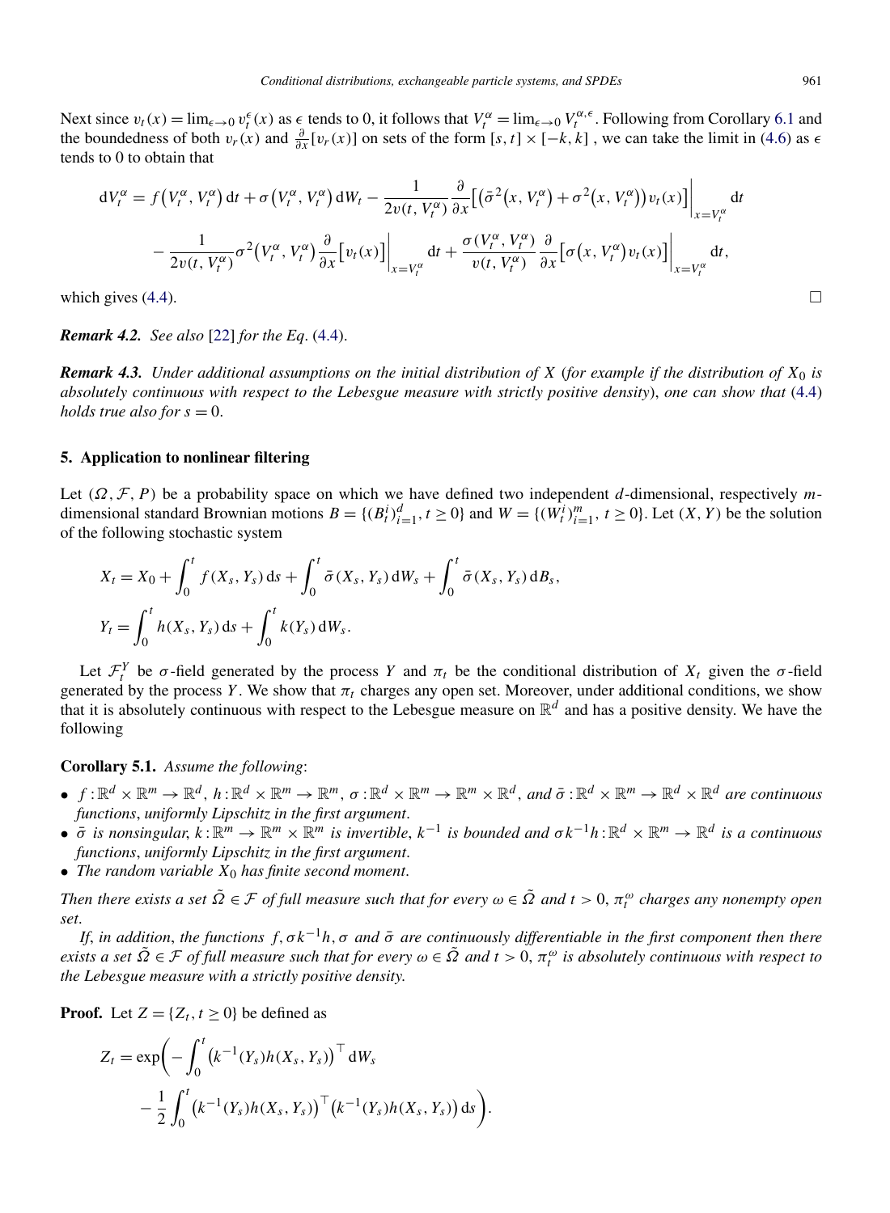Next since $v_t(x) = \lim_{\epsilon \to 0} v_t^\epsilon(x)$ as $\epsilon$ tends to 0, it follows that $V_t^\alpha = \lim_{\epsilon \to 0} V_t^{\alpha,\epsilon}$. Following from Corollary 6.1 and the boundedness of both $v_r(x)$ and $\frac{\partial}{\partial x}[v_r(x)]$ on sets of the form $[s,t] \times [-k,k]$ , we can take the limit in (4.6) as $\epsilon$ tends to 0 to obtain that

$$
\begin{aligned}
\mathrm{d}V_t^\alpha &= f\big(V_t^\alpha, V_t^\alpha\big)\,\mathrm{d}t + \sigma\big(V_t^\alpha, V_t^\alpha\big)\,\mathrm{d}W_t - \frac{1}{2v(t,V_t^\alpha)}\frac{\partial}{\partial x}\big[\big(\bar{\sigma}^2\big(x, V_t^\alpha\big) + \sigma^2\big(x, V_t^\alpha\big)\big)v_t(x)\big]\Big|_{x=V_t^\alpha}\,\mathrm{d}t \\
&\quad - \frac{1}{2v(t,V_t^\alpha)}\sigma^2\big(V_t^\alpha, V_t^\alpha\big)\frac{\partial}{\partial x}\big[v_t(x)\big]\Big|_{x=V_t^\alpha}\,\mathrm{d}t + \frac{\sigma(V_t^\alpha, V_t^\alpha)}{v(t,V_t^\alpha)}\frac{\partial}{\partial x}\big[\sigma\big(x, V_t^\alpha\big)v_t(x)\big]\Big|_{x=V_t^\alpha}\,\mathrm{d}t,
\end{aligned}
$$

which gives (4.4). □

***Remark 4.2.*** *See also* [22] *for the Eq.* (4.4).

***Remark 4.3.*** *Under additional assumptions on the initial distribution of $X$ (for example if the distribution of $X_0$ is absolutely continuous with respect to the Lebesgue measure with strictly positive density), one can show that* (4.4) *holds true also for $s = 0$.*

## 5. Application to nonlinear filtering

Let $(\Omega, \mathcal{F}, P)$ be a probability space on which we have defined two independent $d$-dimensional, respectively $m$-dimensional standard Brownian motions $B = \{(B_t^i)_{i=1}^d, t \geq 0\}$ and $W = \{(W_t^i)_{i=1}^m, t \geq 0\}$. Let $(X, Y)$ be the solution of the following stochastic system

$$
\begin{aligned}
X_t &= X_0 + \int_0^t f(X_s, Y_s)\,\mathrm{d}s + \int_0^t \bar{\sigma}(X_s, Y_s)\,\mathrm{d}W_s + \int_0^t \bar{\sigma}(X_s, Y_s)\,\mathrm{d}B_s, \\
Y_t &= \int_0^t h(X_s, Y_s)\,\mathrm{d}s + \int_0^t k(Y_s)\,\mathrm{d}W_s.
\end{aligned}
$$

Let $\mathcal{F}_t^Y$ be $\sigma$-field generated by the process $Y$ and $\pi_t$ be the conditional distribution of $X_t$ given the $\sigma$-field generated by the process $Y$. We show that $\pi_t$ charges any open set. Moreover, under additional conditions, we show that it is absolutely continuous with respect to the Lebesgue measure on $\mathbb{R}^d$ and has a positive density. We have the following

**Corollary 5.1.** *Assume the following*:

- $f : \mathbb{R}^d \times \mathbb{R}^m \to \mathbb{R}^d$, $h : \mathbb{R}^d \times \mathbb{R}^m \to \mathbb{R}^m$, $\sigma : \mathbb{R}^d \times \mathbb{R}^m \to \mathbb{R}^m \times \mathbb{R}^d$, *and* $\bar{\sigma} : \mathbb{R}^d \times \mathbb{R}^m \to \mathbb{R}^d \times \mathbb{R}^d$ *are continuous functions, uniformly Lipschitz in the first argument.*
- $\bar{\sigma}$ *is nonsingular,* $k : \mathbb{R}^m \to \mathbb{R}^m \times \mathbb{R}^m$ *is invertible,* $k^{-1}$ *is bounded and* $\sigma k^{-1} h : \mathbb{R}^d \times \mathbb{R}^m \to \mathbb{R}^d$ *is a continuous functions, uniformly Lipschitz in the first argument.*
- *The random variable $X_0$ has finite second moment.*

*Then there exists a set $\tilde{\Omega} \in \mathcal{F}$ of full measure such that for every $\omega \in \tilde{\Omega}$ and $t > 0$, $\pi_t^\omega$ charges any nonempty open set.*

*If, in addition, the functions $f, \sigma k^{-1} h, \sigma$ and $\bar{\sigma}$ are continuously differentiable in the first component then there exists a set $\tilde{\Omega} \in \mathcal{F}$ of full measure such that for every $\omega \in \tilde{\Omega}$ and $t > 0$, $\pi_t^\omega$ is absolutely continuous with respect to the Lebesgue measure with a strictly positive density.*

**Proof.** Let $Z = \{Z_t, t \geq 0\}$ be defined as

$$
\begin{aligned}
Z_t = \exp\bigg(&-\int_0^t \big(k^{-1}(Y_s)h(X_s, Y_s)\big)^\top\,\mathrm{d}W_s \\
&- \frac{1}{2}\int_0^t \big(k^{-1}(Y_s)h(X_s, Y_s)\big)^\top\big(k^{-1}(Y_s)h(X_s, Y_s)\big)\,\mathrm{d}s\bigg).
\end{aligned}
$$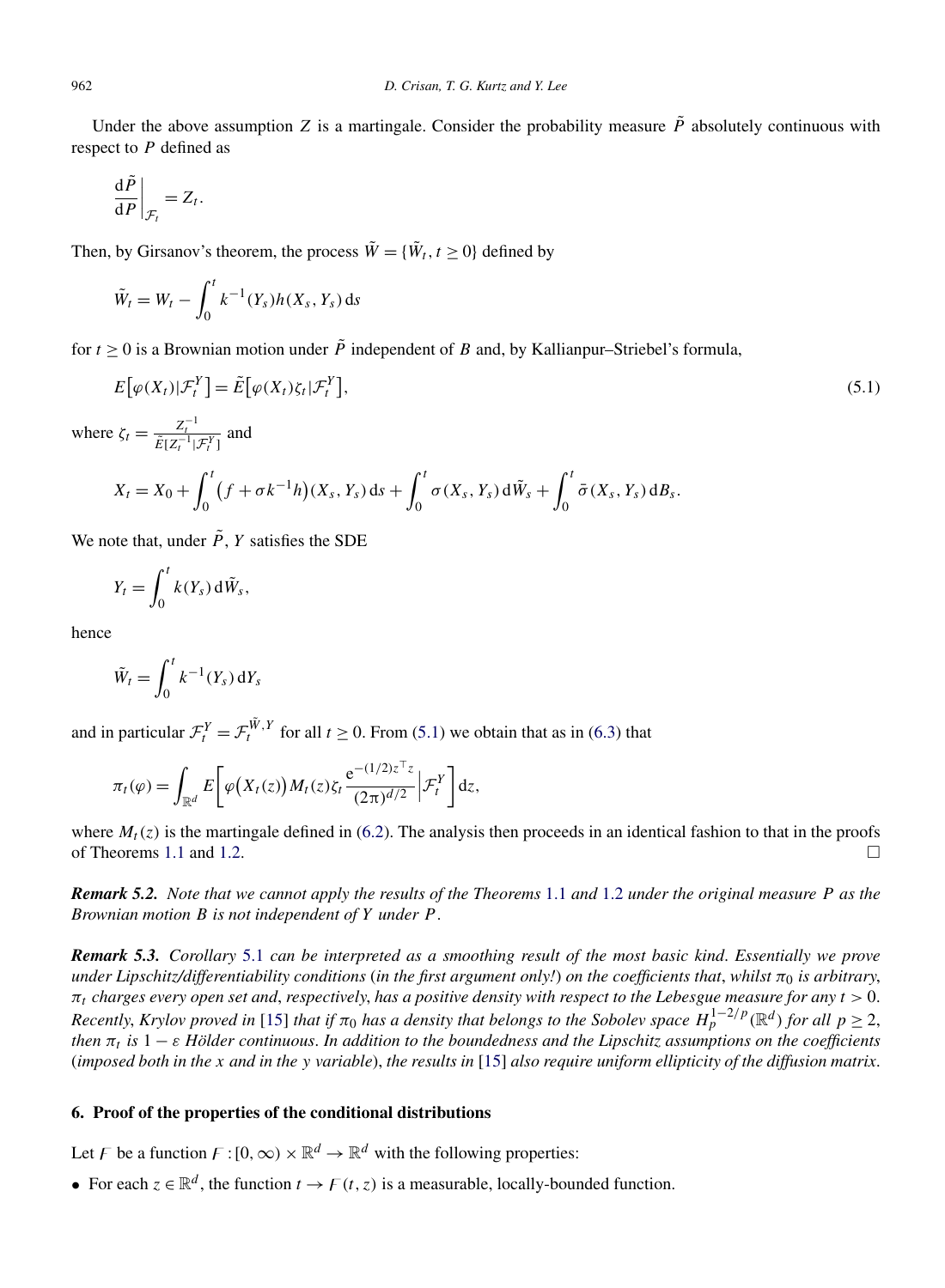Under the above assumption $Z$ is a martingale. Consider the probability measure $\tilde{P}$ absolutely continuous with respect to $P$ defined as

$$\left.\frac{\mathrm{d}\tilde{P}}{\mathrm{d}P}\right|_{\mathcal{F}_t} = Z_t.$$

Then, by Girsanov's theorem, the process $\tilde{W} = \{\tilde{W}_t, t \geq 0\}$ defined by

$$\tilde{W}_t = W_t - \int_0^t k^{-1}(Y_s)h(X_s, Y_s)\,\mathrm{d}s$$

for $t \geq 0$ is a Brownian motion under $\tilde{P}$ independent of $B$ and, by Kallianpur–Striebel's formula,

$$E\left[\varphi(X_t)|\mathcal{F}_t^Y\right] = \tilde{E}\left[\varphi(X_t)\zeta_t|\mathcal{F}_t^Y\right], \tag{5.1}$$

where $\zeta_t = \frac{Z_t^{-1}}{\tilde{E}[Z_t^{-1}|\mathcal{F}_t^Y]}$ and

$$X_t = X_0 + \int_0^t \left(f + \sigma k^{-1} h\right)(X_s, Y_s)\,\mathrm{d}s + \int_0^t \sigma(X_s, Y_s)\,\mathrm{d}\tilde{W}_s + \int_0^t \bar{\sigma}(X_s, Y_s)\,\mathrm{d}B_s.$$

We note that, under $\tilde{P}$, $Y$ satisfies the SDE

$$Y_t = \int_0^t k(Y_s)\,\mathrm{d}\tilde{W}_s,$$

hence

$$\tilde{W}_t = \int_0^t k^{-1}(Y_s)\,\mathrm{d}Y_s$$

and in particular $\mathcal{F}_t^Y = \mathcal{F}_t^{\tilde{W},Y}$ for all $t \geq 0$. From (5.1) we obtain that as in (6.3) that

$$\pi_t(\varphi) = \int_{\mathbb{R}^d} E\left[\varphi\big(X_t(z)\big)M_t(z)\zeta_t \frac{\mathrm{e}^{-(1/2)z^\top z}}{(2\pi)^{d/2}}\Big|\mathcal{F}_t^Y\right]\mathrm{d}z,$$

where $M_t(z)$ is the martingale defined in (6.2). The analysis then proceeds in an identical fashion to that in the proofs of Theorems 1.1 and 1.2. □

***Remark 5.2.*** *Note that we cannot apply the results of the Theorems 1.1 and 1.2 under the original measure $P$ as the Brownian motion $B$ is not independent of $Y$ under $P$.*

***Remark 5.3.*** *Corollary 5.1 can be interpreted as a smoothing result of the most basic kind. Essentially we prove under Lipschitz/differentiability conditions (in the first argument only!) on the coefficients that, whilst $\pi_0$ is arbitrary, $\pi_t$ charges every open set and, respectively, has a positive density with respect to the Lebesgue measure for any $t > 0$. Recently, Krylov proved in [15] that if $\pi_0$ has a density that belongs to the Sobolev space $H_p^{1-2/p}(\mathbb{R}^d)$ for all $p \geq 2$, then $\pi_t$ is $1 - \varepsilon$ Hölder continuous. In addition to the boundedness and the Lipschitz assumptions on the coefficients (imposed both in the $x$ and in the $y$ variable), the results in [15] also require uniform ellipticity of the diffusion matrix.*

## 6. Proof of the properties of the conditional distributions

Let $F$ be a function $F : [0, \infty) \times \mathbb{R}^d \to \mathbb{R}^d$ with the following properties:

- For each $z \in \mathbb{R}^d$, the function $t \to F(t, z)$ is a measurable, locally-bounded function.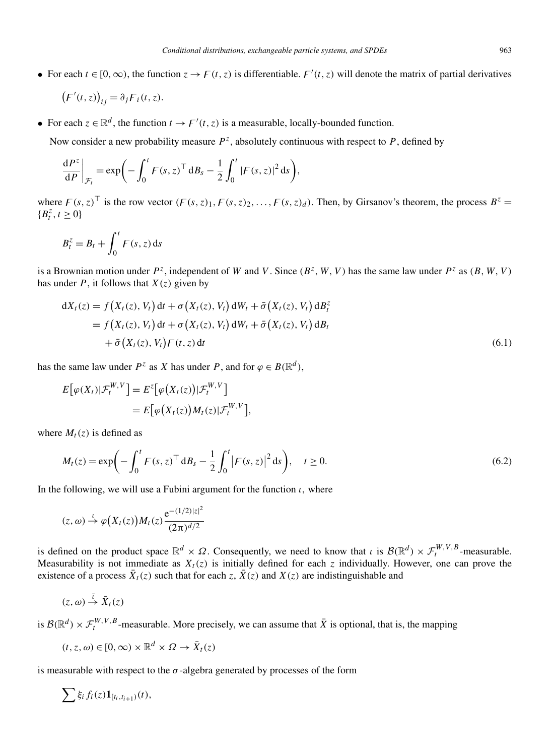- For each $t \in [0, \infty)$, the function $z \to F(t, z)$ is differentiable. $F'(t, z)$ will denote the matrix of partial derivatives

$$\big(F'(t, z)\big)_{ij} = \partial_j F_i(t, z).$$

- For each $z \in \mathbb{R}^d$, the function $t \to F'(t, z)$ is a measurable, locally-bounded function.

Now consider a new probability measure $P^z$, absolutely continuous with respect to $P$, defined by

$$\frac{\mathrm{d}P^z}{\mathrm{d}P}\bigg|_{\mathcal{F}_t} = \exp\bigg(-\int_0^t F(s, z)^\top \,\mathrm{d}B_s - \frac{1}{2}\int_0^t |F(s, z)|^2 \,\mathrm{d}s\bigg),$$

where $F(s, z)^\top$ is the row vector $(F(s, z)_1, F(s, z)_2, \ldots, F(s, z)_d)$. Then, by Girsanov's theorem, the process $B^z = \{B_t^z, t \geq 0\}$

$$B_t^z = B_t + \int_0^t F(s, z) \,\mathrm{d}s$$

is a Brownian motion under $P^z$, independent of $W$ and $V$. Since $(B^z, W, V)$ has the same law under $P^z$ as $(B, W, V)$ has under $P$, it follows that $X(z)$ given by

$$\begin{aligned}
\mathrm{d}X_t(z) &= f\big(X_t(z), V_t\big)\,\mathrm{d}t + \sigma\big(X_t(z), V_t\big)\,\mathrm{d}W_t + \bar{\sigma}\big(X_t(z), V_t\big)\,\mathrm{d}B_t^z \\
&= f\big(X_t(z), V_t\big)\,\mathrm{d}t + \sigma\big(X_t(z), V_t\big)\,\mathrm{d}W_t + \bar{\sigma}\big(X_t(z), V_t\big)\,\mathrm{d}B_t \\
&\quad + \bar{\sigma}\big(X_t(z), V_t\big)F(t, z)\,\mathrm{d}t
\end{aligned} \tag{6.1}$$

has the same law under $P^z$ as $X$ has under $P$, and for $\varphi \in B(\mathbb{R}^d)$,

$$\begin{aligned}
E\big[\varphi(X_t)|\mathcal{F}_t^{W,V}\big] &= E^z\big[\varphi\big(X_t(z)\big)|\mathcal{F}_t^{W,V}\big] \\
&= E\big[\varphi\big(X_t(z)\big)M_t(z)|\mathcal{F}_t^{W,V}\big],
\end{aligned}$$

where $M_t(z)$ is defined as

$$M_t(z) = \exp\bigg(-\int_0^t F(s, z)^\top \,\mathrm{d}B_s - \frac{1}{2}\int_0^t \big|F(s, z)\big|^2 \,\mathrm{d}s\bigg), \quad t \geq 0. \tag{6.2}$$

In the following, we will use a Fubini argument for the function $\iota$, where

$$(z, \omega) \overset{\iota}{\to} \varphi\big(X_t(z)\big)M_t(z)\frac{\mathrm{e}^{-(1/2)|z|^2}}{(2\pi)^{d/2}}$$

is defined on the product space $\mathbb{R}^d \times \Omega$. Consequently, we need to know that $\iota$ is $\mathcal{B}(\mathbb{R}^d) \times \mathcal{F}_t^{W,V,B}$-measurable. Measurability is not immediate as $X_t(z)$ is initially defined for each $z$ individually. However, one can prove the existence of a process $\bar{X}_t(z)$ such that for each $z$, $\bar{X}(z)$ and $X(z)$ are indistinguishable and

$$(z, \omega) \overset{\bar{\iota}}{\to} \bar{X}_t(z)$$

is $\mathcal{B}(\mathbb{R}^d) \times \mathcal{F}_t^{W,V,B}$-measurable. More precisely, we can assume that $\bar{X}$ is optional, that is, the mapping

$$(t, z, \omega) \in [0, \infty) \times \mathbb{R}^d \times \Omega \to \bar{X}_t(z)$$

is measurable with respect to the $\sigma$-algebra generated by processes of the form

$$\sum \xi_i f_i(z)\mathbf{1}_{[t_i, t_{i+1})}(t),$$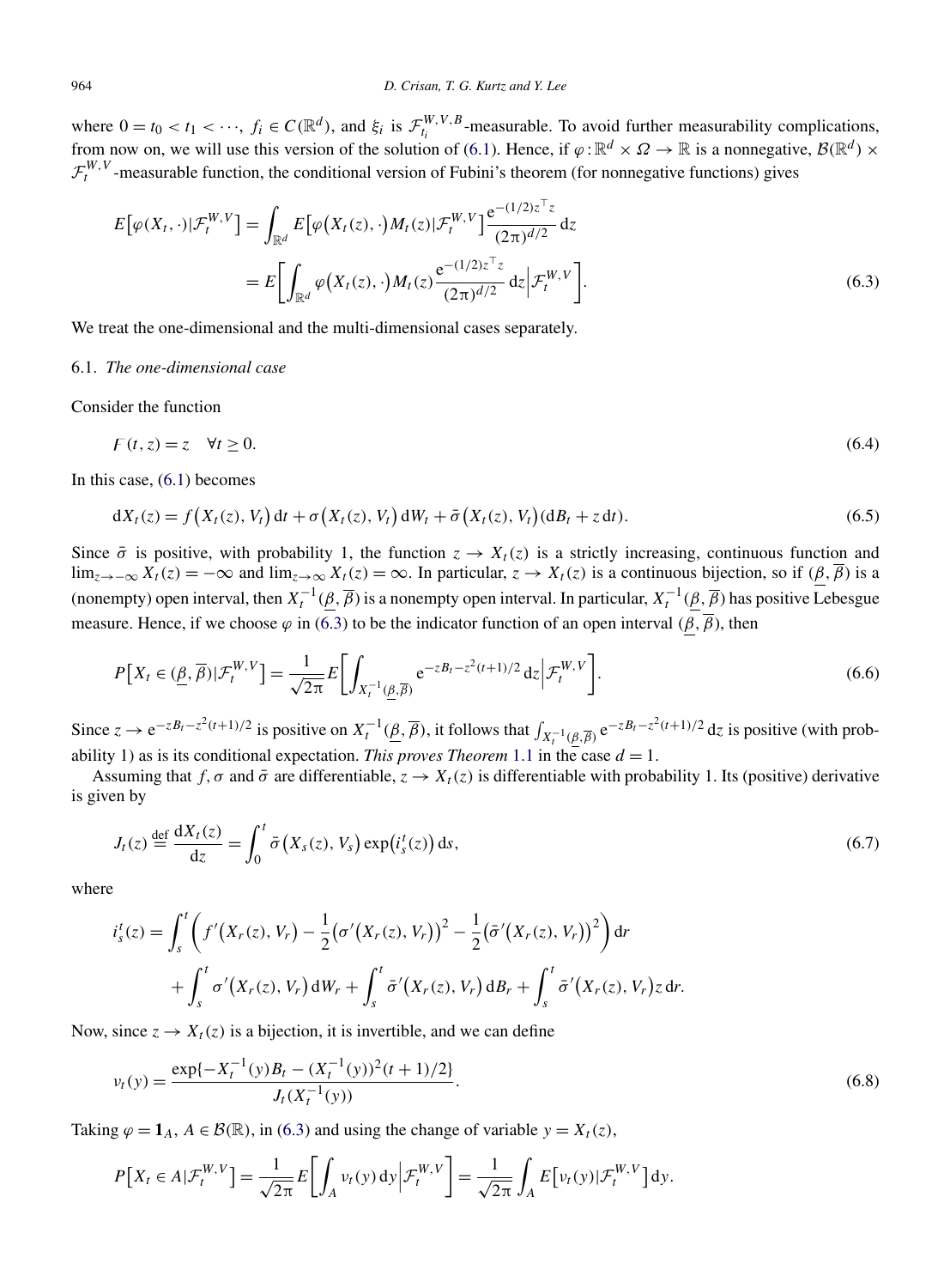where $0 = t_0 < t_1 < \cdots$, $f_i \in C(\mathbb{R}^d)$, and $\xi_i$ is $\mathcal{F}_{t_i}^{W,V,B}$-measurable. To avoid further measurability complications, from now on, we will use this version of the solution of (6.1). Hence, if $\varphi : \mathbb{R}^d \times \Omega \to \mathbb{R}$ is a nonnegative, $\mathcal{B}(\mathbb{R}^d) \times \mathcal{F}_t^{W,V}$-measurable function, the conditional version of Fubini's theorem (for nonnegative functions) gives

$$
\begin{aligned}
E\big[\varphi(X_t, \cdot)|\mathcal{F}_t^{W,V}\big] &= \int_{\mathbb{R}^d} E\big[\varphi\big(X_t(z), \cdot\big) M_t(z)|\mathcal{F}_t^{W,V}\big] \frac{\mathrm{e}^{-(1/2)z^\top z}}{(2\pi)^{d/2}} \,\mathrm{d}z \\
&= E\bigg[\int_{\mathbb{R}^d} \varphi\big(X_t(z), \cdot\big) M_t(z) \frac{\mathrm{e}^{-(1/2)z^\top z}}{(2\pi)^{d/2}} \,\mathrm{d}z \bigg| \mathcal{F}_t^{W,V}\bigg].
\end{aligned}
\tag{6.3}
$$

We treat the one-dimensional and the multi-dimensional cases separately.

## 6.1. *The one-dimensional case*

Consider the function

$$
F(t, z) = z \quad \forall t \geq 0. \tag{6.4}
$$

In this case, (6.1) becomes

$$
\mathrm{d}X_t(z) = f\big(X_t(z), V_t\big)\,\mathrm{d}t + \sigma\big(X_t(z), V_t\big)\,\mathrm{d}W_t + \bar{\sigma}\big(X_t(z), V_t\big)(\mathrm{d}B_t + z\,\mathrm{d}t). \tag{6.5}
$$

Since $\bar{\sigma}$ is positive, with probability 1, the function $z \to X_t(z)$ is a strictly increasing, continuous function and $\lim_{z\to-\infty} X_t(z) = -\infty$ and $\lim_{z\to\infty} X_t(z) = \infty$. In particular, $z \to X_t(z)$ is a continuous bijection, so if $(\underline{\beta}, \overline{\beta})$ is a (nonempty) open interval, then $X_t^{-1}(\underline{\beta}, \overline{\beta})$ is a nonempty open interval. In particular, $X_t^{-1}(\underline{\beta}, \overline{\beta})$ has positive Lebesgue measure. Hence, if we choose $\varphi$ in (6.3) to be the indicator function of an open interval $(\underline{\beta}, \overline{\beta})$, then

$$
P\big[X_t \in (\underline{\beta}, \overline{\beta})|\mathcal{F}_t^{W,V}\big] = \frac{1}{\sqrt{2\pi}} E\bigg[\int_{X_t^{-1}(\underline{\beta}, \overline{\beta})} \mathrm{e}^{-zB_t - z^2(t+1)/2}\,\mathrm{d}z \bigg| \mathcal{F}_t^{W,V}\bigg]. \tag{6.6}
$$

Since $z \to \mathrm{e}^{-zB_t - z^2(t+1)/2}$ is positive on $X_t^{-1}(\underline{\beta}, \overline{\beta})$, it follows that $\int_{X_t^{-1}(\underline{\beta}, \overline{\beta})} \mathrm{e}^{-zB_t - z^2(t+1)/2}\,\mathrm{d}z$ is positive (with probability 1) as is its conditional expectation. *This proves Theorem* 1.1 in the case $d = 1$.

Assuming that $f, \sigma$ and $\bar{\sigma}$ are differentiable, $z \to X_t(z)$ is differentiable with probability 1. Its (positive) derivative is given by

$$
J_t(z) \stackrel{\text{def}}{=} \frac{\mathrm{d}X_t(z)}{\mathrm{d}z} = \int_0^t \bar{\sigma}\big(X_s(z), V_s\big) \exp\big(i_s^t(z)\big)\,\mathrm{d}s, \tag{6.7}
$$

where

$$
\begin{aligned}
i_s^t(z) = &\int_s^t \bigg(f'\big(X_r(z), V_r\big) - \frac{1}{2}\big(\sigma'\big(X_r(z), V_r\big)\big)^2 - \frac{1}{2}\big(\bar{\sigma}'\big(X_r(z), V_r\big)\big)^2\bigg)\,\mathrm{d}r \\
&+ \int_s^t \sigma'\big(X_r(z), V_r\big)\,\mathrm{d}W_r + \int_s^t \bar{\sigma}'\big(X_r(z), V_r\big)\,\mathrm{d}B_r + \int_s^t \bar{\sigma}'\big(X_r(z), V_r\big) z\,\mathrm{d}r.
\end{aligned}
$$

Now, since $z \to X_t(z)$ is a bijection, it is invertible, and we can define

$$
\nu_t(y) = \frac{\exp\{-X_t^{-1}(y)B_t - (X_t^{-1}(y))^2(t+1)/2\}}{J_t(X_t^{-1}(y))}. \tag{6.8}
$$

Taking $\varphi = \mathbf{1}_A$, $A \in \mathcal{B}(\mathbb{R})$, in (6.3) and using the change of variable $y = X_t(z)$,

$$
P\big[X_t \in A|\mathcal{F}_t^{W,V}\big] = \frac{1}{\sqrt{2\pi}} E\bigg[\int_A \nu_t(y)\,\mathrm{d}y \bigg| \mathcal{F}_t^{W,V}\bigg] = \frac{1}{\sqrt{2\pi}} \int_A E\big[\nu_t(y)|\mathcal{F}_t^{W,V}\big]\,\mathrm{d}y.
$$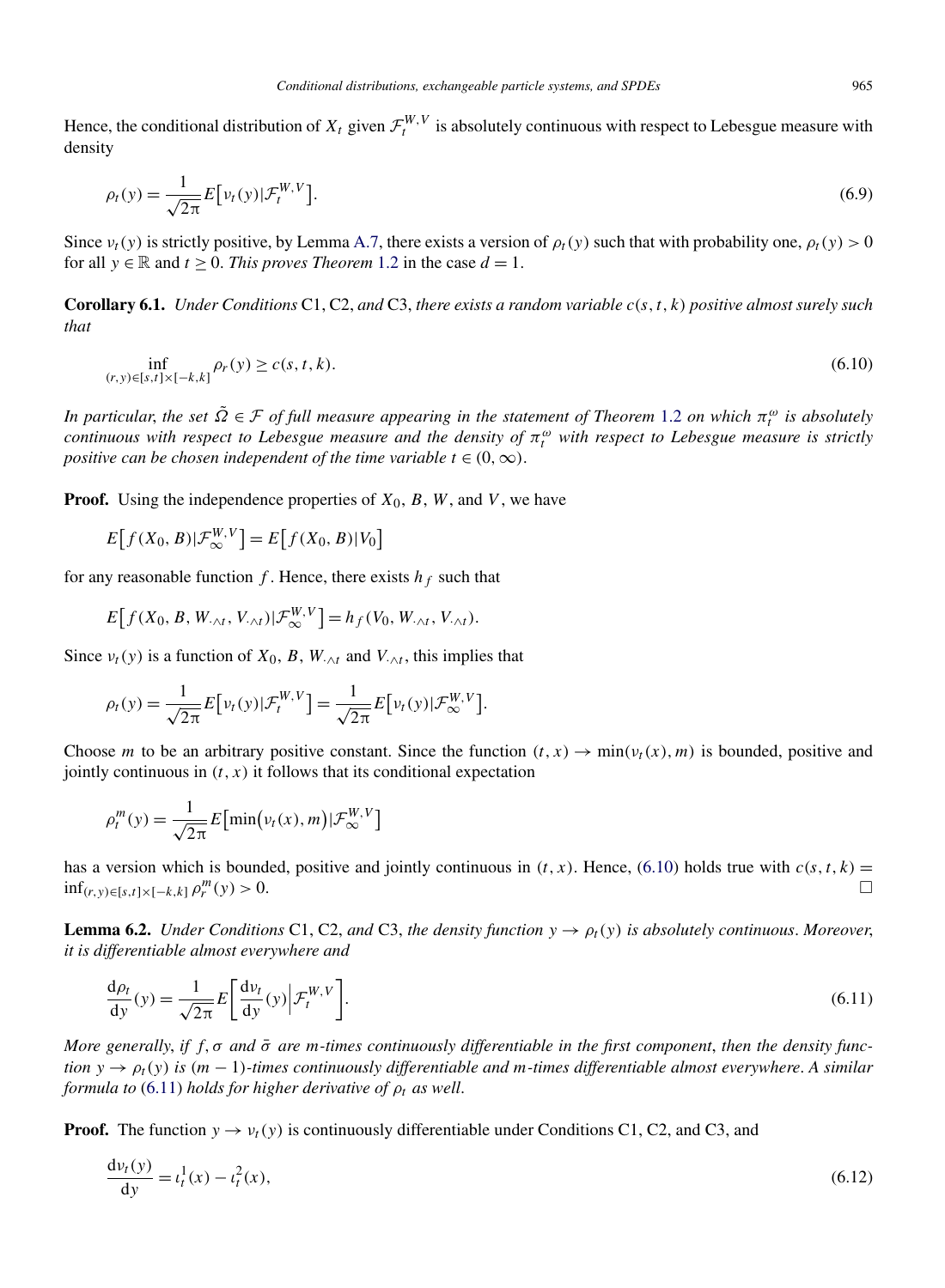Hence, the conditional distribution of $X_t$ given $\mathcal{F}_t^{W,V}$ is absolutely continuous with respect to Lebesgue measure with density

$$\rho_t(y) = \frac{1}{\sqrt{2\pi}} E\big[\nu_t(y)|\mathcal{F}_t^{W,V}\big]. \tag{6.9}$$

Since $\nu_t(y)$ is strictly positive, by Lemma A.7, there exists a version of $\rho_t(y)$ such that with probability one, $\rho_t(y) > 0$ for all $y \in \mathbb{R}$ and $t \geq 0$. *This proves Theorem* 1.2 in the case $d = 1$.

**Corollary 6.1.** *Under Conditions* C1, C2, *and* C3, *there exists a random variable $c(s,t,k)$ positive almost surely such that*

$$\inf_{(r,y)\in[s,t]\times[-k,k]} \rho_r(y) \geq c(s,t,k). \tag{6.10}$$

*In particular, the set $\tilde{\Omega} \in \mathcal{F}$ of full measure appearing in the statement of Theorem* 1.2 *on which $\pi_t^\omega$ is absolutely continuous with respect to Lebesgue measure and the density of $\pi_t^\omega$ with respect to Lebesgue measure is strictly positive can be chosen independent of the time variable $t \in (0,\infty)$.*

**Proof.** Using the independence properties of $X_0$, $B$, $W$, and $V$, we have

$$E\big[f(X_0,B)|\mathcal{F}_\infty^{W,V}\big] = E\big[f(X_0,B)|V_0\big]$$

for any reasonable function $f$. Hence, there exists $h_f$ such that

$$E\big[f(X_0,B,W_{\cdot\wedge t},V_{\cdot\wedge t})|\mathcal{F}_\infty^{W,V}\big] = h_f(V_0,W_{\cdot\wedge t},V_{\cdot\wedge t}).$$

Since $\nu_t(y)$ is a function of $X_0$, $B$, $W_{\cdot\wedge t}$ and $V_{\cdot\wedge t}$, this implies that

$$\rho_t(y) = \frac{1}{\sqrt{2\pi}} E\big[\nu_t(y)|\mathcal{F}_t^{W,V}\big] = \frac{1}{\sqrt{2\pi}} E\big[\nu_t(y)|\mathcal{F}_\infty^{W,V}\big].$$

Choose $m$ to be an arbitrary positive constant. Since the function $(t,x) \to \min(\nu_t(x), m)$ is bounded, positive and jointly continuous in $(t,x)$ it follows that its conditional expectation

$$\rho_t^m(y) = \frac{1}{\sqrt{2\pi}} E\big[\min\big(\nu_t(x), m\big)|\mathcal{F}_\infty^{W,V}\big]$$

has a version which is bounded, positive and jointly continuous in $(t,x)$. Hence, (6.10) holds true with $c(s,t,k) = \inf_{(r,y)\in[s,t]\times[-k,k]} \rho_r^m(y) > 0$. □

**Lemma 6.2.** *Under Conditions* C1, C2, *and* C3, *the density function $y \to \rho_t(y)$ is absolutely continuous. Moreover, it is differentiable almost everywhere and*

$$\frac{\mathrm{d}\rho_t}{\mathrm{d}y}(y) = \frac{1}{\sqrt{2\pi}} E\bigg[\frac{\mathrm{d}\nu_t}{\mathrm{d}y}(y)\Big|\mathcal{F}_t^{W,V}\bigg]. \tag{6.11}$$

*More generally, if $f, \sigma$ and $\bar{\sigma}$ are $m$-times continuously differentiable in the first component, then the density function $y \to \rho_t(y)$ is $(m-1)$-times continuously differentiable and $m$-times differentiable almost everywhere. A similar formula to* (6.11) *holds for higher derivative of $\rho_t$ as well.*

**Proof.** The function $y \to \nu_t(y)$ is continuously differentiable under Conditions C1, C2, and C3, and

$$\frac{\mathrm{d}\nu_t(y)}{\mathrm{d}y} = \iota_t^1(x) - \iota_t^2(x), \tag{6.12}$$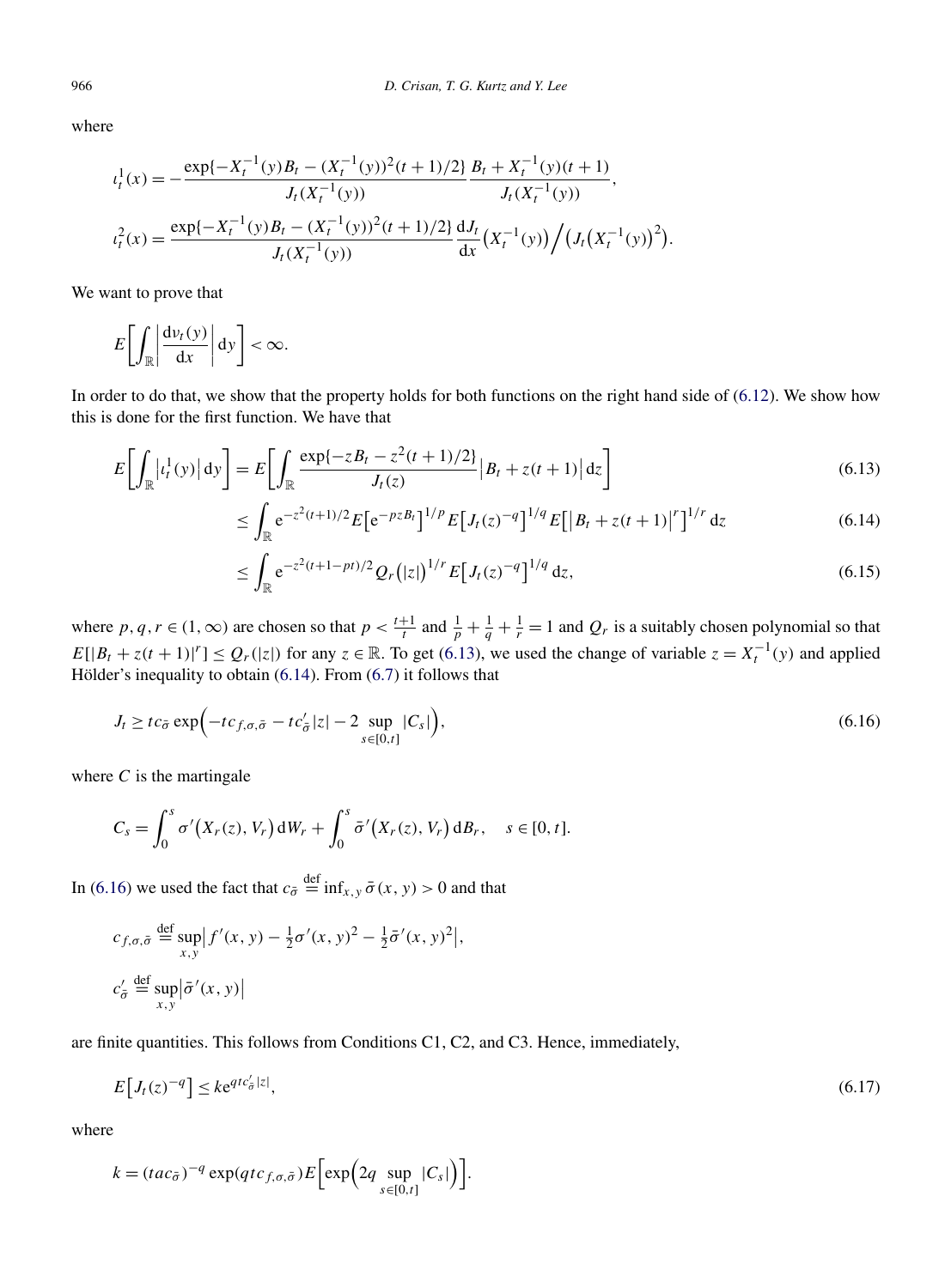where

$$\iota_t^1(x) = -\frac{\exp\{-X_t^{-1}(y)B_t - (X_t^{-1}(y))^2(t+1)/2\}}{J_t(X_t^{-1}(y))} \frac{B_t + X_t^{-1}(y)(t+1)}{J_t(X_t^{-1}(y))},$$

$$\iota_t^2(x) = \frac{\exp\{-X_t^{-1}(y)B_t - (X_t^{-1}(y))^2(t+1)/2\}}{J_t(X_t^{-1}(y))} \frac{\mathrm{d}J_t}{\mathrm{d}x}\big(X_t^{-1}(y)\big) \Big/ \big(J_t\big(X_t^{-1}(y)\big)^2\big).$$

We want to prove that

$$E\left[\int_{\mathbb{R}} \left|\frac{\mathrm{d}\nu_t(y)}{\mathrm{d}x}\right| \mathrm{d}y\right] < \infty.$$

In order to do that, we show that the property holds for both functions on the right hand side of (6.12). We show how this is done for the first function. We have that

$$E\left[\int_{\mathbb{R}} \left|\iota_t^1(y)\right| \mathrm{d}y\right] = E\left[\int_{\mathbb{R}} \frac{\exp\{-zB_t - z^2(t+1)/2\}}{J_t(z)} \left|B_t + z(t+1)\right| \mathrm{d}z\right] \tag{6.13}$$

$$\leq \int_{\mathbb{R}} \mathrm{e}^{-z^2(t+1)/2} E\left[\mathrm{e}^{-pzB_t}\right]^{1/p} E\left[J_t(z)^{-q}\right]^{1/q} E\left[\left|B_t + z(t+1)\right|^r\right]^{1/r} \mathrm{d}z \tag{6.14}$$

$$\leq \int_{\mathbb{R}} \mathrm{e}^{-z^2(t+1-pt)/2} Q_r\big(|z|\big)^{1/r} E\left[J_t(z)^{-q}\right]^{1/q} \mathrm{d}z, \tag{6.15}$$

where $p, q, r \in (1, \infty)$ are chosen so that $p < \frac{t+1}{t}$ and $\frac{1}{p} + \frac{1}{q} + \frac{1}{r} = 1$ and $Q_r$ is a suitably chosen polynomial so that $E[|B_t + z(t+1)|^r] \leq Q_r(|z|)$ for any $z \in \mathbb{R}$. To get (6.13), we used the change of variable $z = X_t^{-1}(y)$ and applied Hölder's inequality to obtain (6.14). From (6.7) it follows that

$$J_t \geq tc_{\bar{\sigma}} \exp\Big(-tc_{f,\sigma,\bar{\sigma}} - tc'_{\bar{\sigma}}|z| - 2\sup_{s\in[0,t]}|C_s|\Big), \tag{6.16}$$

where $C$ is the martingale

$$C_s = \int_0^s \sigma'\big(X_r(z), V_r\big)\,\mathrm{d}W_r + \int_0^s \bar{\sigma}'\big(X_r(z), V_r\big)\,\mathrm{d}B_r, \quad s \in [0, t].$$

In (6.16) we used the fact that $c_{\bar{\sigma}} \overset{\text{def}}{=} \inf_{x,y} \bar{\sigma}(x, y) > 0$ and that

$$c_{f,\sigma,\bar{\sigma}} \overset{\text{def}}{=} \sup_{x,y}\left|f'(x, y) - \tfrac{1}{2}\sigma'(x, y)^2 - \tfrac{1}{2}\bar{\sigma}'(x, y)^2\right|,$$

$$c'_{\bar{\sigma}} \overset{\text{def}}{=} \sup_{x,y}\left|\bar{\sigma}'(x, y)\right|$$

are finite quantities. This follows from Conditions C1, C2, and C3. Hence, immediately,

$$E\left[J_t(z)^{-q}\right] \leq k\mathrm{e}^{qtc'_{\bar{\sigma}}|z|}, \tag{6.17}$$

where

$$k = (tac_{\bar{\sigma}})^{-q} \exp(qtc_{f,\sigma,\bar{\sigma}}) E\Big[\exp\Big(2q\sup_{s\in[0,t]}|C_s|\Big)\Big].$$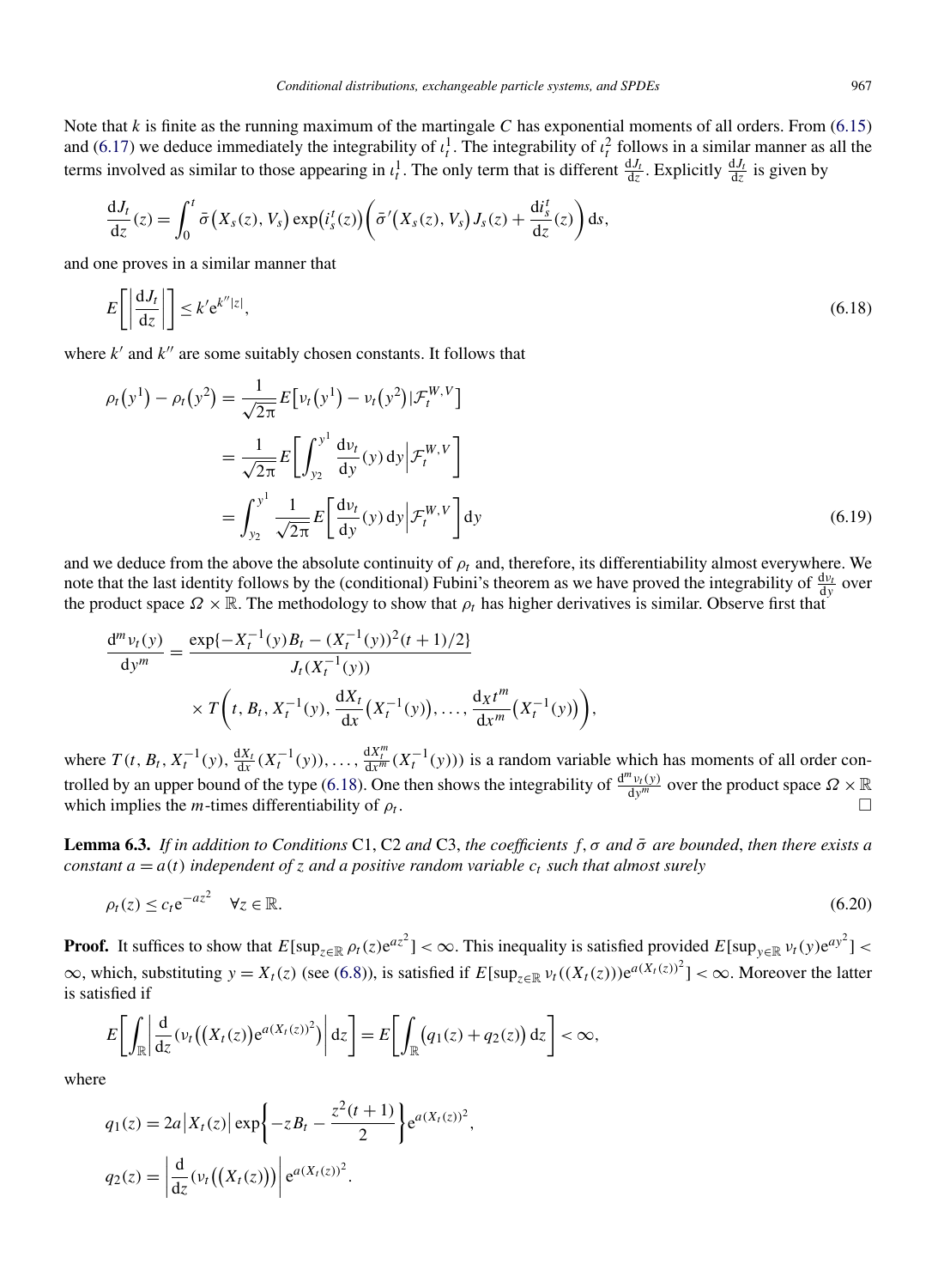Note that $k$ is finite as the running maximum of the martingale $C$ has exponential moments of all orders. From (6.15) and (6.17) we deduce immediately the integrability of $\iota_t^1$. The integrability of $\iota_t^2$ follows in a similar manner as all the terms involved as similar to those appearing in $\iota_t^1$. The only term that is different $\frac{\mathrm{d}J_t}{\mathrm{d}z}$. Explicitly $\frac{\mathrm{d}J_t}{\mathrm{d}z}$ is given by

$$
\frac{\mathrm{d}J_t}{\mathrm{d}z}(z) = \int_0^t \bar{\sigma}\big(X_s(z), V_s\big) \exp\big(i_s^t(z)\big)\left(\bar{\sigma}'\big(X_s(z), V_s\big) J_s(z) + \frac{\mathrm{d}i_s^t}{\mathrm{d}z}(z)\right) \mathrm{d}s,
$$

and one proves in a similar manner that

$$
E\left[\left|\frac{\mathrm{d}J_t}{\mathrm{d}z}\right|\right] \le k' \mathrm{e}^{k''|z|}, \tag{6.18}
$$

where $k'$ and $k''$ are some suitably chosen constants. It follows that

$$
\begin{aligned}
\rho_t\big(y^1\big) - \rho_t\big(y^2\big) &= \frac{1}{\sqrt{2\pi}} E\big[\nu_t\big(y^1\big) - \nu_t\big(y^2\big) | \mathcal{F}_t^{W,V}\big] \\
&= \frac{1}{\sqrt{2\pi}} E\left[\int_{y_2}^{y^1} \frac{\mathrm{d}\nu_t}{\mathrm{d}y}(y)\,\mathrm{d}y \middle| \mathcal{F}_t^{W,V}\right] \\
&= \int_{y_2}^{y^1} \frac{1}{\sqrt{2\pi}} E\left[\frac{\mathrm{d}\nu_t}{\mathrm{d}y}(y)\,\mathrm{d}y \middle| \mathcal{F}_t^{W,V}\right] \mathrm{d}y
\end{aligned} \tag{6.19}
$$

and we deduce from the above the absolute continuity of $\rho_t$ and, therefore, its differentiability almost everywhere. We note that the last identity follows by the (conditional) Fubini's theorem as we have proved the integrability of $\frac{\mathrm{d}\nu_t}{\mathrm{d}y}$ over the product space $\Omega \times \mathbb{R}$. The methodology to show that $\rho_t$ has higher derivatives is similar. Observe first that

$$
\begin{aligned}
\frac{\mathrm{d}^m \nu_t(y)}{\mathrm{d}y^m} &= \frac{\exp\{-X_t^{-1}(y)B_t - (X_t^{-1}(y))^2(t+1)/2\}}{J_t(X_t^{-1}(y))} \\
&\quad \times T\left(t, B_t, X_t^{-1}(y), \frac{\mathrm{d}X_t}{\mathrm{d}x}\big(X_t^{-1}(y)\big), \ldots, \frac{\mathrm{d}_X t^m}{\mathrm{d}x^m}\big(X_t^{-1}(y)\big)\right),
\end{aligned}
$$

where $T(t, B_t, X_t^{-1}(y), \frac{\mathrm{d}X_t}{\mathrm{d}x}(X_t^{-1}(y)), \ldots, \frac{\mathrm{d}X_t^m}{\mathrm{d}x^m}(X_t^{-1}(y)))$ is a random variable which has moments of all order controlled by an upper bound of the type (6.18). One then shows the integrability of $\frac{\mathrm{d}^m \nu_t(y)}{\mathrm{d}y^m}$ over the product space $\Omega \times \mathbb{R}$ which implies the $m$-times differentiability of $\rho_t$. $\square$

**Lemma 6.3.** *If in addition to Conditions* C1, C2 *and* C3, *the coefficients* $f, \sigma$ *and* $\bar{\sigma}$ *are bounded*, *then there exists a constant* $a = a(t)$ *independent of* $z$ *and a positive random variable* $c_t$ *such that almost surely*

$$
\rho_t(z) \le c_t \mathrm{e}^{-az^2} \quad \forall z \in \mathbb{R}. \tag{6.20}
$$

**Proof.** It suffices to show that $E[\sup_{z\in\mathbb{R}} \rho_t(z)\mathrm{e}^{az^2}] < \infty$. This inequality is satisfied provided $E[\sup_{y\in\mathbb{R}} \nu_t(y)\mathrm{e}^{ay^2}] < \infty$, which, substituting $y = X_t(z)$ (see (6.8)), is satisfied if $E[\sup_{z\in\mathbb{R}} \nu_t((X_t(z))\mathrm{e}^{a(X_t(z))^2}] < \infty$. Moreover the latter is satisfied if

$$
E\left[\int_{\mathbb{R}} \left|\frac{\mathrm{d}}{\mathrm{d}z}(\nu_t\big(\big(X_t(z)\big)\mathrm{e}^{a(X_t(z))^2}\big)\right| \mathrm{d}z\right] = E\left[\int_{\mathbb{R}} \big(q_1(z) + q_2(z)\big)\,\mathrm{d}z\right] < \infty,
$$

where

$$
\begin{aligned}
q_1(z) &= 2a\big|X_t(z)\big| \exp\left\{-zB_t - \frac{z^2(t+1)}{2}\right\} \mathrm{e}^{a(X_t(z))^2}, \\
q_2(z) &= \left|\frac{\mathrm{d}}{\mathrm{d}z}(\nu_t\big(\big(X_t(z)\big)\big)\right| \mathrm{e}^{a(X_t(z))^2}.
\end{aligned}
$$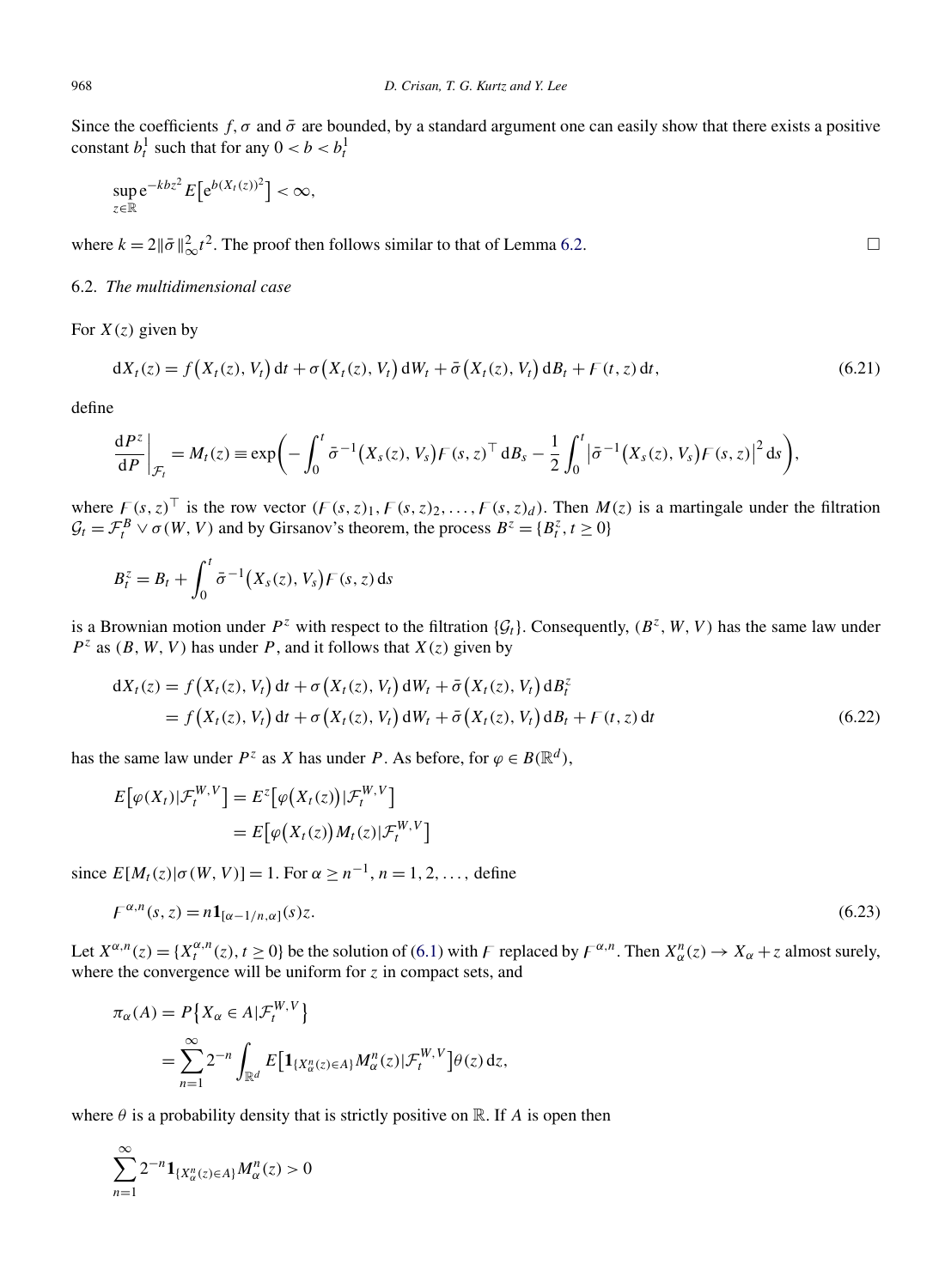Since the coefficients $f, \sigma$ and $\bar{\sigma}$ are bounded, by a standard argument one can easily show that there exists a positive constant $b_t^1$ such that for any $0 < b < b_t^1$

$$\sup_{z \in \mathbb{R}} \mathrm{e}^{-kbz^2} E\big[\mathrm{e}^{b(X_t(z))^2}\big] < \infty,$$

where $k = 2\|\bar{\sigma}\|_\infty^2 t^2$. The proof then follows similar to that of Lemma 6.2. □

6.2. *The multidimensional case*

For $X(z)$ given by

$$\mathrm{d}X_t(z) = f\big(X_t(z), V_t\big)\,\mathrm{d}t + \sigma\big(X_t(z), V_t\big)\,\mathrm{d}W_t + \bar{\sigma}\big(X_t(z), V_t\big)\,\mathrm{d}B_t + F(t, z)\,\mathrm{d}t, \tag{6.21}$$

define

$$\left.\frac{\mathrm{d}P^z}{\mathrm{d}P}\right|_{\mathcal{F}_t} = M_t(z) \equiv \exp\biggl(-\int_0^t \bar{\sigma}^{-1}\big(X_s(z), V_s\big)F(s, z)^\top\,\mathrm{d}B_s - \frac{1}{2}\int_0^t \big|\bar{\sigma}^{-1}\big(X_s(z), V_s\big)F(s, z)\big|^2\,\mathrm{d}s\biggr),$$

where $F(s, z)^\top$ is the row vector $(F(s, z)_1, F(s, z)_2, \ldots, F(s, z)_d)$. Then $M(z)$ is a martingale under the filtration $\mathcal{G}_t = \mathcal{F}_t^B \vee \sigma(W, V)$ and by Girsanov's theorem, the process $B^z = \{B_t^z, t \geq 0\}$

$$B_t^z = B_t + \int_0^t \bar{\sigma}^{-1}\big(X_s(z), V_s\big)F(s, z)\,\mathrm{d}s$$

is a Brownian motion under $P^z$ with respect to the filtration $\{\mathcal{G}_t\}$. Consequently, $(B^z, W, V)$ has the same law under $P^z$ as $(B, W, V)$ has under $P$, and it follows that $X(z)$ given by

$$\begin{aligned}
\mathrm{d}X_t(z) &= f\big(X_t(z), V_t\big)\,\mathrm{d}t + \sigma\big(X_t(z), V_t\big)\,\mathrm{d}W_t + \bar{\sigma}\big(X_t(z), V_t\big)\,\mathrm{d}B_t^z \\
&= f\big(X_t(z), V_t\big)\,\mathrm{d}t + \sigma\big(X_t(z), V_t\big)\,\mathrm{d}W_t + \bar{\sigma}\big(X_t(z), V_t\big)\,\mathrm{d}B_t + F(t, z)\,\mathrm{d}t
\end{aligned} \tag{6.22}$$

has the same law under $P^z$ as $X$ has under $P$. As before, for $\varphi \in B(\mathbb{R}^d)$,

$$\begin{aligned}
E\big[\varphi(X_t)|\mathcal{F}_t^{W,V}\big] &= E^z\big[\varphi\big(X_t(z)\big)|\mathcal{F}_t^{W,V}\big] \\
&= E\big[\varphi\big(X_t(z)\big)M_t(z)|\mathcal{F}_t^{W,V}\big]
\end{aligned}$$

since $E[M_t(z)|\sigma(W, V)] = 1$. For $\alpha \geq n^{-1}$, $n = 1, 2, \ldots,$ define

$$F^{\alpha,n}(s, z) = n\mathbf{1}_{[\alpha - 1/n, \alpha]}(s)z. \tag{6.23}$$

Let $X^{\alpha,n}(z) = \{X_t^{\alpha,n}(z), t \geq 0\}$ be the solution of (6.1) with $F$ replaced by $F^{\alpha,n}$. Then $X_\alpha^n(z) \to X_\alpha + z$ almost surely, where the convergence will be uniform for $z$ in compact sets, and

$$\begin{aligned}
\pi_\alpha(A) &= P\big\{X_\alpha \in A|\mathcal{F}_t^{W,V}\big\} \\
&= \sum_{n=1}^\infty 2^{-n}\int_{\mathbb{R}^d} E\big[\mathbf{1}_{\{X_\alpha^n(z) \in A\}}M_\alpha^n(z)|\mathcal{F}_t^{W,V}\big]\theta(z)\,\mathrm{d}z,
\end{aligned}$$

where $\theta$ is a probability density that is strictly positive on $\mathbb{R}$. If $A$ is open then

$$\sum_{n=1}^\infty 2^{-n}\mathbf{1}_{\{X_\alpha^n(z) \in A\}}M_\alpha^n(z) > 0$$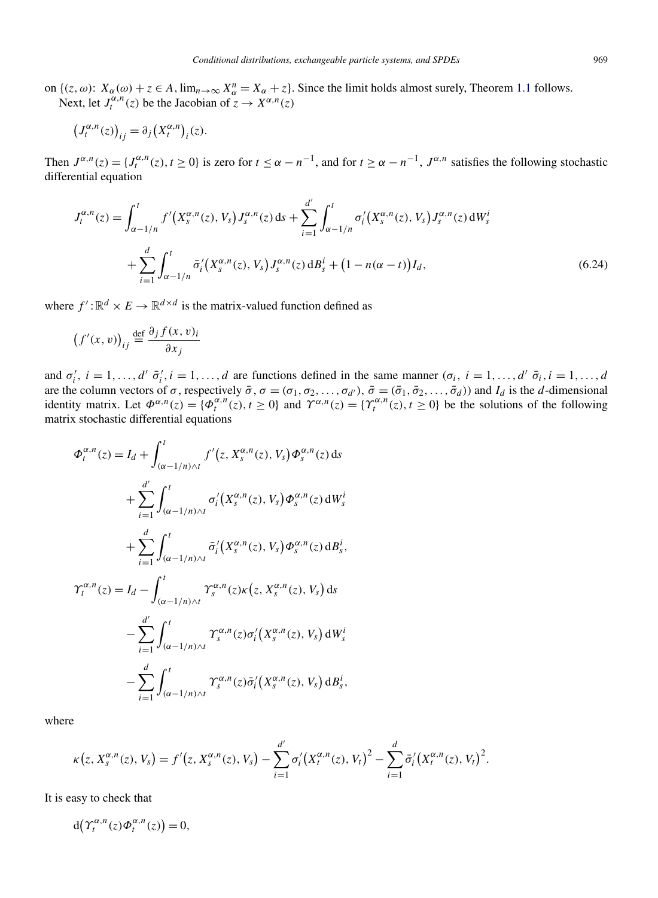on $\{(z,\omega)\colon X_\alpha(\omega)+z\in A, \lim_{n\to\infty} X_\alpha^n = X_\alpha + z\}$. Since the limit holds almost surely, Theorem 1.1 follows.

Next, let $J_t^{\alpha,n}(z)$ be the Jacobian of $z\to X^{\alpha,n}(z)$

$$\bigl(J_t^{\alpha,n}(z)\bigr)_{ij} = \partial_j\bigl(X_t^{\alpha,n}\bigr)_i(z).$$

Then $J^{\alpha,n}(z)=\{J_t^{\alpha,n}(z), t\ge 0\}$ is zero for $t\le \alpha-n^{-1}$, and for $t\ge \alpha-n^{-1}$, $J^{\alpha,n}$ satisfies the following stochastic differential equation

$$\begin{aligned}
J_t^{\alpha,n}(z) &= \int_{\alpha-1/n}^t f'\bigl(X_s^{\alpha,n}(z),V_s\bigr)J_s^{\alpha,n}(z)\,\mathrm{d}s + \sum_{i=1}^{d'}\int_{\alpha-1/n}^t \sigma_i'\bigl(X_s^{\alpha,n}(z),V_s\bigr)J_s^{\alpha,n}(z)\,\mathrm{d}W_s^i \\
&\quad + \sum_{i=1}^{d}\int_{\alpha-1/n}^t \bar\sigma_i'\bigl(X_s^{\alpha,n}(z),V_s\bigr)J_s^{\alpha,n}(z)\,\mathrm{d}B_s^i + \bigl(1-n(\alpha-t)\bigr)I_d,
\end{aligned} \tag{6.24}$$

where $f'\colon\mathbb{R}^d\times E\to\mathbb{R}^{d\times d}$ is the matrix-valued function defined as

$$\bigl(f'(x,v)\bigr)_{ij} \stackrel{\text{def}}{=} \frac{\partial_j f(x,v)_i}{\partial x_j}$$

and $\sigma_i'$, $i=1,\dots,d'$ $\bar\sigma_i'$, $i=1,\dots,d$ are functions defined in the same manner ($\sigma_i$, $i=1,\dots,d'$ $\bar\sigma_i$, $i=1,\dots,d$ are the column vectors of $\bar\sigma$, $\sigma=(\sigma_1,\sigma_2,\dots,\sigma_{d'})$, $\bar\sigma=(\bar\sigma_1,\bar\sigma_2,\dots,\bar\sigma_d)$) and $I_d$ is the $d$-dimensional identity matrix. Let $\Phi^{\alpha,n}(z)=\{\Phi_t^{\alpha,n}(z), t\ge 0\}$ and $\Upsilon^{\alpha,n}(z)=\{\Upsilon_t^{\alpha,n}(z), t\ge 0\}$ be the solutions of the following matrix stochastic differential equations

$$\begin{aligned}
\Phi_t^{\alpha,n}(z) &= I_d + \int_{(\alpha-1/n)\wedge t}^t f'\bigl(z, X_s^{\alpha,n}(z),V_s\bigr)\Phi_s^{\alpha,n}(z)\,\mathrm{d}s \\
&\quad + \sum_{i=1}^{d'}\int_{(\alpha-1/n)\wedge t}^t \sigma_i'\bigl(X_s^{\alpha,n}(z),V_s\bigr)\Phi_s^{\alpha,n}(z)\,\mathrm{d}W_s^i \\
&\quad + \sum_{i=1}^{d}\int_{(\alpha-1/n)\wedge t}^t \bar\sigma_i'\bigl(X_s^{\alpha,n}(z),V_s\bigr)\Phi_s^{\alpha,n}(z)\,\mathrm{d}B_s^i, \\
\Upsilon_t^{\alpha,n}(z) &= I_d - \int_{(\alpha-1/n)\wedge t}^t \Upsilon_s^{\alpha,n}(z)\kappa\bigl(z, X_s^{\alpha,n}(z),V_s\bigr)\,\mathrm{d}s \\
&\quad - \sum_{i=1}^{d'}\int_{(\alpha-1/n)\wedge t}^t \Upsilon_s^{\alpha,n}(z)\sigma_i'\bigl(X_s^{\alpha,n}(z),V_s\bigr)\,\mathrm{d}W_s^i \\
&\quad - \sum_{i=1}^{d}\int_{(\alpha-1/n)\wedge t}^t \Upsilon_s^{\alpha,n}(z)\bar\sigma_i'\bigl(X_s^{\alpha,n}(z),V_s\bigr)\,\mathrm{d}B_s^i,
\end{aligned}$$

where

$$\kappa\bigl(z, X_s^{\alpha,n}(z),V_s\bigr) = f'\bigl(z, X_s^{\alpha,n}(z),V_s\bigr) - \sum_{i=1}^{d'}\sigma_i'\bigl(X_t^{\alpha,n}(z),V_t\bigr)^2 - \sum_{i=1}^{d}\bar\sigma_i'\bigl(X_t^{\alpha,n}(z),V_t\bigr)^2.$$

It is easy to check that

$$\mathrm{d}\bigl(\Upsilon_t^{\alpha,n}(z)\Phi_t^{\alpha,n}(z)\bigr)=0,$$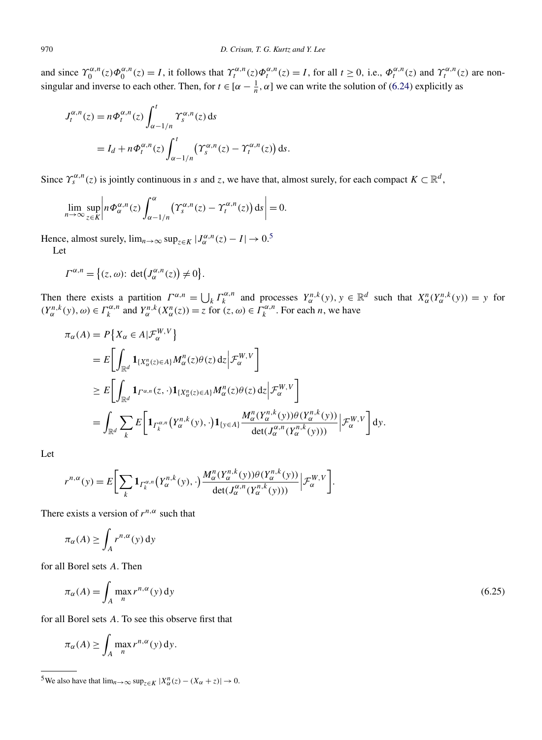and since $\Upsilon_0^{\alpha,n}(z)\Phi_0^{\alpha,n}(z) = I$, it follows that $\Upsilon_t^{\alpha,n}(z)\Phi_t^{\alpha,n}(z) = I$, for all $t \geq 0$, i.e., $\Phi_t^{\alpha,n}(z)$ and $\Upsilon_t^{\alpha,n}(z)$ are non-singular and inverse to each other. Then, for $t \in [\alpha - \frac{1}{n}, \alpha]$ we can write the solution of (6.24) explicitly as

$$
\begin{aligned}
J_t^{\alpha,n}(z) &= n\Phi_t^{\alpha,n}(z)\int_{\alpha-1/n}^t \Upsilon_s^{\alpha,n}(z)\,\mathrm{d}s \\
&= I_d + n\Phi_t^{\alpha,n}(z)\int_{\alpha-1/n}^t \bigl(\Upsilon_s^{\alpha,n}(z) - \Upsilon_t^{\alpha,n}(z)\bigr)\,\mathrm{d}s.
\end{aligned}
$$

Since $\Upsilon_s^{\alpha,n}(z)$ is jointly continuous in $s$ and $z$, we have that, almost surely, for each compact $K \subset \mathbb{R}^d$,

$$
\lim_{n\to\infty}\sup_{z\in K}\left| n\Phi_\alpha^{\alpha,n}(z)\int_{\alpha-1/n}^\alpha \bigl(\Upsilon_s^{\alpha,n}(z) - \Upsilon_t^{\alpha,n}(z)\bigr)\,\mathrm{d}s\right| = 0.
$$

Hence, almost surely, $\lim_{n\to\infty}\sup_{z\in K}|J_\alpha^{\alpha,n}(z) - I| \to 0$.[5]

Let

$$
\Gamma^{\alpha,n} = \bigl\{(z,\omega)\colon \det\bigl(J_\alpha^{\alpha,n}(z)\bigr) \neq 0\bigr\}.
$$

Then there exists a partition $\Gamma^{\alpha,n} = \bigcup_k \Gamma_k^{\alpha,n}$ and processes $Y_\alpha^{n,k}(y)$, $y \in \mathbb{R}^d$ such that $X_\alpha^n(Y_\alpha^{n,k}(y)) = y$ for $(Y_\alpha^{n,k}(y),\omega) \in \Gamma_k^{\alpha,n}$ and $Y_\alpha^{n,k}(X_\alpha^n(z)) = z$ for $(z,\omega) \in \Gamma_k^{\alpha,n}$. For each $n$, we have

$$
\begin{aligned}
\pi_\alpha(A) &= P\bigl\{X_\alpha \in A \,|\, \mathcal{F}_\alpha^{W,V}\bigr\} \\
&= E\left[\int_{\mathbb{R}^d} \mathbf{1}_{\{X_\alpha^n(z)\in A\}} M_\alpha^n(z)\theta(z)\,\mathrm{d}z \,\middle|\, \mathcal{F}_\alpha^{W,V}\right] \\
&\geq E\left[\int_{\mathbb{R}^d} \mathbf{1}_{\Gamma^{\alpha,n}}(z,\cdot)\mathbf{1}_{\{X_\alpha^n(z)\in A\}} M_\alpha^n(z)\theta(z)\,\mathrm{d}z \,\middle|\, \mathcal{F}_\alpha^{W,V}\right] \\
&= \int_{\mathbb{R}^d}\sum_k E\left[\mathbf{1}_{\Gamma_k^{\alpha,n}}\bigl(Y_\alpha^{n,k}(y),\cdot\bigr)\mathbf{1}_{\{y\in A\}}\frac{M_\alpha^n(Y_\alpha^{n,k}(y))\theta(Y_\alpha^{n,k}(y))}{\det(J_\alpha^{\alpha,n}(Y_\alpha^{n,k}(y)))}\,\middle|\, \mathcal{F}_\alpha^{W,V}\right]\mathrm{d}y.
\end{aligned}
$$

Let

$$
r^{n,\alpha}(y) = E\left[\sum_k \mathbf{1}_{\Gamma_k^{\alpha,n}}\bigl(Y_\alpha^{n,k}(y),\cdot\bigr)\frac{M_\alpha^n(Y_\alpha^{n,k}(y))\theta(Y_\alpha^{n,k}(y))}{\det(J_\alpha^{\alpha,n}(Y_\alpha^{n,k}(y)))}\,\middle|\, \mathcal{F}_\alpha^{W,V}\right].
$$

There exists a version of $r^{n,\alpha}$ such that

$$
\pi_\alpha(A) \geq \int_A r^{n,\alpha}(y)\,\mathrm{d}y
$$

for all Borel sets $A$. Then

$$
\pi_\alpha(A) = \int_A \max_n r^{n,\alpha}(y)\,\mathrm{d}y \tag{6.25}
$$

for all Borel sets $A$. To see this observe first that

$$
\pi_\alpha(A) \geq \int_A \max_n r^{n,\alpha}(y)\,\mathrm{d}y.
$$

[5] We also have that $\lim_{n\to\infty}\sup_{z\in K}|X_\alpha^n(z) - (X_\alpha + z)| \to 0$.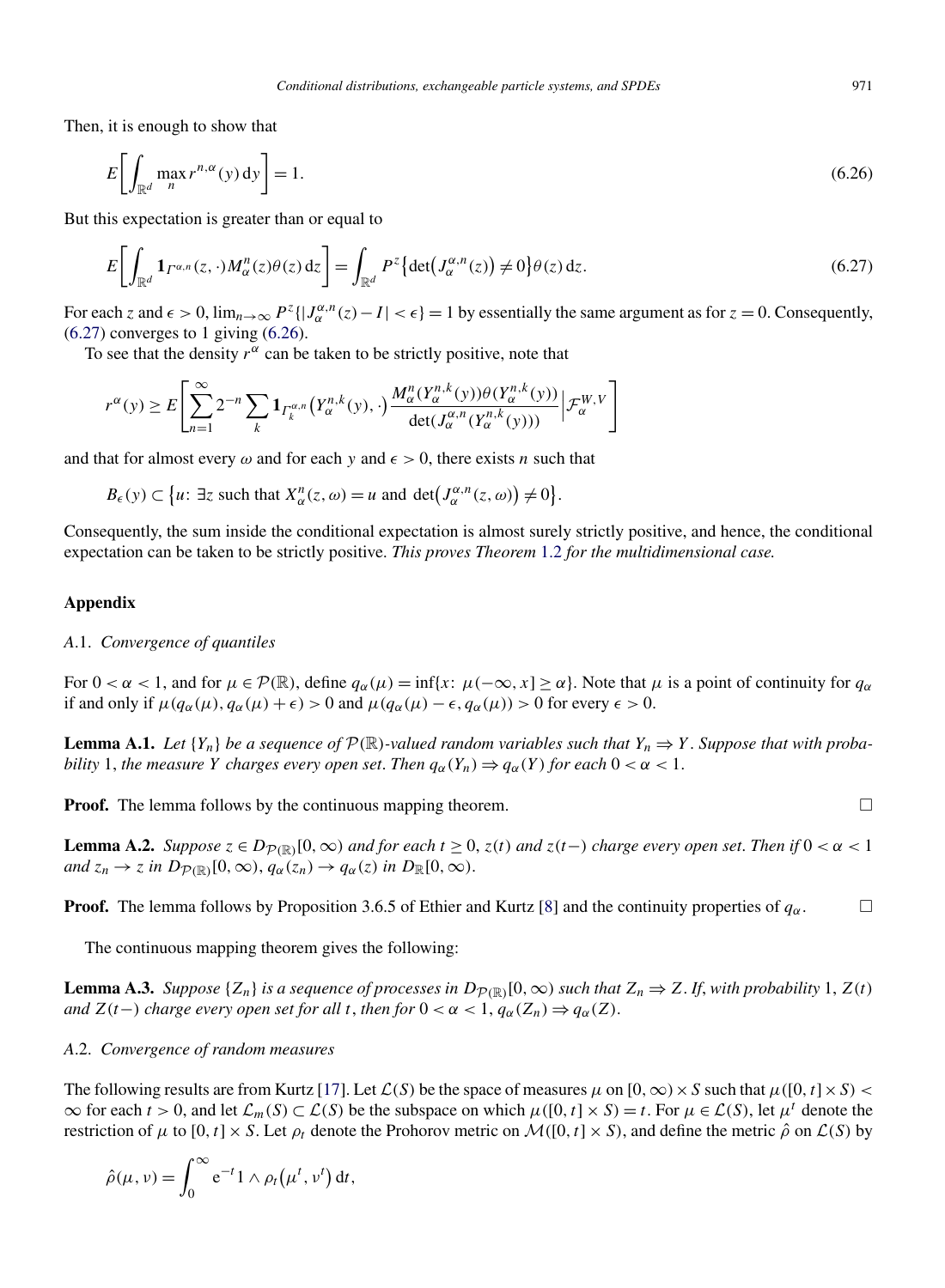Then, it is enough to show that

$$E\left[\int_{\mathbb{R}^d} \max_n r^{n,\alpha}(y)\,\mathrm{d}y\right] = 1. \tag{6.26}$$

But this expectation is greater than or equal to

$$E\left[\int_{\mathbb{R}^d} \mathbf{1}_{\Gamma^{\alpha,n}}(z,\cdot) M_\alpha^n(z)\theta(z)\,\mathrm{d}z\right] = \int_{\mathbb{R}^d} P^z\big\{\det\big(J_\alpha^{\alpha,n}(z)\big) \neq 0\big\}\theta(z)\,\mathrm{d}z. \tag{6.27}$$

For each $z$ and $\epsilon > 0$, $\lim_{n\to\infty} P^z\{|J_\alpha^{\alpha,n}(z) - I| < \epsilon\} = 1$ by essentially the same argument as for $z = 0$. Consequently, (6.27) converges to 1 giving (6.26).

To see that the density $r^\alpha$ can be taken to be strictly positive, note that

$$r^\alpha(y) \geq E\left[\sum_{n=1}^\infty 2^{-n} \sum_k \mathbf{1}_{\Gamma_k^{\alpha,n}}\big(Y_\alpha^{n,k}(y),\cdot\big) \frac{M_\alpha^n(Y_\alpha^{n,k}(y))\theta(Y_\alpha^{n,k}(y))}{\det(J_\alpha^{\alpha,n}(Y_\alpha^{n,k}(y)))}\Big|\mathcal{F}_\alpha^{W,V}\right]$$

and that for almost every $\omega$ and for each $y$ and $\epsilon > 0$, there exists $n$ such that

$$B_\epsilon(y) \subset \big\{u\colon \exists z \text{ such that } X_\alpha^n(z,\omega) = u \text{ and } \det\big(J_\alpha^{\alpha,n}(z,\omega)\big) \neq 0\big\}.$$

Consequently, the sum inside the conditional expectation is almost surely strictly positive, and hence, the conditional expectation can be taken to be strictly positive. *This proves Theorem 1.2 for the multidimensional case.*

## Appendix

### A.1. *Convergence of quantiles*

For $0 < \alpha < 1$, and for $\mu \in \mathcal{P}(\mathbb{R})$, define $q_\alpha(\mu) = \inf\{x\colon \mu(-\infty, x] \geq \alpha\}$. Note that $\mu$ is a point of continuity for $q_\alpha$ if and only if $\mu(q_\alpha(\mu), q_\alpha(\mu) + \epsilon) > 0$ and $\mu(q_\alpha(\mu) - \epsilon, q_\alpha(\mu)) > 0$ for every $\epsilon > 0$.

**Lemma A.1.** *Let $\{Y_n\}$ be a sequence of $\mathcal{P}(\mathbb{R})$-valued random variables such that $Y_n \Rightarrow Y$. Suppose that with probability* 1, *the measure $Y$ charges every open set. Then $q_\alpha(Y_n) \Rightarrow q_\alpha(Y)$ for each $0 < \alpha < 1$.*

**Proof.** The lemma follows by the continuous mapping theorem. □

**Lemma A.2.** *Suppose $z \in D_{\mathcal{P}(\mathbb{R})}[0,\infty)$ and for each $t \geq 0$, $z(t)$ and $z(t-)$ charge every open set. Then if $0 < \alpha < 1$ and $z_n \to z$ in $D_{\mathcal{P}(\mathbb{R})}[0,\infty)$, $q_\alpha(z_n) \to q_\alpha(z)$ in $D_{\mathbb{R}}[0,\infty)$.*

**Proof.** The lemma follows by Proposition 3.6.5 of Ethier and Kurtz [8] and the continuity properties of $q_\alpha$. □

The continuous mapping theorem gives the following:

**Lemma A.3.** *Suppose $\{Z_n\}$ is a sequence of processes in $D_{\mathcal{P}(\mathbb{R})}[0,\infty)$ such that $Z_n \Rightarrow Z$. If, with probability* 1, *$Z(t)$ and $Z(t-)$ charge every open set for all $t$, then for $0 < \alpha < 1$, $q_\alpha(Z_n) \Rightarrow q_\alpha(Z)$.*

### A.2. *Convergence of random measures*

The following results are from Kurtz [17]. Let $\mathcal{L}(S)$ be the space of measures $\mu$ on $[0,\infty) \times S$ such that $\mu([0,t] \times S) < \infty$ for each $t > 0$, and let $\mathcal{L}_m(S) \subset \mathcal{L}(S)$ be the subspace on which $\mu([0,t] \times S) = t$. For $\mu \in \mathcal{L}(S)$, let $\mu^t$ denote the restriction of $\mu$ to $[0,t] \times S$. Let $\rho_t$ denote the Prohorov metric on $\mathcal{M}([0,t] \times S)$, and define the metric $\hat{\rho}$ on $\mathcal{L}(S)$ by

$$\hat{\rho}(\mu,\nu) = \int_0^\infty \mathrm{e}^{-t} 1 \wedge \rho_t\big(\mu^t, \nu^t\big)\,\mathrm{d}t,$$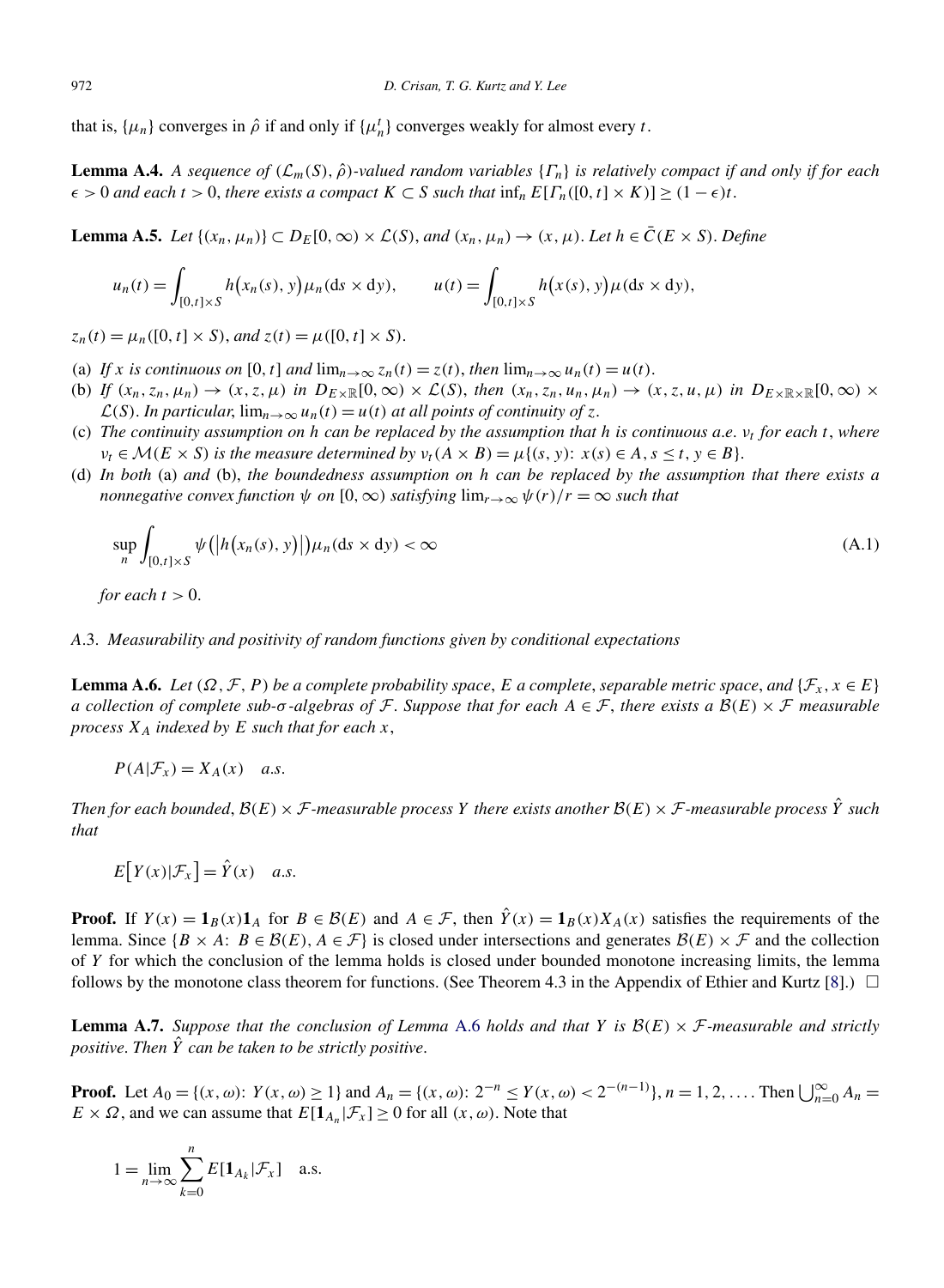that is, $\{\mu_n\}$ converges in $\hat{\rho}$ if and only if $\{\mu_n^t\}$ converges weakly for almost every $t$.

**Lemma A.4.** *A sequence of $(\mathcal{L}_m(S), \hat{\rho})$-valued random variables $\{\Gamma_n\}$ is relatively compact if and only if for each $\epsilon > 0$ and each $t > 0$, there exists a compact $K \subset S$ such that $\inf_n E[\Gamma_n([0,t] \times K)] \geq (1-\epsilon)t$.*

**Lemma A.5.** *Let $\{(x_n, \mu_n)\} \subset D_E[0,\infty) \times \mathcal{L}(S)$, and $(x_n, \mu_n) \to (x, \mu)$. Let $h \in \bar{C}(E \times S)$. Define*

$$u_n(t) = \int_{[0,t]\times S} h\big(x_n(s), y\big)\mu_n(\mathrm{d}s \times \mathrm{d}y), \qquad u(t) = \int_{[0,t]\times S} h\big(x(s), y\big)\mu(\mathrm{d}s \times \mathrm{d}y),$$

*$z_n(t) = \mu_n([0,t] \times S)$, and $z(t) = \mu([0,t] \times S)$.*

(a) *If $x$ is continuous on $[0,t]$ and $\lim_{n\to\infty} z_n(t) = z(t)$, then $\lim_{n\to\infty} u_n(t) = u(t)$.*
(b) *If $(x_n, z_n, \mu_n) \to (x, z, \mu)$ in $D_{E\times\mathbb{R}}[0,\infty) \times \mathcal{L}(S)$, then $(x_n, z_n, u_n, \mu_n) \to (x, z, u, \mu)$ in $D_{E\times\mathbb{R}\times\mathbb{R}}[0,\infty) \times \mathcal{L}(S)$. In particular, $\lim_{n\to\infty} u_n(t) = u(t)$ at all points of continuity of $z$.*
(c) *The continuity assumption on $h$ can be replaced by the assumption that $h$ is continuous a.e. $\nu_t$ for each $t$, where $\nu_t \in \mathcal{M}(E \times S)$ is the measure determined by $\nu_t(A \times B) = \mu\{(s,y)\colon x(s) \in A, s \leq t, y \in B\}$.*
(d) *In both* (a) *and* (b), *the boundedness assumption on $h$ can be replaced by the assumption that there exists a nonnegative convex function $\psi$ on $[0,\infty)$ satisfying $\lim_{r\to\infty} \psi(r)/r = \infty$ such that*

$$\sup_n \int_{[0,t]\times S} \psi\big(\big|h\big(x_n(s), y\big)\big|\big)\mu_n(\mathrm{d}s \times \mathrm{d}y) < \infty \tag{A.1}$$

*for each $t > 0$.*

### A.3. *Measurability and positivity of random functions given by conditional expectations*

**Lemma A.6.** *Let $(\Omega, \mathcal{F}, P)$ be a complete probability space, $E$ a complete, separable metric space, and $\{\mathcal{F}_x, x \in E\}$ a collection of complete sub-$\sigma$-algebras of $\mathcal{F}$. Suppose that for each $A \in \mathcal{F}$, there exists a $\mathcal{B}(E) \times \mathcal{F}$ measurable process $X_A$ indexed by $E$ such that for each $x$,*

$$P(A|\mathcal{F}_x) = X_A(x) \quad a.s.$$

*Then for each bounded, $\mathcal{B}(E) \times \mathcal{F}$-measurable process $Y$ there exists another $\mathcal{B}(E) \times \mathcal{F}$-measurable process $\hat{Y}$ such that*

$$E\big[Y(x)|\mathcal{F}_x\big] = \hat{Y}(x) \quad a.s.$$

**Proof.** If $Y(x) = \mathbf{1}_B(x)\mathbf{1}_A$ for $B \in \mathcal{B}(E)$ and $A \in \mathcal{F}$, then $\hat{Y}(x) = \mathbf{1}_B(x)X_A(x)$ satisfies the requirements of the lemma. Since $\{B \times A\colon B \in \mathcal{B}(E), A \in \mathcal{F}\}$ is closed under intersections and generates $\mathcal{B}(E) \times \mathcal{F}$ and the collection of $Y$ for which the conclusion of the lemma holds is closed under bounded monotone increasing limits, the lemma follows by the monotone class theorem for functions. (See Theorem 4.3 in the Appendix of Ethier and Kurtz [8].) $\square$

**Lemma A.7.** *Suppose that the conclusion of Lemma* A.6 *holds and that $Y$ is $\mathcal{B}(E) \times \mathcal{F}$-measurable and strictly positive. Then $\hat{Y}$ can be taken to be strictly positive.*

**Proof.** Let $A_0 = \{(x,\omega)\colon Y(x,\omega) \geq 1\}$ and $A_n = \{(x,\omega)\colon 2^{-n} \leq Y(x,\omega) < 2^{-(n-1)}\}$, $n = 1, 2, \ldots$. Then $\bigcup_{n=0}^{\infty} A_n = E \times \Omega$, and we can assume that $E[\mathbf{1}_{A_n}|\mathcal{F}_x] \geq 0$ for all $(x,\omega)$. Note that

$$1 = \lim_{n\to\infty} \sum_{k=0}^{n} E[\mathbf{1}_{A_k}|\mathcal{F}_x] \quad \text{a.s.}$$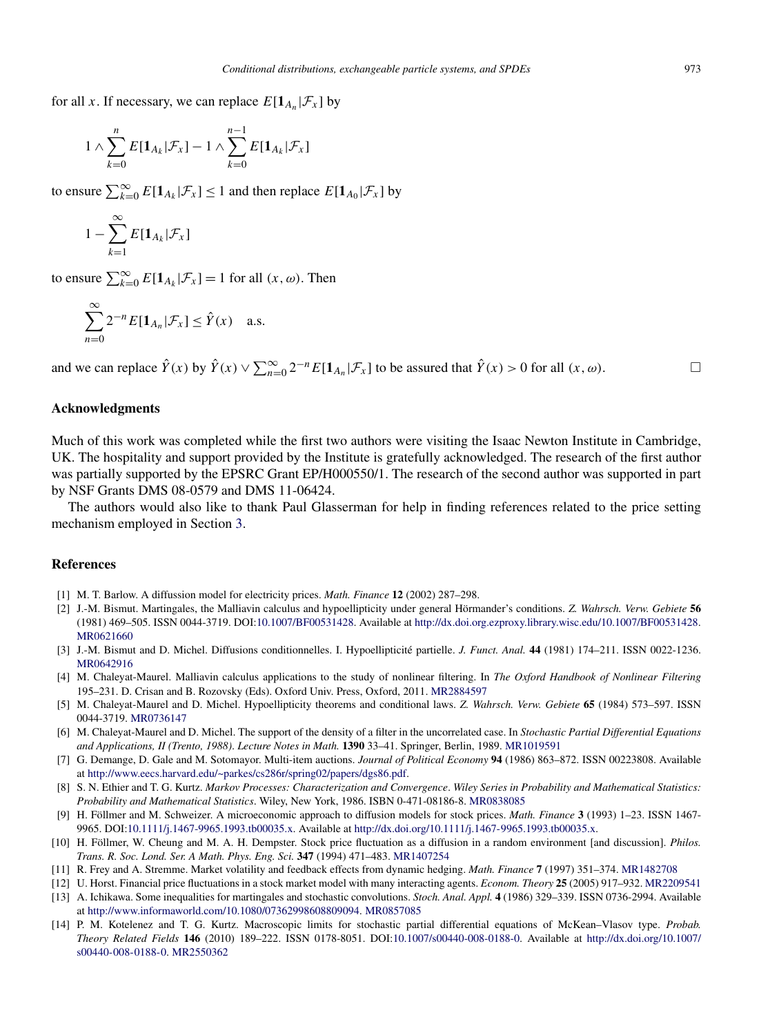for all $x$. If necessary, we can replace $E[\mathbf{1}_{A_n}|\mathcal{F}_x]$ by

$$1 \wedge \sum_{k=0}^{n} E[\mathbf{1}_{A_k}|\mathcal{F}_x] - 1 \wedge \sum_{k=0}^{n-1} E[\mathbf{1}_{A_k}|\mathcal{F}_x]$$

to ensure $\sum_{k=0}^{\infty} E[\mathbf{1}_{A_k}|\mathcal{F}_x] \le 1$ and then replace $E[\mathbf{1}_{A_0}|\mathcal{F}_x]$ by

$$1 - \sum_{k=1}^{\infty} E[\mathbf{1}_{A_k}|\mathcal{F}_x]$$

to ensure $\sum_{k=0}^{\infty} E[\mathbf{1}_{A_k}|\mathcal{F}_x] = 1$ for all $(x, \omega)$. Then

$$\sum_{n=0}^{\infty} 2^{-n} E[\mathbf{1}_{A_n}|\mathcal{F}_x] \le \hat{Y}(x) \quad \text{a.s.}$$

and we can replace $\hat{Y}(x)$ by $\hat{Y}(x) \vee \sum_{n=0}^{\infty} 2^{-n} E[\mathbf{1}_{A_n}|\mathcal{F}_x]$ to be assured that $\hat{Y}(x) > 0$ for all $(x, \omega)$. □

## Acknowledgments

Much of this work was completed while the first two authors were visiting the Isaac Newton Institute in Cambridge, UK. The hospitality and support provided by the Institute is gratefully acknowledged. The research of the first author was partially supported by the EPSRC Grant EP/H000550/1. The research of the second author was supported in part by NSF Grants DMS 08-0579 and DMS 11-06424.

The authors would also like to thank Paul Glasserman for help in finding references related to the price setting mechanism employed in Section 3.

## References

[1] M. T. Barlow. A diffusion model for electricity prices. *Math. Finance* **12** (2002) 287–298.

[2] J.-M. Bismut. Martingales, the Malliavin calculus and hypoellipticity under general Hörmander's conditions. *Z. Wahrsch. Verw. Gebiete* **56** (1981) 469–505. ISSN 0044-3719. DOI:10.1007/BF00531428. Available at http://dx.doi.org.ezproxy.library.wisc.edu/10.1007/BF00531428. MR0621660

[3] J.-M. Bismut and D. Michel. Diffusions conditionnelles. I. Hypoellipticité partielle. *J. Funct. Anal.* **44** (1981) 174–211. ISSN 0022-1236. MR0642916

[4] M. Chaleyat-Maurel. Malliavin calculus applications to the study of nonlinear filtering. In *The Oxford Handbook of Nonlinear Filtering* 195–231. D. Crisan and B. Rozovsky (Eds). Oxford Univ. Press, Oxford, 2011. MR2884597

[5] M. Chaleyat-Maurel and D. Michel. Hypoellipticity theorems and conditional laws. *Z. Wahrsch. Verw. Gebiete* **65** (1984) 573–597. ISSN 0044-3719. MR0736147

[6] M. Chaleyat-Maurel and D. Michel. The support of the density of a filter in the uncorrelated case. In *Stochastic Partial Differential Equations and Applications, II (Trento, 1988)*. *Lecture Notes in Math.* **1390** 33–41. Springer, Berlin, 1989. MR1019591

[7] G. Demange, D. Gale and M. Sotomayor. Multi-item auctions. *Journal of Political Economy* **94** (1986) 863–872. ISSN 00223808. Available at http://www.eecs.harvard.edu/~parkes/cs286r/spring02/papers/dgs86.pdf.

[8] S. N. Ethier and T. G. Kurtz. *Markov Processes: Characterization and Convergence*. *Wiley Series in Probability and Mathematical Statistics: Probability and Mathematical Statistics*. Wiley, New York, 1986. ISBN 0-471-08186-8. MR0838085

[9] H. Föllmer and M. Schweizer. A microeconomic approach to diffusion models for stock prices. *Math. Finance* **3** (1993) 1–23. ISSN 1467-9965. DOI:10.1111/j.1467-9965.1993.tb00035.x. Available at http://dx.doi.org/10.1111/j.1467-9965.1993.tb00035.x.

[10] H. Föllmer, W. Cheung and M. A. H. Dempster. Stock price fluctuation as a diffusion in a random environment [and discussion]. *Philos. Trans. R. Soc. Lond. Ser. A Math. Phys. Eng. Sci.* **347** (1994) 471–483. MR1407254

[11] R. Frey and A. Stremme. Market volatility and feedback effects from dynamic hedging. *Math. Finance* **7** (1997) 351–374. MR1482708

[12] U. Horst. Financial price fluctuations in a stock market model with many interacting agents. *Econom. Theory* **25** (2005) 917–932. MR2209541

[13] A. Ichikawa. Some inequalities for martingales and stochastic convolutions. *Stoch. Anal. Appl.* **4** (1986) 329–339. ISSN 0736-2994. Available at http://www.informaworld.com/10.1080/07362998608809094. MR0857085

[14] P. M. Kotelenez and T. G. Kurtz. Macroscopic limits for stochastic partial differential equations of McKean–Vlasov type. *Probab. Theory Related Fields* **146** (2010) 189–222. ISSN 0178-8051. DOI:10.1007/s00440-008-0188-0. Available at http://dx.doi.org/10.1007/s00440-008-0188-0. MR2550362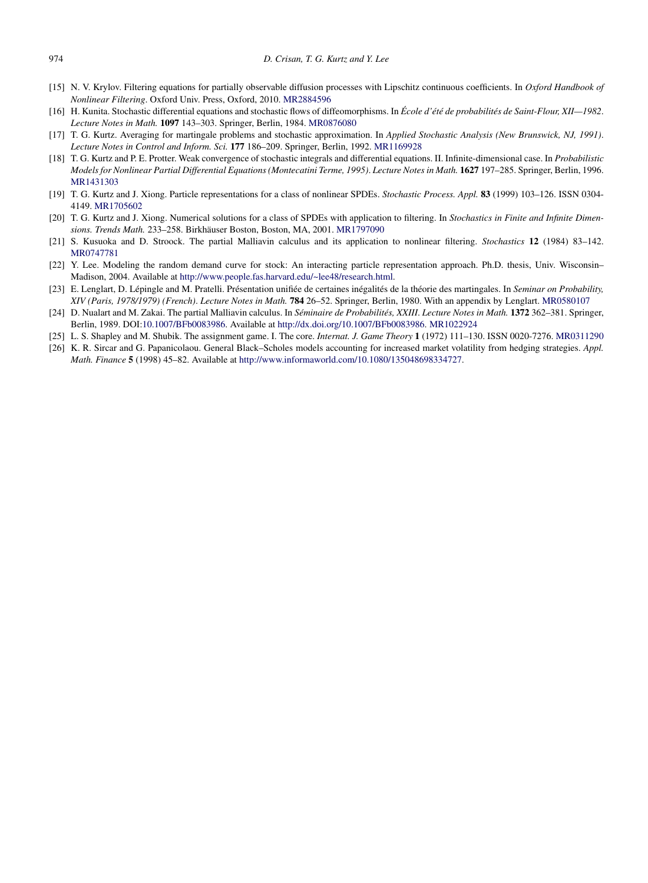[15] N. V. Krylov. Filtering equations for partially observable diffusion processes with Lipschitz continuous coefficients. In *Oxford Handbook of Nonlinear Filtering*. Oxford Univ. Press, Oxford, 2010. MR2884596

[16] H. Kunita. Stochastic differential equations and stochastic flows of diffeomorphisms. In *École d'été de probabilités de Saint-Flour, XII—1982*. *Lecture Notes in Math.* **1097** 143–303. Springer, Berlin, 1984. MR0876080

[17] T. G. Kurtz. Averaging for martingale problems and stochastic approximation. In *Applied Stochastic Analysis (New Brunswick, NJ, 1991)*. *Lecture Notes in Control and Inform. Sci.* **177** 186–209. Springer, Berlin, 1992. MR1169928

[18] T. G. Kurtz and P. E. Protter. Weak convergence of stochastic integrals and differential equations. II. Infinite-dimensional case. In *Probabilistic Models for Nonlinear Partial Differential Equations (Montecatini Terme, 1995)*. *Lecture Notes in Math.* **1627** 197–285. Springer, Berlin, 1996. MR1431303

[19] T. G. Kurtz and J. Xiong. Particle representations for a class of nonlinear SPDEs. *Stochastic Process. Appl.* **83** (1999) 103–126. ISSN 0304-4149. MR1705602

[20] T. G. Kurtz and J. Xiong. Numerical solutions for a class of SPDEs with application to filtering. In *Stochastics in Finite and Infinite Dimensions. Trends Math.* 233–258. Birkhäuser Boston, Boston, MA, 2001. MR1797090

[21] S. Kusuoka and D. Stroock. The partial Malliavin calculus and its application to nonlinear filtering. *Stochastics* **12** (1984) 83–142. MR0747781

[22] Y. Lee. Modeling the random demand curve for stock: An interacting particle representation approach. Ph.D. thesis, Univ. Wisconsin–Madison, 2004. Available at http://www.people.fas.harvard.edu/~lee48/research.html.

[23] E. Lenglart, D. Lépingle and M. Pratelli. Présentation unifiée de certaines inégalités de la théorie des martingales. In *Seminar on Probability, XIV (Paris, 1978/1979) (French)*. *Lecture Notes in Math.* **784** 26–52. Springer, Berlin, 1980. With an appendix by Lenglart. MR0580107

[24] D. Nualart and M. Zakai. The partial Malliavin calculus. In *Séminaire de Probabilités, XXIII*. *Lecture Notes in Math.* **1372** 362–381. Springer, Berlin, 1989. DOI:10.1007/BFb0083986. Available at http://dx.doi.org/10.1007/BFb0083986. MR1022924

[25] L. S. Shapley and M. Shubik. The assignment game. I. The core. *Internat. J. Game Theory* **1** (1972) 111–130. ISSN 0020-7276. MR0311290

[26] K. R. Sircar and G. Papanicolaou. General Black–Scholes models accounting for increased market volatility from hedging strategies. *Appl. Math. Finance* **5** (1998) 45–82. Available at http://www.informaworld.com/10.1080/135048698334727.